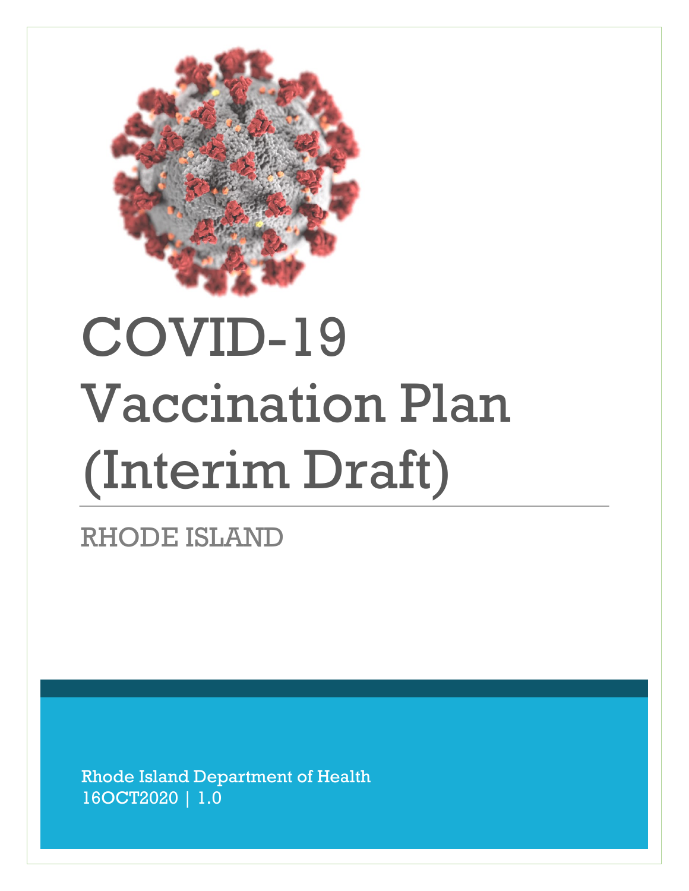# COVID-19 Vaccination Plan (Interim Draft)

RHODE ISLAND

Rhode Island Department of Health
16OCT2020 | 1.0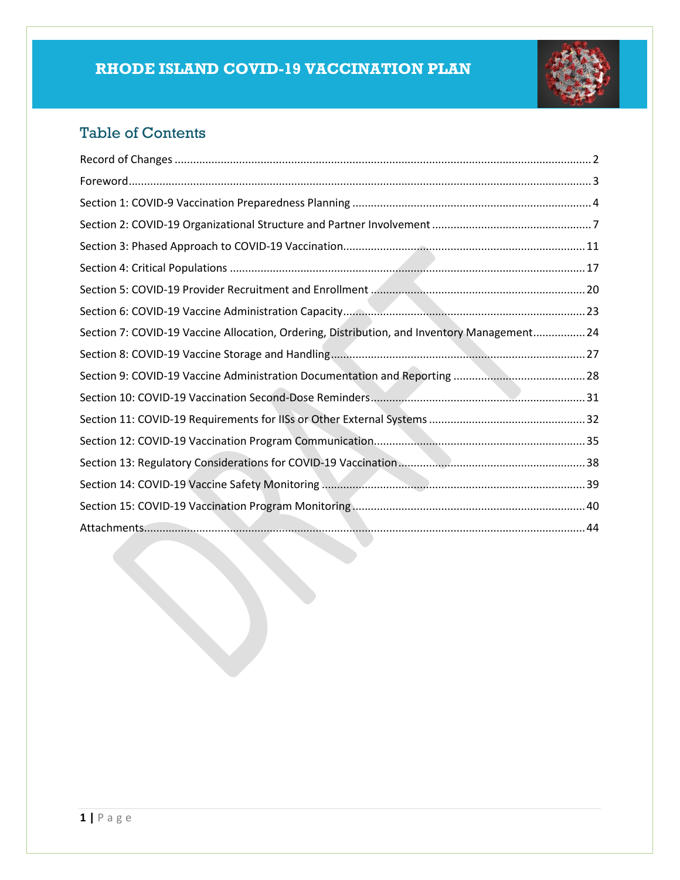# RHODE ISLAND COVID-19 VACCINATION PLAN

## Table of Contents

Record of Changes ..... 2

Foreword ..... 3

Section 1: COVID-9 Vaccination Preparedness Planning ..... 4

Section 2: COVID-19 Organizational Structure and Partner Involvement ..... 7

Section 3: Phased Approach to COVID-19 Vaccination ..... 11

Section 4: Critical Populations ..... 17

Section 5: COVID-19 Provider Recruitment and Enrollment ..... 20

Section 6: COVID-19 Vaccine Administration Capacity ..... 23

Section 7: COVID-19 Vaccine Allocation, Ordering, Distribution, and Inventory Management ..... 24

Section 8: COVID-19 Vaccine Storage and Handling ..... 27

Section 9: COVID-19 Vaccine Administration Documentation and Reporting ..... 28

Section 10: COVID-19 Vaccination Second-Dose Reminders ..... 31

Section 11: COVID-19 Requirements for IISs or Other External Systems ..... 32

Section 12: COVID-19 Vaccination Program Communication ..... 35

Section 13: Regulatory Considerations for COVID-19 Vaccination ..... 38

Section 14: COVID-19 Vaccine Safety Monitoring ..... 39

Section 15: COVID-19 Vaccination Program Monitoring ..... 40

Attachments ..... 44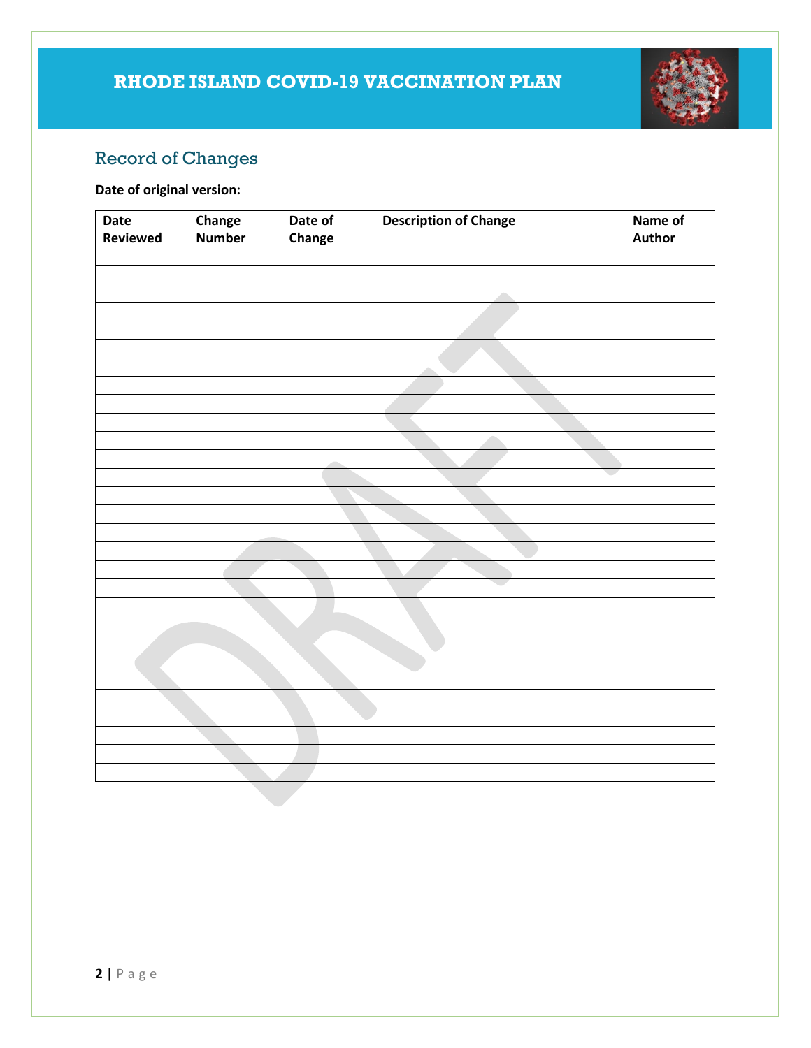## Record of Changes

**Date of original version:**

| Date Reviewed | Change Number | Date of Change | Description of Change | Name of Author |
|---|---|---|---|---|
| | | | | |
| | | | | |
| | | | | |
| | | | | |
| | | | | |
| | | | | |
| | | | | |
| | | | | |
| | | | | |
| | | | | |
| | | | | |
| | | | | |
| | | | | |
| | | | | |
| | | | | |
| | | | | |
| | | | | |
| | | | | |
| | | | | |
| | | | | |
| | | | | |
| | | | | |
| | | | | |
| | | | | |
| | | | | |
| | | | | |
| | | | | |
| | | | | |
| | | | | |
| | | | | |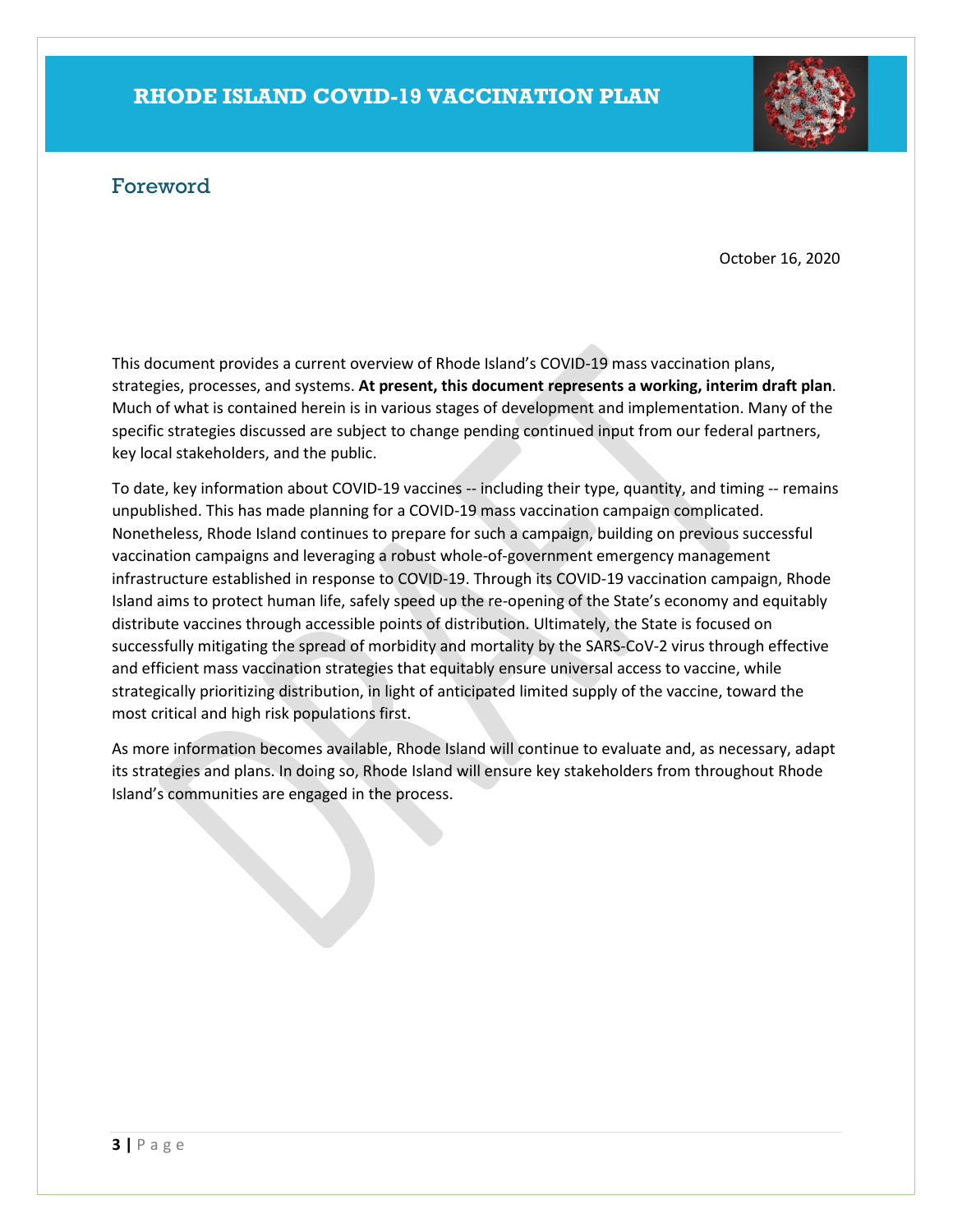## Foreword

October 16, 2020

This document provides a current overview of Rhode Island's COVID-19 mass vaccination plans, strategies, processes, and systems. **At present, this document represents a working, interim draft plan**. Much of what is contained herein is in various stages of development and implementation. Many of the specific strategies discussed are subject to change pending continued input from our federal partners, key local stakeholders, and the public.

To date, key information about COVID-19 vaccines -- including their type, quantity, and timing -- remains unpublished. This has made planning for a COVID-19 mass vaccination campaign complicated. Nonetheless, Rhode Island continues to prepare for such a campaign, building on previous successful vaccination campaigns and leveraging a robust whole-of-government emergency management infrastructure established in response to COVID-19. Through its COVID-19 vaccination campaign, Rhode Island aims to protect human life, safely speed up the re-opening of the State's economy and equitably distribute vaccines through accessible points of distribution. Ultimately, the State is focused on successfully mitigating the spread of morbidity and mortality by the SARS-CoV-2 virus through effective and efficient mass vaccination strategies that equitably ensure universal access to vaccine, while strategically prioritizing distribution, in light of anticipated limited supply of the vaccine, toward the most critical and high risk populations first.

As more information becomes available, Rhode Island will continue to evaluate and, as necessary, adapt its strategies and plans. In doing so, Rhode Island will ensure key stakeholders from throughout Rhode Island's communities are engaged in the process.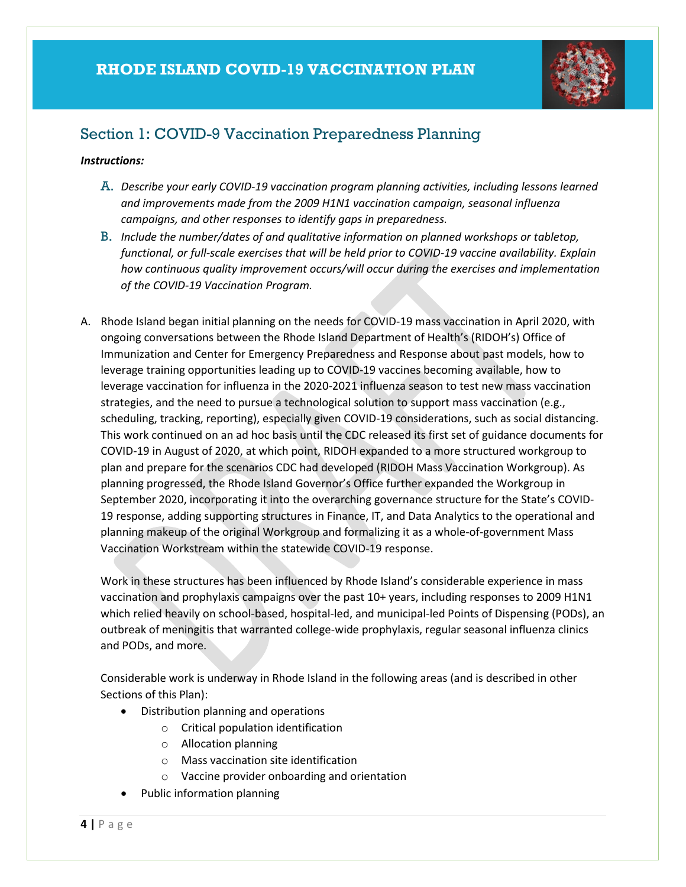## Section 1: COVID-9 Vaccination Preparedness Planning

***Instructions:***

A. *Describe your early COVID-19 vaccination program planning activities, including lessons learned and improvements made from the 2009 H1N1 vaccination campaign, seasonal influenza campaigns, and other responses to identify gaps in preparedness.*

B. *Include the number/dates of and qualitative information on planned workshops or tabletop, functional, or full-scale exercises that will be held prior to COVID-19 vaccine availability. Explain how continuous quality improvement occurs/will occur during the exercises and implementation of the COVID-19 Vaccination Program.*

A. Rhode Island began initial planning on the needs for COVID-19 mass vaccination in April 2020, with ongoing conversations between the Rhode Island Department of Health's (RIDOH's) Office of Immunization and Center for Emergency Preparedness and Response about past models, how to leverage training opportunities leading up to COVID-19 vaccines becoming available, how to leverage vaccination for influenza in the 2020-2021 influenza season to test new mass vaccination strategies, and the need to pursue a technological solution to support mass vaccination (e.g., scheduling, tracking, reporting), especially given COVID-19 considerations, such as social distancing. This work continued on an ad hoc basis until the CDC released its first set of guidance documents for COVID-19 in August of 2020, at which point, RIDOH expanded to a more structured workgroup to plan and prepare for the scenarios CDC had developed (RIDOH Mass Vaccination Workgroup). As planning progressed, the Rhode Island Governor's Office further expanded the Workgroup in September 2020, incorporating it into the overarching governance structure for the State's COVID-19 response, adding supporting structures in Finance, IT, and Data Analytics to the operational and planning makeup of the original Workgroup and formalizing it as a whole-of-government Mass Vaccination Workstream within the statewide COVID-19 response.

Work in these structures has been influenced by Rhode Island's considerable experience in mass vaccination and prophylaxis campaigns over the past 10+ years, including responses to 2009 H1N1 which relied heavily on school-based, hospital-led, and municipal-led Points of Dispensing (PODs), an outbreak of meningitis that warranted college-wide prophylaxis, regular seasonal influenza clinics and PODs, and more.

Considerable work is underway in Rhode Island in the following areas (and is described in other Sections of this Plan):

- Distribution planning and operations
  - Critical population identification
  - Allocation planning
  - Mass vaccination site identification
  - Vaccine provider onboarding and orientation
- Public information planning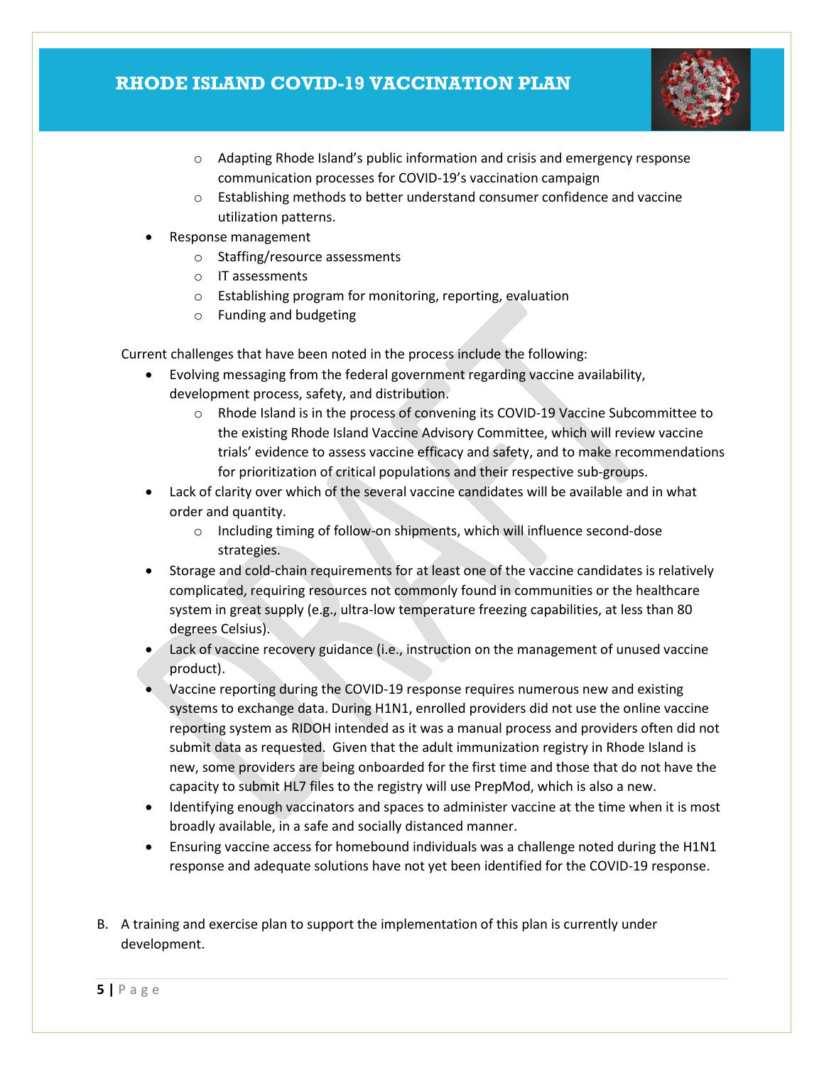- Adapting Rhode Island's public information and crisis and emergency response communication processes for COVID-19's vaccination campaign
  - Establishing methods to better understand consumer confidence and vaccine utilization patterns.
- Response management
  - Staffing/resource assessments
  - IT assessments
  - Establishing program for monitoring, reporting, evaluation
  - Funding and budgeting

Current challenges that have been noted in the process include the following:

- Evolving messaging from the federal government regarding vaccine availability, development process, safety, and distribution.
  - Rhode Island is in the process of convening its COVID-19 Vaccine Subcommittee to the existing Rhode Island Vaccine Advisory Committee, which will review vaccine trials' evidence to assess vaccine efficacy and safety, and to make recommendations for prioritization of critical populations and their respective sub-groups.
- Lack of clarity over which of the several vaccine candidates will be available and in what order and quantity.
  - Including timing of follow-on shipments, which will influence second-dose strategies.
- Storage and cold-chain requirements for at least one of the vaccine candidates is relatively complicated, requiring resources not commonly found in communities or the healthcare system in great supply (e.g., ultra-low temperature freezing capabilities, at less than 80 degrees Celsius).
- Lack of vaccine recovery guidance (i.e., instruction on the management of unused vaccine product).
- Vaccine reporting during the COVID-19 response requires numerous new and existing systems to exchange data. During H1N1, enrolled providers did not use the online vaccine reporting system as RIDOH intended as it was a manual process and providers often did not submit data as requested. Given that the adult immunization registry in Rhode Island is new, some providers are being onboarded for the first time and those that do not have the capacity to submit HL7 files to the registry will use PrepMod, which is also a new.
- Identifying enough vaccinators and spaces to administer vaccine at the time when it is most broadly available, in a safe and socially distanced manner.
- Ensuring vaccine access for homebound individuals was a challenge noted during the H1N1 response and adequate solutions have not yet been identified for the COVID-19 response.

B. A training and exercise plan to support the implementation of this plan is currently under development.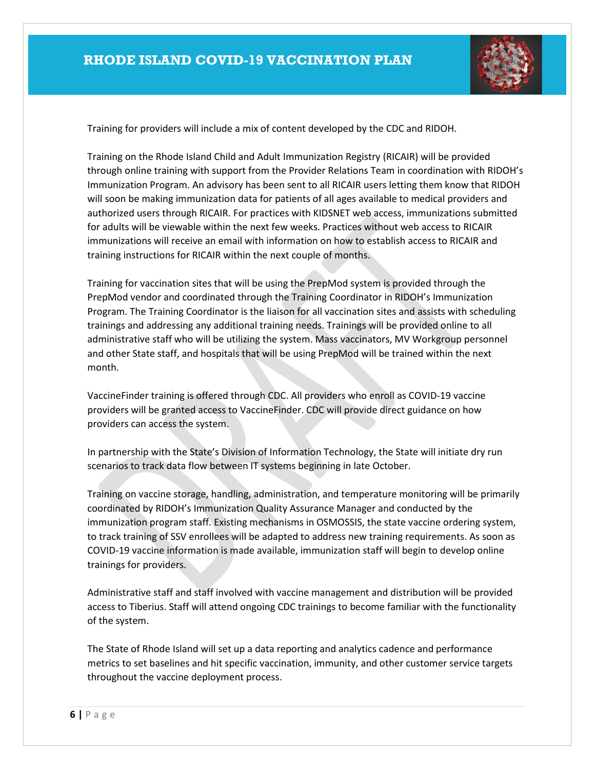Training for providers will include a mix of content developed by the CDC and RIDOH.

Training on the Rhode Island Child and Adult Immunization Registry (RICAIR) will be provided through online training with support from the Provider Relations Team in coordination with RIDOH's Immunization Program. An advisory has been sent to all RICAIR users letting them know that RIDOH will soon be making immunization data for patients of all ages available to medical providers and authorized users through RICAIR. For practices with KIDSNET web access, immunizations submitted for adults will be viewable within the next few weeks. Practices without web access to RICAIR immunizations will receive an email with information on how to establish access to RICAIR and training instructions for RICAIR within the next couple of months.

Training for vaccination sites that will be using the PrepMod system is provided through the PrepMod vendor and coordinated through the Training Coordinator in RIDOH's Immunization Program. The Training Coordinator is the liaison for all vaccination sites and assists with scheduling trainings and addressing any additional training needs. Trainings will be provided online to all administrative staff who will be utilizing the system. Mass vaccinators, MV Workgroup personnel and other State staff, and hospitals that will be using PrepMod will be trained within the next month.

VaccineFinder training is offered through CDC. All providers who enroll as COVID-19 vaccine providers will be granted access to VaccineFinder. CDC will provide direct guidance on how providers can access the system.

In partnership with the State's Division of Information Technology, the State will initiate dry run scenarios to track data flow between IT systems beginning in late October.

Training on vaccine storage, handling, administration, and temperature monitoring will be primarily coordinated by RIDOH's Immunization Quality Assurance Manager and conducted by the immunization program staff. Existing mechanisms in OSMOSSIS, the state vaccine ordering system, to track training of SSV enrollees will be adapted to address new training requirements. As soon as COVID-19 vaccine information is made available, immunization staff will begin to develop online trainings for providers.

Administrative staff and staff involved with vaccine management and distribution will be provided access to Tiberius. Staff will attend ongoing CDC trainings to become familiar with the functionality of the system.

The State of Rhode Island will set up a data reporting and analytics cadence and performance metrics to set baselines and hit specific vaccination, immunity, and other customer service targets throughout the vaccine deployment process.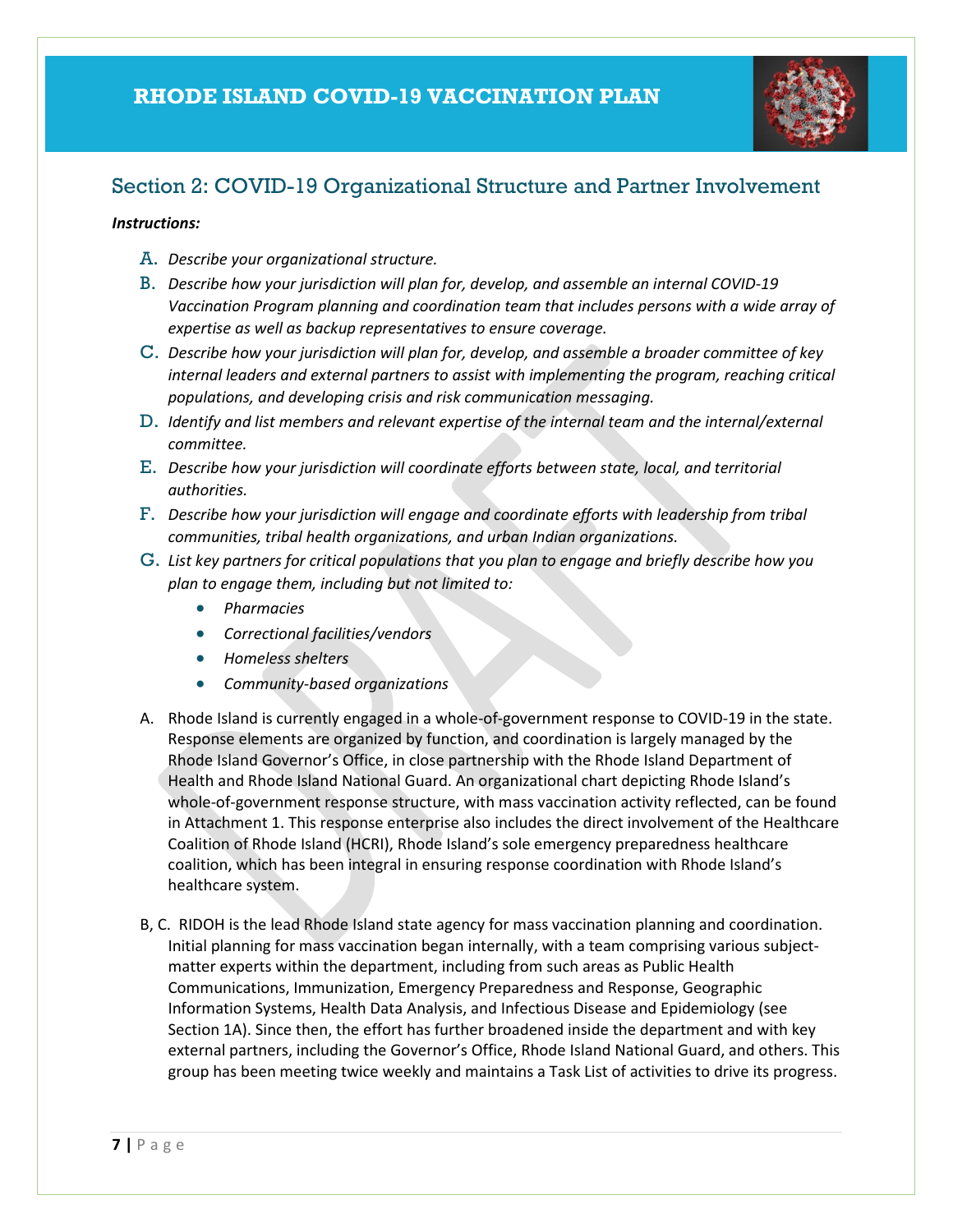## Section 2: COVID-19 Organizational Structure and Partner Involvement

***Instructions:***

A. *Describe your organizational structure.*

B. *Describe how your jurisdiction will plan for, develop, and assemble an internal COVID-19 Vaccination Program planning and coordination team that includes persons with a wide array of expertise as well as backup representatives to ensure coverage.*

C. *Describe how your jurisdiction will plan for, develop, and assemble a broader committee of key internal leaders and external partners to assist with implementing the program, reaching critical populations, and developing crisis and risk communication messaging.*

D. *Identify and list members and relevant expertise of the internal team and the internal/external committee.*

E. *Describe how your jurisdiction will coordinate efforts between state, local, and territorial authorities.*

F. *Describe how your jurisdiction will engage and coordinate efforts with leadership from tribal communities, tribal health organizations, and urban Indian organizations.*

G. *List key partners for critical populations that you plan to engage and briefly describe how you plan to engage them, including but not limited to:*
   - *Pharmacies*
   - *Correctional facilities/vendors*
   - *Homeless shelters*
   - *Community-based organizations*

A. Rhode Island is currently engaged in a whole-of-government response to COVID-19 in the state. Response elements are organized by function, and coordination is largely managed by the Rhode Island Governor's Office, in close partnership with the Rhode Island Department of Health and Rhode Island National Guard. An organizational chart depicting Rhode Island's whole-of-government response structure, with mass vaccination activity reflected, can be found in Attachment 1. This response enterprise also includes the direct involvement of the Healthcare Coalition of Rhode Island (HCRI), Rhode Island's sole emergency preparedness healthcare coalition, which has been integral in ensuring response coordination with Rhode Island's healthcare system.

B, C. RIDOH is the lead Rhode Island state agency for mass vaccination planning and coordination. Initial planning for mass vaccination began internally, with a team comprising various subject-matter experts within the department, including from such areas as Public Health Communications, Immunization, Emergency Preparedness and Response, Geographic Information Systems, Health Data Analysis, and Infectious Disease and Epidemiology (see Section 1A). Since then, the effort has further broadened inside the department and with key external partners, including the Governor's Office, Rhode Island National Guard, and others. This group has been meeting twice weekly and maintains a Task List of activities to drive its progress.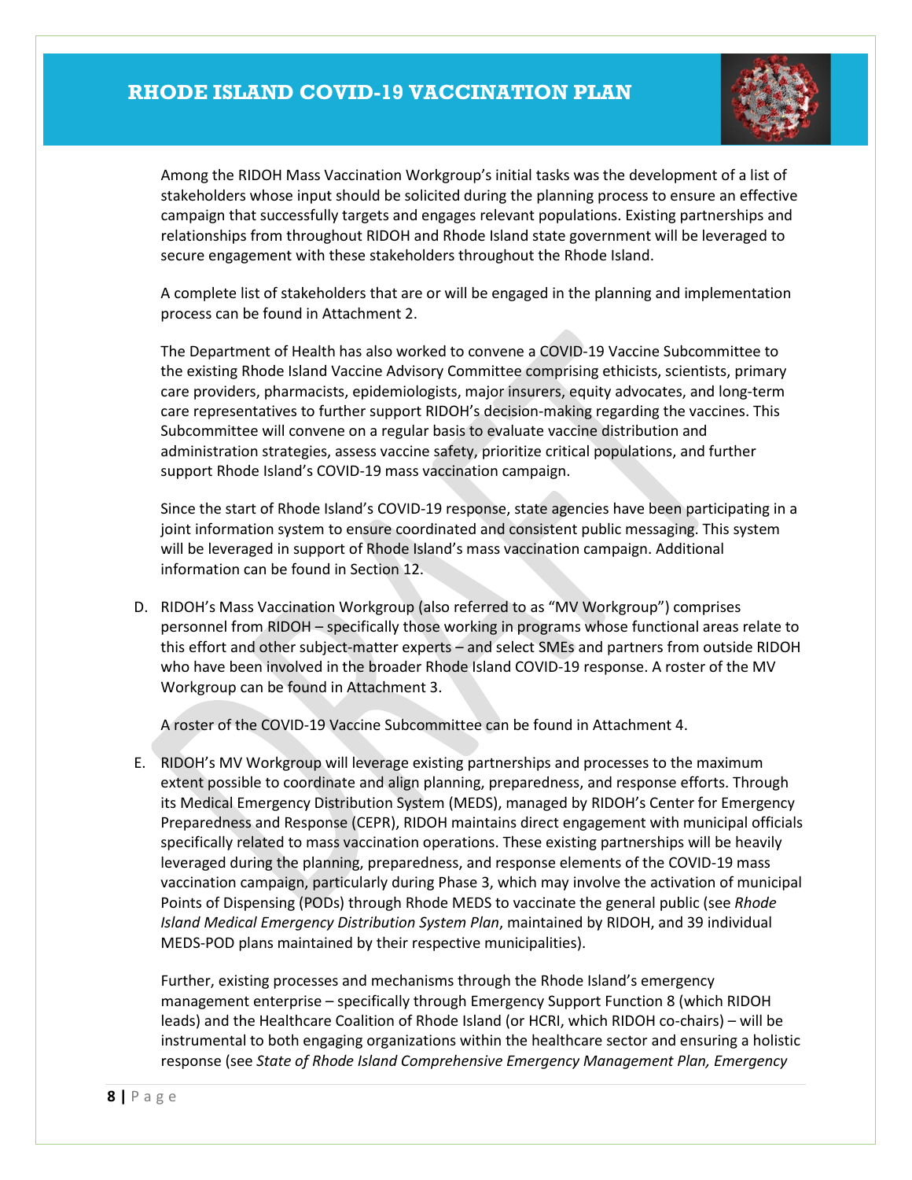Among the RIDOH Mass Vaccination Workgroup's initial tasks was the development of a list of stakeholders whose input should be solicited during the planning process to ensure an effective campaign that successfully targets and engages relevant populations. Existing partnerships and relationships from throughout RIDOH and Rhode Island state government will be leveraged to secure engagement with these stakeholders throughout the Rhode Island.

A complete list of stakeholders that are or will be engaged in the planning and implementation process can be found in Attachment 2.

The Department of Health has also worked to convene a COVID-19 Vaccine Subcommittee to the existing Rhode Island Vaccine Advisory Committee comprising ethicists, scientists, primary care providers, pharmacists, epidemiologists, major insurers, equity advocates, and long-term care representatives to further support RIDOH's decision-making regarding the vaccines. This Subcommittee will convene on a regular basis to evaluate vaccine distribution and administration strategies, assess vaccine safety, prioritize critical populations, and further support Rhode Island's COVID-19 mass vaccination campaign.

Since the start of Rhode Island's COVID-19 response, state agencies have been participating in a joint information system to ensure coordinated and consistent public messaging. This system will be leveraged in support of Rhode Island's mass vaccination campaign. Additional information can be found in Section 12.

D. RIDOH's Mass Vaccination Workgroup (also referred to as "MV Workgroup") comprises personnel from RIDOH – specifically those working in programs whose functional areas relate to this effort and other subject-matter experts – and select SMEs and partners from outside RIDOH who have been involved in the broader Rhode Island COVID-19 response. A roster of the MV Workgroup can be found in Attachment 3.

   A roster of the COVID-19 Vaccine Subcommittee can be found in Attachment 4.

E. RIDOH's MV Workgroup will leverage existing partnerships and processes to the maximum extent possible to coordinate and align planning, preparedness, and response efforts. Through its Medical Emergency Distribution System (MEDS), managed by RIDOH's Center for Emergency Preparedness and Response (CEPR), RIDOH maintains direct engagement with municipal officials specifically related to mass vaccination operations. These existing partnerships will be heavily leveraged during the planning, preparedness, and response elements of the COVID-19 mass vaccination campaign, particularly during Phase 3, which may involve the activation of municipal Points of Dispensing (PODs) through Rhode MEDS to vaccinate the general public (see *Rhode Island Medical Emergency Distribution System Plan*, maintained by RIDOH, and 39 individual MEDS-POD plans maintained by their respective municipalities).

   Further, existing processes and mechanisms through the Rhode Island's emergency management enterprise – specifically through Emergency Support Function 8 (which RIDOH leads) and the Healthcare Coalition of Rhode Island (or HCRI, which RIDOH co-chairs) – will be instrumental to both engaging organizations within the healthcare sector and ensuring a holistic response (see *State of Rhode Island Comprehensive Emergency Management Plan, Emergency*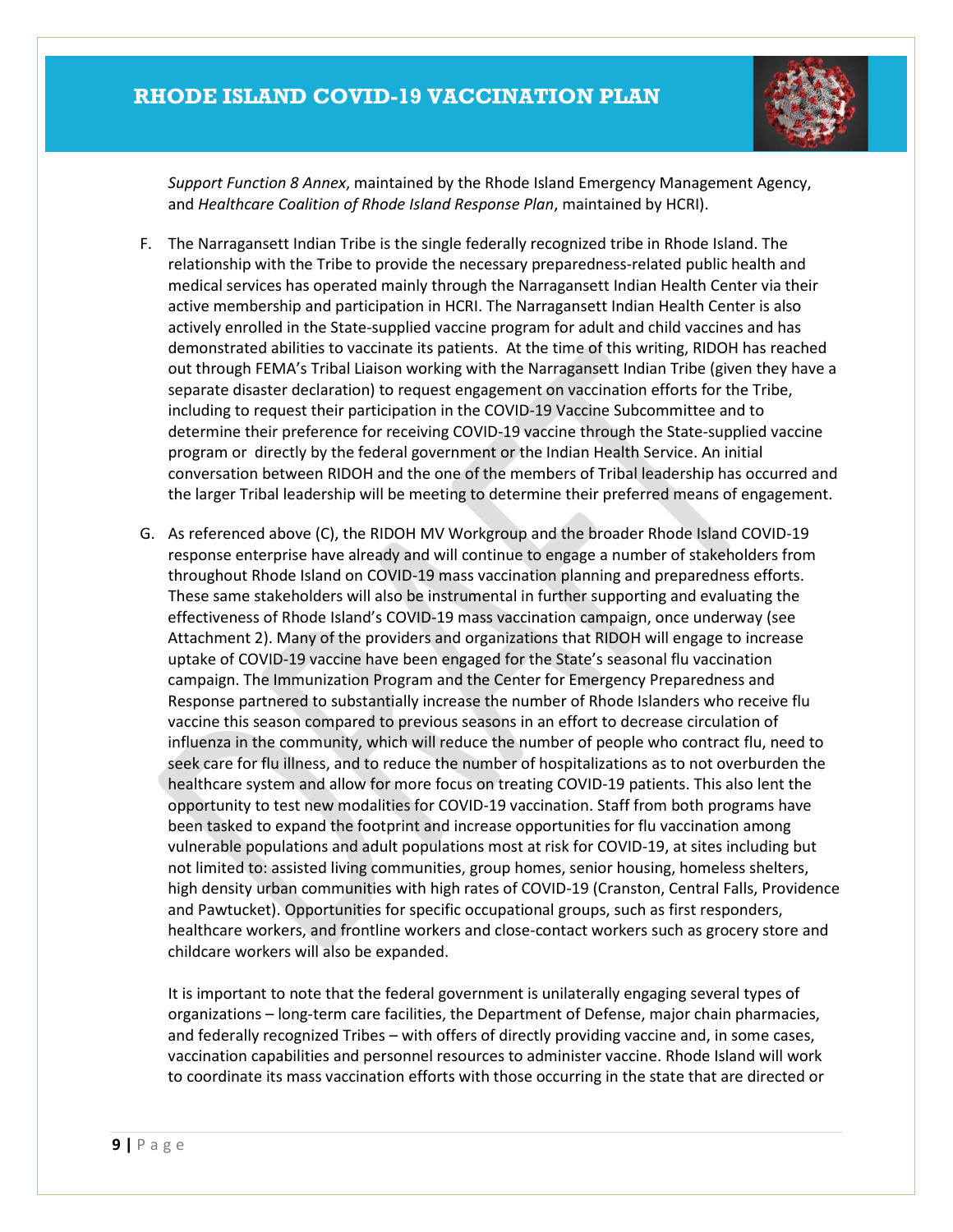*Support Function 8 Annex*, maintained by the Rhode Island Emergency Management Agency, and *Healthcare Coalition of Rhode Island Response Plan*, maintained by HCRI).

F. The Narragansett Indian Tribe is the single federally recognized tribe in Rhode Island. The relationship with the Tribe to provide the necessary preparedness-related public health and medical services has operated mainly through the Narragansett Indian Health Center via their active membership and participation in HCRI. The Narragansett Indian Health Center is also actively enrolled in the State-supplied vaccine program for adult and child vaccines and has demonstrated abilities to vaccinate its patients. At the time of this writing, RIDOH has reached out through FEMA's Tribal Liaison working with the Narragansett Indian Tribe (given they have a separate disaster declaration) to request engagement on vaccination efforts for the Tribe, including to request their participation in the COVID-19 Vaccine Subcommittee and to determine their preference for receiving COVID-19 vaccine through the State-supplied vaccine program or directly by the federal government or the Indian Health Service. An initial conversation between RIDOH and the one of the members of Tribal leadership has occurred and the larger Tribal leadership will be meeting to determine their preferred means of engagement.

G. As referenced above (C), the RIDOH MV Workgroup and the broader Rhode Island COVID-19 response enterprise have already and will continue to engage a number of stakeholders from throughout Rhode Island on COVID-19 mass vaccination planning and preparedness efforts. These same stakeholders will also be instrumental in further supporting and evaluating the effectiveness of Rhode Island's COVID-19 mass vaccination campaign, once underway (see Attachment 2). Many of the providers and organizations that RIDOH will engage to increase uptake of COVID-19 vaccine have been engaged for the State's seasonal flu vaccination campaign. The Immunization Program and the Center for Emergency Preparedness and Response partnered to substantially increase the number of Rhode Islanders who receive flu vaccine this season compared to previous seasons in an effort to decrease circulation of influenza in the community, which will reduce the number of people who contract flu, need to seek care for flu illness, and to reduce the number of hospitalizations as to not overburden the healthcare system and allow for more focus on treating COVID-19 patients. This also lent the opportunity to test new modalities for COVID-19 vaccination. Staff from both programs have been tasked to expand the footprint and increase opportunities for flu vaccination among vulnerable populations and adult populations most at risk for COVID-19, at sites including but not limited to: assisted living communities, group homes, senior housing, homeless shelters, high density urban communities with high rates of COVID-19 (Cranston, Central Falls, Providence and Pawtucket). Opportunities for specific occupational groups, such as first responders, healthcare workers, and frontline workers and close-contact workers such as grocery store and childcare workers will also be expanded.

It is important to note that the federal government is unilaterally engaging several types of organizations – long-term care facilities, the Department of Defense, major chain pharmacies, and federally recognized Tribes – with offers of directly providing vaccine and, in some cases, vaccination capabilities and personnel resources to administer vaccine. Rhode Island will work to coordinate its mass vaccination efforts with those occurring in the state that are directed or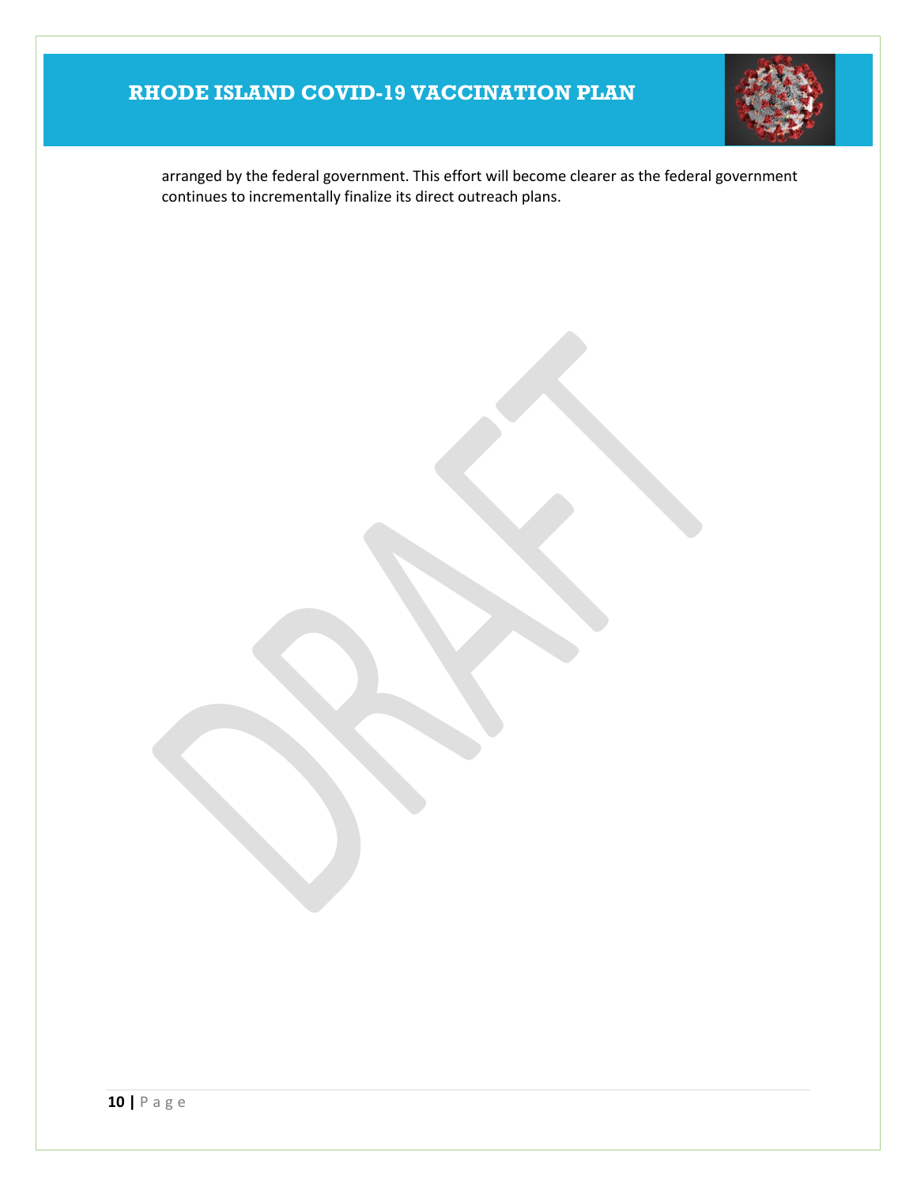arranged by the federal government. This effort will become clearer as the federal government continues to incrementally finalize its direct outreach plans.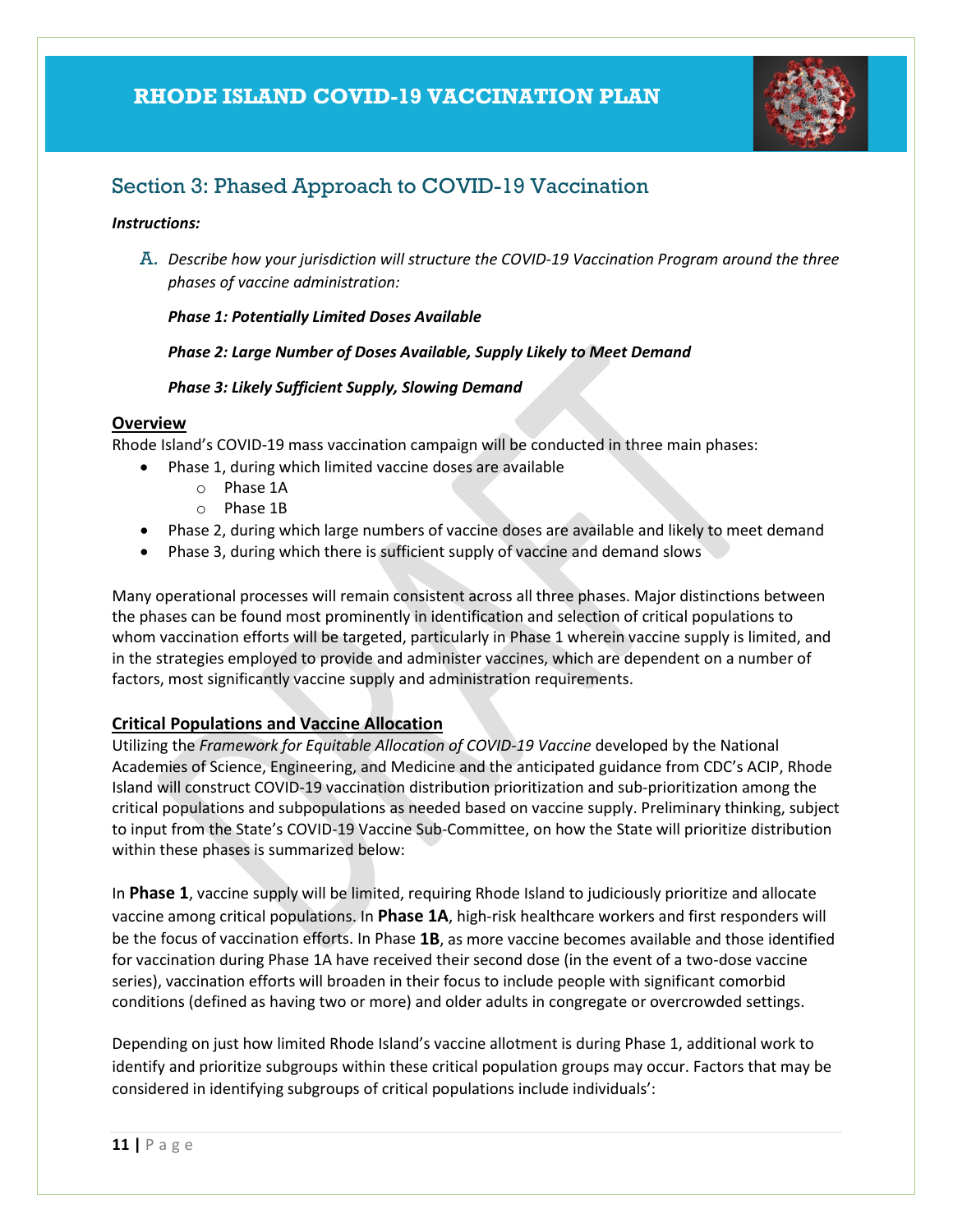## Section 3: Phased Approach to COVID-19 Vaccination

***Instructions:***

A. *Describe how your jurisdiction will structure the COVID-19 Vaccination Program around the three phases of vaccine administration:*

***Phase 1: Potentially Limited Doses Available***

***Phase 2: Large Number of Doses Available, Supply Likely to Meet Demand***

***Phase 3: Likely Sufficient Supply, Slowing Demand***

**Overview**

Rhode Island's COVID-19 mass vaccination campaign will be conducted in three main phases:

- Phase 1, during which limited vaccine doses are available
  - Phase 1A
  - Phase 1B
- Phase 2, during which large numbers of vaccine doses are available and likely to meet demand
- Phase 3, during which there is sufficient supply of vaccine and demand slows

Many operational processes will remain consistent across all three phases. Major distinctions between the phases can be found most prominently in identification and selection of critical populations to whom vaccination efforts will be targeted, particularly in Phase 1 wherein vaccine supply is limited, and in the strategies employed to provide and administer vaccines, which are dependent on a number of factors, most significantly vaccine supply and administration requirements.

**Critical Populations and Vaccine Allocation**

Utilizing the *Framework for Equitable Allocation of COVID-19 Vaccine* developed by the National Academies of Science, Engineering, and Medicine and the anticipated guidance from CDC's ACIP, Rhode Island will construct COVID-19 vaccination distribution prioritization and sub-prioritization among the critical populations and subpopulations as needed based on vaccine supply. Preliminary thinking, subject to input from the State's COVID-19 Vaccine Sub-Committee, on how the State will prioritize distribution within these phases is summarized below:

In **Phase 1**, vaccine supply will be limited, requiring Rhode Island to judiciously prioritize and allocate vaccine among critical populations. In **Phase 1A**, high-risk healthcare workers and first responders will be the focus of vaccination efforts. In Phase **1B**, as more vaccine becomes available and those identified for vaccination during Phase 1A have received their second dose (in the event of a two-dose vaccine series), vaccination efforts will broaden in their focus to include people with significant comorbid conditions (defined as having two or more) and older adults in congregate or overcrowded settings.

Depending on just how limited Rhode Island's vaccine allotment is during Phase 1, additional work to identify and prioritize subgroups within these critical population groups may occur. Factors that may be considered in identifying subgroups of critical populations include individuals':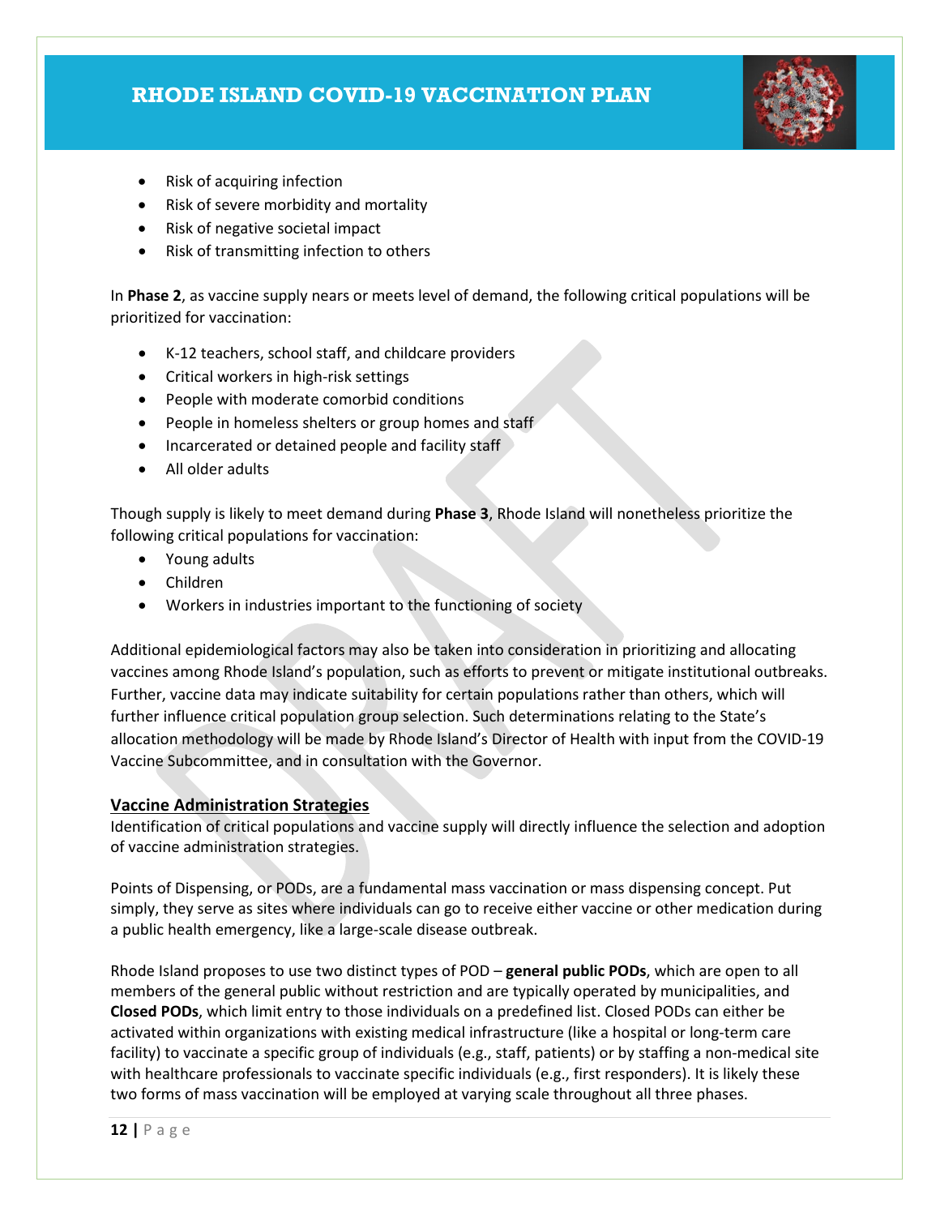- Risk of acquiring infection
- Risk of severe morbidity and mortality
- Risk of negative societal impact
- Risk of transmitting infection to others

In **Phase 2**, as vaccine supply nears or meets level of demand, the following critical populations will be prioritized for vaccination:

- K-12 teachers, school staff, and childcare providers
- Critical workers in high-risk settings
- People with moderate comorbid conditions
- People in homeless shelters or group homes and staff
- Incarcerated or detained people and facility staff
- All older adults

Though supply is likely to meet demand during **Phase 3**, Rhode Island will nonetheless prioritize the following critical populations for vaccination:

- Young adults
- Children
- Workers in industries important to the functioning of society

Additional epidemiological factors may also be taken into consideration in prioritizing and allocating vaccines among Rhode Island's population, such as efforts to prevent or mitigate institutional outbreaks. Further, vaccine data may indicate suitability for certain populations rather than others, which will further influence critical population group selection. Such determinations relating to the State's allocation methodology will be made by Rhode Island's Director of Health with input from the COVID-19 Vaccine Subcommittee, and in consultation with the Governor.

## Vaccine Administration Strategies

Identification of critical populations and vaccine supply will directly influence the selection and adoption of vaccine administration strategies.

Points of Dispensing, or PODs, are a fundamental mass vaccination or mass dispensing concept. Put simply, they serve as sites where individuals can go to receive either vaccine or other medication during a public health emergency, like a large-scale disease outbreak.

Rhode Island proposes to use two distinct types of POD – **general public PODs**, which are open to all members of the general public without restriction and are typically operated by municipalities, and **Closed PODs**, which limit entry to those individuals on a predefined list. Closed PODs can either be activated within organizations with existing medical infrastructure (like a hospital or long-term care facility) to vaccinate a specific group of individuals (e.g., staff, patients) or by staffing a non-medical site with healthcare professionals to vaccinate specific individuals (e.g., first responders). It is likely these two forms of mass vaccination will be employed at varying scale throughout all three phases.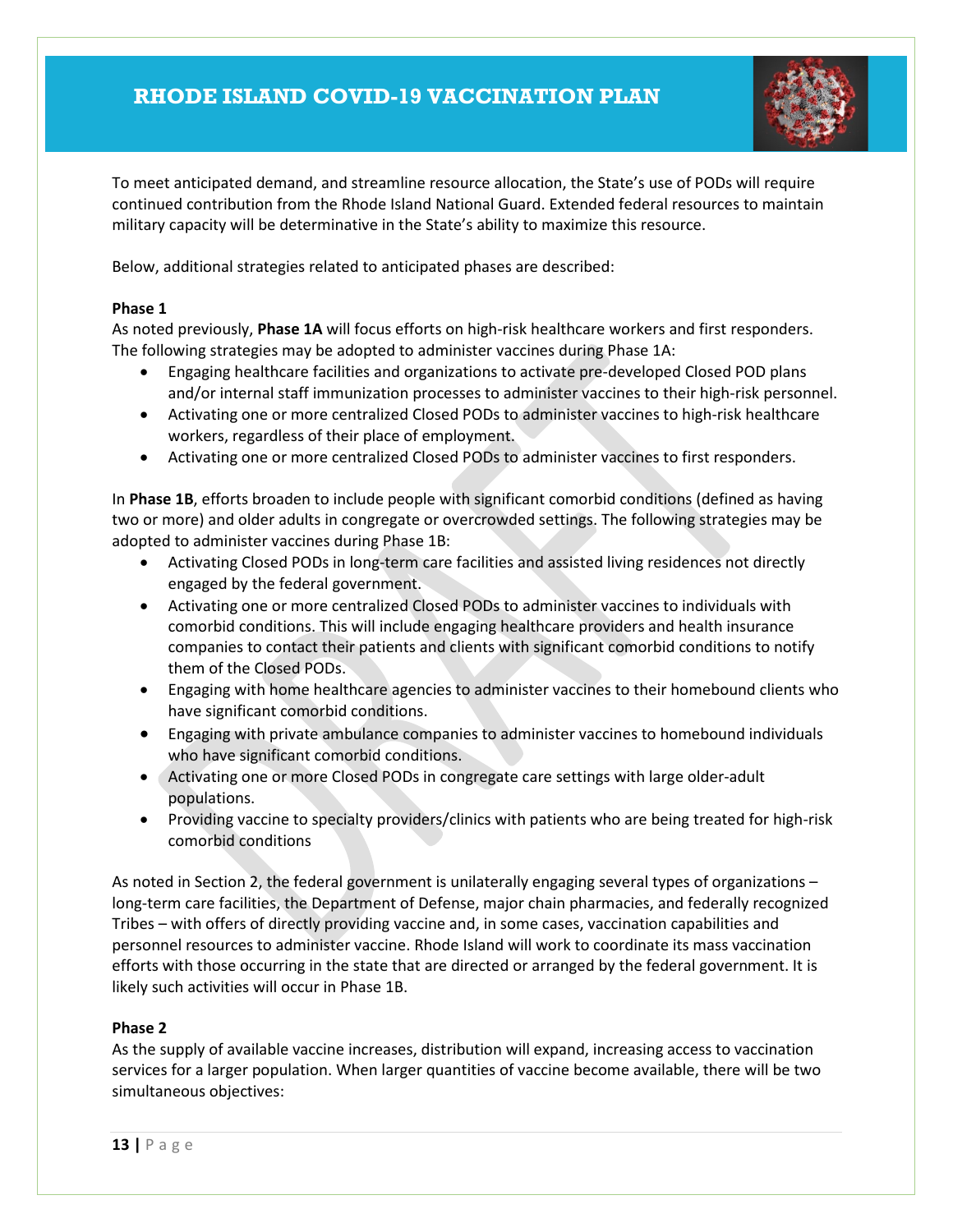To meet anticipated demand, and streamline resource allocation, the State's use of PODs will require continued contribution from the Rhode Island National Guard. Extended federal resources to maintain military capacity will be determinative in the State's ability to maximize this resource.

Below, additional strategies related to anticipated phases are described:

**Phase 1**

As noted previously, **Phase 1A** will focus efforts on high-risk healthcare workers and first responders. The following strategies may be adopted to administer vaccines during Phase 1A:

- Engaging healthcare facilities and organizations to activate pre-developed Closed POD plans and/or internal staff immunization processes to administer vaccines to their high-risk personnel.
- Activating one or more centralized Closed PODs to administer vaccines to high-risk healthcare workers, regardless of their place of employment.
- Activating one or more centralized Closed PODs to administer vaccines to first responders.

In **Phase 1B**, efforts broaden to include people with significant comorbid conditions (defined as having two or more) and older adults in congregate or overcrowded settings. The following strategies may be adopted to administer vaccines during Phase 1B:

- Activating Closed PODs in long-term care facilities and assisted living residences not directly engaged by the federal government.
- Activating one or more centralized Closed PODs to administer vaccines to individuals with comorbid conditions. This will include engaging healthcare providers and health insurance companies to contact their patients and clients with significant comorbid conditions to notify them of the Closed PODs.
- Engaging with home healthcare agencies to administer vaccines to their homebound clients who have significant comorbid conditions.
- Engaging with private ambulance companies to administer vaccines to homebound individuals who have significant comorbid conditions.
- Activating one or more Closed PODs in congregate care settings with large older-adult populations.
- Providing vaccine to specialty providers/clinics with patients who are being treated for high-risk comorbid conditions

As noted in Section 2, the federal government is unilaterally engaging several types of organizations – long-term care facilities, the Department of Defense, major chain pharmacies, and federally recognized Tribes – with offers of directly providing vaccine and, in some cases, vaccination capabilities and personnel resources to administer vaccine. Rhode Island will work to coordinate its mass vaccination efforts with those occurring in the state that are directed or arranged by the federal government. It is likely such activities will occur in Phase 1B.

**Phase 2**

As the supply of available vaccine increases, distribution will expand, increasing access to vaccination services for a larger population. When larger quantities of vaccine become available, there will be two simultaneous objectives: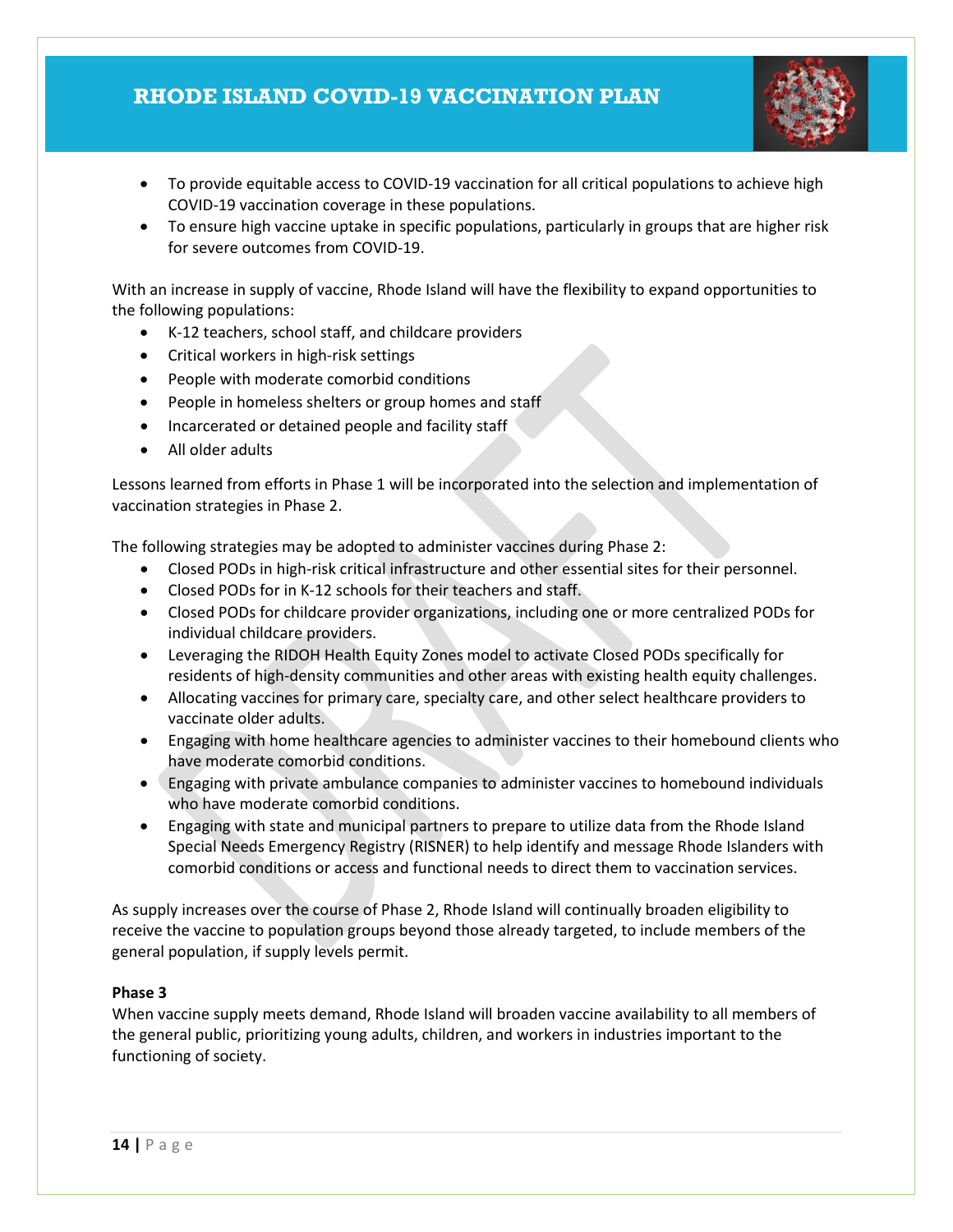- To provide equitable access to COVID-19 vaccination for all critical populations to achieve high COVID-19 vaccination coverage in these populations.
- To ensure high vaccine uptake in specific populations, particularly in groups that are higher risk for severe outcomes from COVID-19.

With an increase in supply of vaccine, Rhode Island will have the flexibility to expand opportunities to the following populations:

- K-12 teachers, school staff, and childcare providers
- Critical workers in high-risk settings
- People with moderate comorbid conditions
- People in homeless shelters or group homes and staff
- Incarcerated or detained people and facility staff
- All older adults

Lessons learned from efforts in Phase 1 will be incorporated into the selection and implementation of vaccination strategies in Phase 2.

The following strategies may be adopted to administer vaccines during Phase 2:

- Closed PODs in high-risk critical infrastructure and other essential sites for their personnel.
- Closed PODs for in K-12 schools for their teachers and staff.
- Closed PODs for childcare provider organizations, including one or more centralized PODs for individual childcare providers.
- Leveraging the RIDOH Health Equity Zones model to activate Closed PODs specifically for residents of high-density communities and other areas with existing health equity challenges.
- Allocating vaccines for primary care, specialty care, and other select healthcare providers to vaccinate older adults.
- Engaging with home healthcare agencies to administer vaccines to their homebound clients who have moderate comorbid conditions.
- Engaging with private ambulance companies to administer vaccines to homebound individuals who have moderate comorbid conditions.
- Engaging with state and municipal partners to prepare to utilize data from the Rhode Island Special Needs Emergency Registry (RISNER) to help identify and message Rhode Islanders with comorbid conditions or access and functional needs to direct them to vaccination services.

As supply increases over the course of Phase 2, Rhode Island will continually broaden eligibility to receive the vaccine to population groups beyond those already targeted, to include members of the general population, if supply levels permit.

**Phase 3**

When vaccine supply meets demand, Rhode Island will broaden vaccine availability to all members of the general public, prioritizing young adults, children, and workers in industries important to the functioning of society.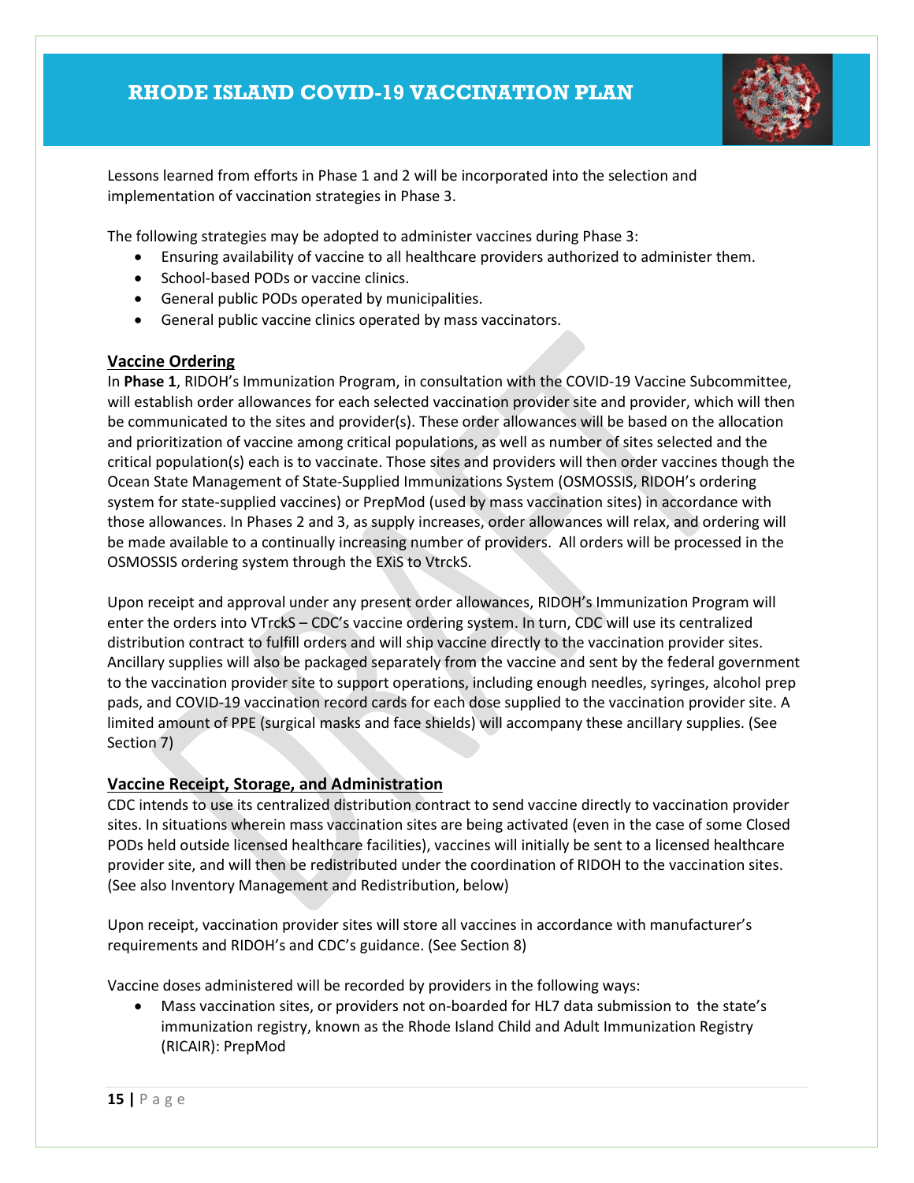Lessons learned from efforts in Phase 1 and 2 will be incorporated into the selection and implementation of vaccination strategies in Phase 3.

The following strategies may be adopted to administer vaccines during Phase 3:

- Ensuring availability of vaccine to all healthcare providers authorized to administer them.
- School-based PODs or vaccine clinics.
- General public PODs operated by municipalities.
- General public vaccine clinics operated by mass vaccinators.

## Vaccine Ordering

In **Phase 1**, RIDOH's Immunization Program, in consultation with the COVID-19 Vaccine Subcommittee, will establish order allowances for each selected vaccination provider site and provider, which will then be communicated to the sites and provider(s). These order allowances will be based on the allocation and prioritization of vaccine among critical populations, as well as number of sites selected and the critical population(s) each is to vaccinate. Those sites and providers will then order vaccines though the Ocean State Management of State-Supplied Immunizations System (OSMOSSIS, RIDOH's ordering system for state-supplied vaccines) or PrepMod (used by mass vaccination sites) in accordance with those allowances. In Phases 2 and 3, as supply increases, order allowances will relax, and ordering will be made available to a continually increasing number of providers. All orders will be processed in the OSMOSSIS ordering system through the EXiS to VtrckS.

Upon receipt and approval under any present order allowances, RIDOH's Immunization Program will enter the orders into VTrckS – CDC's vaccine ordering system. In turn, CDC will use its centralized distribution contract to fulfill orders and will ship vaccine directly to the vaccination provider sites. Ancillary supplies will also be packaged separately from the vaccine and sent by the federal government to the vaccination provider site to support operations, including enough needles, syringes, alcohol prep pads, and COVID-19 vaccination record cards for each dose supplied to the vaccination provider site. A limited amount of PPE (surgical masks and face shields) will accompany these ancillary supplies. (See Section 7)

## Vaccine Receipt, Storage, and Administration

CDC intends to use its centralized distribution contract to send vaccine directly to vaccination provider sites. In situations wherein mass vaccination sites are being activated (even in the case of some Closed PODs held outside licensed healthcare facilities), vaccines will initially be sent to a licensed healthcare provider site, and will then be redistributed under the coordination of RIDOH to the vaccination sites. (See also Inventory Management and Redistribution, below)

Upon receipt, vaccination provider sites will store all vaccines in accordance with manufacturer's requirements and RIDOH's and CDC's guidance. (See Section 8)

Vaccine doses administered will be recorded by providers in the following ways:

- Mass vaccination sites, or providers not on-boarded for HL7 data submission to the state's immunization registry, known as the Rhode Island Child and Adult Immunization Registry (RICAIR): PrepMod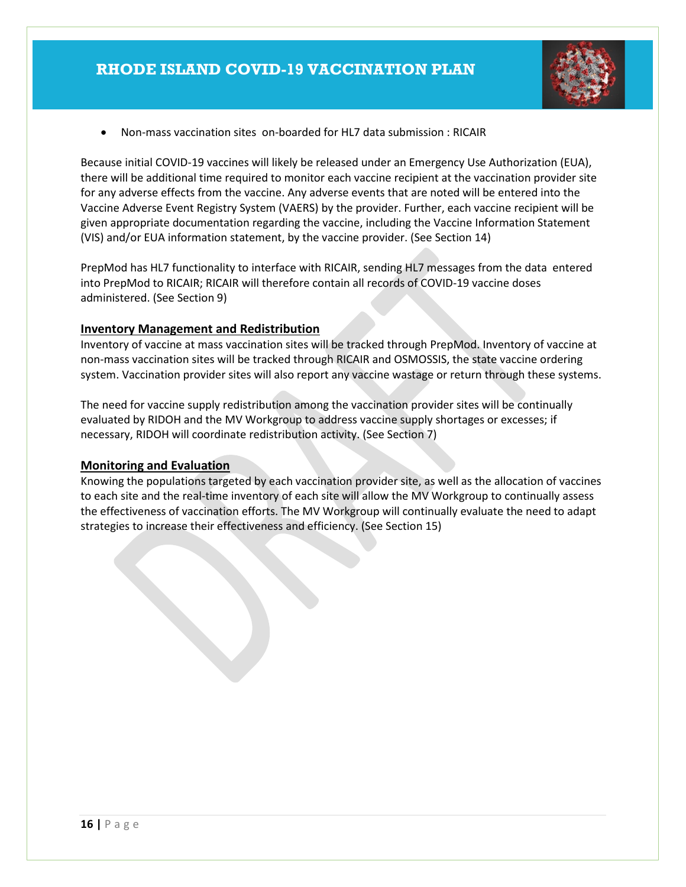- Non-mass vaccination sites on-boarded for HL7 data submission : RICAIR

Because initial COVID-19 vaccines will likely be released under an Emergency Use Authorization (EUA), there will be additional time required to monitor each vaccine recipient at the vaccination provider site for any adverse effects from the vaccine. Any adverse events that are noted will be entered into the Vaccine Adverse Event Registry System (VAERS) by the provider. Further, each vaccine recipient will be given appropriate documentation regarding the vaccine, including the Vaccine Information Statement (VIS) and/or EUA information statement, by the vaccine provider. (See Section 14)

PrepMod has HL7 functionality to interface with RICAIR, sending HL7 messages from the data entered into PrepMod to RICAIR; RICAIR will therefore contain all records of COVID-19 vaccine doses administered. (See Section 9)

## Inventory Management and Redistribution

Inventory of vaccine at mass vaccination sites will be tracked through PrepMod. Inventory of vaccine at non-mass vaccination sites will be tracked through RICAIR and OSMOSSIS, the state vaccine ordering system. Vaccination provider sites will also report any vaccine wastage or return through these systems.

The need for vaccine supply redistribution among the vaccination provider sites will be continually evaluated by RIDOH and the MV Workgroup to address vaccine supply shortages or excesses; if necessary, RIDOH will coordinate redistribution activity. (See Section 7)

## Monitoring and Evaluation

Knowing the populations targeted by each vaccination provider site, as well as the allocation of vaccines to each site and the real-time inventory of each site will allow the MV Workgroup to continually assess the effectiveness of vaccination efforts. The MV Workgroup will continually evaluate the need to adapt strategies to increase their effectiveness and efficiency. (See Section 15)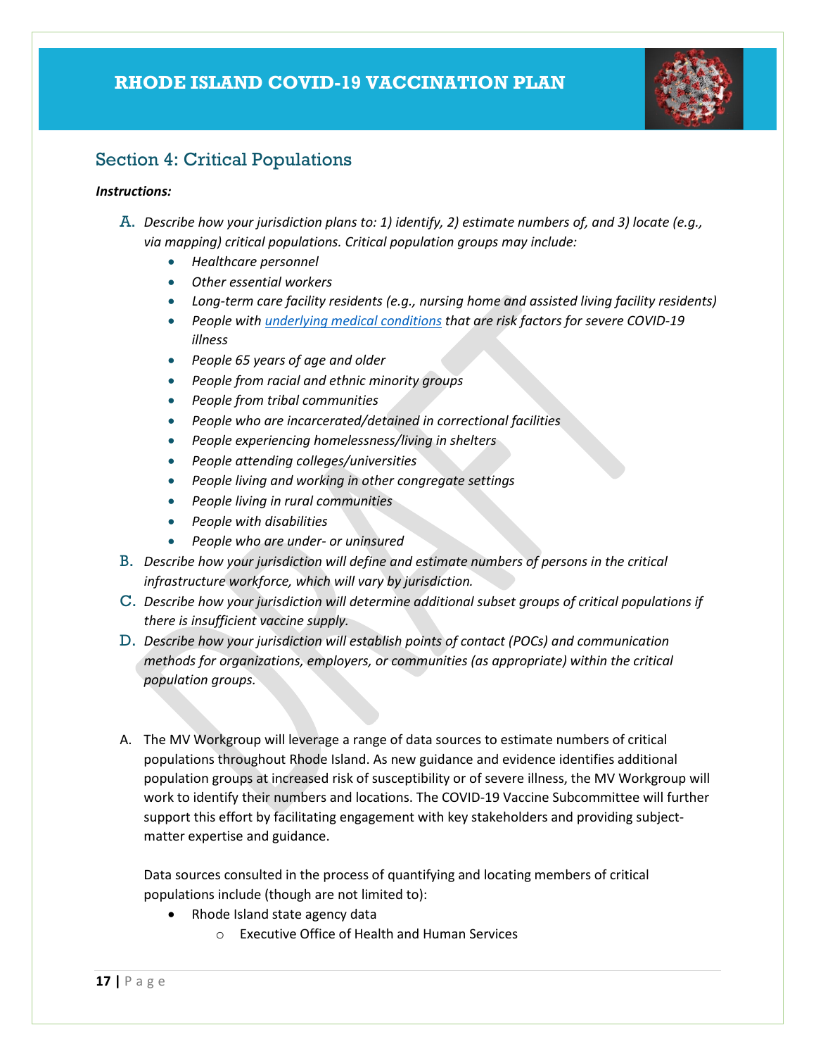## Section 4: Critical Populations

***Instructions:***

A. *Describe how your jurisdiction plans to: 1) identify, 2) estimate numbers of, and 3) locate (e.g., via mapping) critical populations. Critical population groups may include:*
   - *Healthcare personnel*
   - *Other essential workers*
   - *Long-term care facility residents (e.g., nursing home and assisted living facility residents)*
   - *People with [underlying medical conditions](#) that are risk factors for severe COVID-19 illness*
   - *People 65 years of age and older*
   - *People from racial and ethnic minority groups*
   - *People from tribal communities*
   - *People who are incarcerated/detained in correctional facilities*
   - *People experiencing homelessness/living in shelters*
   - *People attending colleges/universities*
   - *People living and working in other congregate settings*
   - *People living in rural communities*
   - *People with disabilities*
   - *People who are under- or uninsured*

B. *Describe how your jurisdiction will define and estimate numbers of persons in the critical infrastructure workforce, which will vary by jurisdiction.*

C. *Describe how your jurisdiction will determine additional subset groups of critical populations if there is insufficient vaccine supply.*

D. *Describe how your jurisdiction will establish points of contact (POCs) and communication methods for organizations, employers, or communities (as appropriate) within the critical population groups.*

A. The MV Workgroup will leverage a range of data sources to estimate numbers of critical populations throughout Rhode Island. As new guidance and evidence identifies additional population groups at increased risk of susceptibility or of severe illness, the MV Workgroup will work to identify their numbers and locations. The COVID-19 Vaccine Subcommittee will further support this effort by facilitating engagement with key stakeholders and providing subject-matter expertise and guidance.

   Data sources consulted in the process of quantifying and locating members of critical populations include (though are not limited to):
   - Rhode Island state agency data
     - Executive Office of Health and Human Services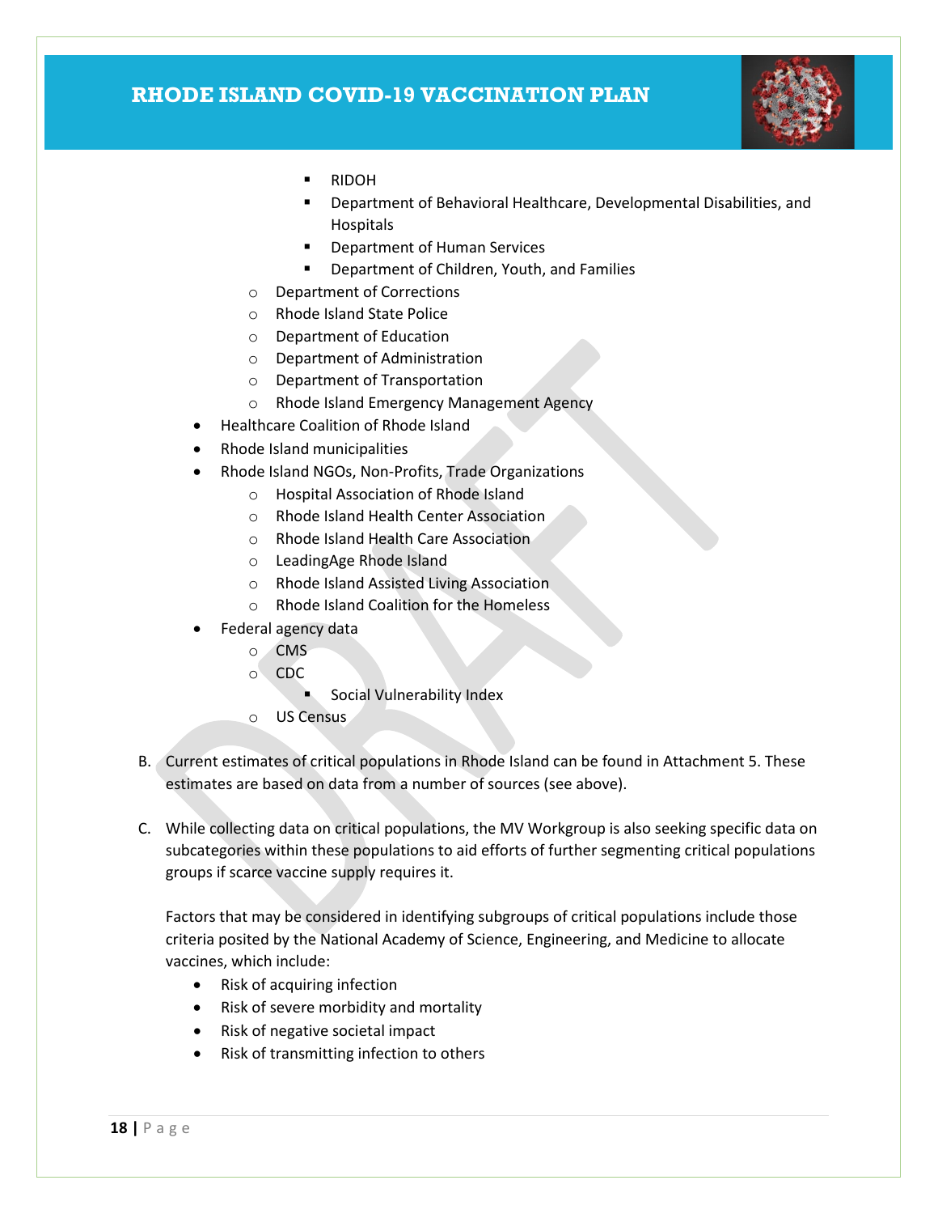- RIDOH
        - Department of Behavioral Healthcare, Developmental Disabilities, and Hospitals
        - Department of Human Services
        - Department of Children, Youth, and Families
    - Department of Corrections
    - Rhode Island State Police
    - Department of Education
    - Department of Administration
    - Department of Transportation
    - Rhode Island Emergency Management Agency
- Healthcare Coalition of Rhode Island
- Rhode Island municipalities
- Rhode Island NGOs, Non-Profits, Trade Organizations
    - Hospital Association of Rhode Island
    - Rhode Island Health Center Association
    - Rhode Island Health Care Association
    - LeadingAge Rhode Island
    - Rhode Island Assisted Living Association
    - Rhode Island Coalition for the Homeless
- Federal agency data
    - CMS
    - CDC
        - Social Vulnerability Index
    - US Census

B. Current estimates of critical populations in Rhode Island can be found in Attachment 5. These estimates are based on data from a number of sources (see above).

C. While collecting data on critical populations, the MV Workgroup is also seeking specific data on subcategories within these populations to aid efforts of further segmenting critical populations groups if scarce vaccine supply requires it.

Factors that may be considered in identifying subgroups of critical populations include those criteria posited by the National Academy of Science, Engineering, and Medicine to allocate vaccines, which include:

- Risk of acquiring infection
- Risk of severe morbidity and mortality
- Risk of negative societal impact
- Risk of transmitting infection to others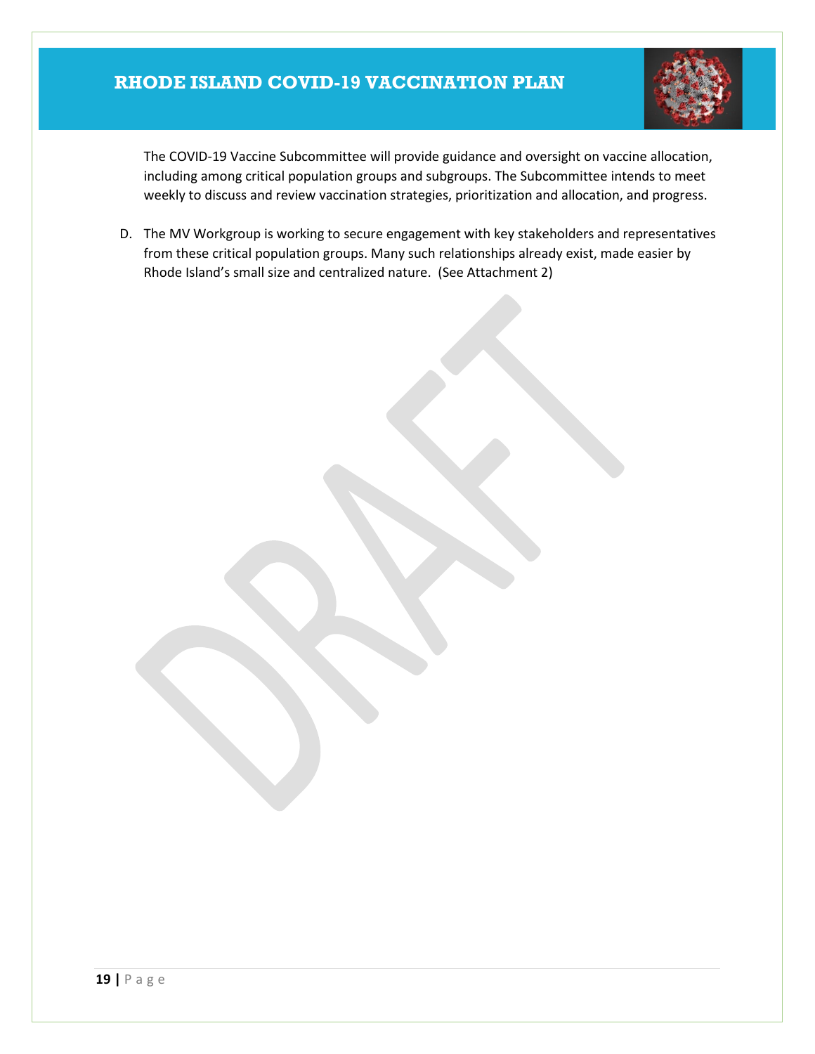The COVID-19 Vaccine Subcommittee will provide guidance and oversight on vaccine allocation, including among critical population groups and subgroups. The Subcommittee intends to meet weekly to discuss and review vaccination strategies, prioritization and allocation, and progress.

D. The MV Workgroup is working to secure engagement with key stakeholders and representatives from these critical population groups. Many such relationships already exist, made easier by Rhode Island's small size and centralized nature. (See Attachment 2)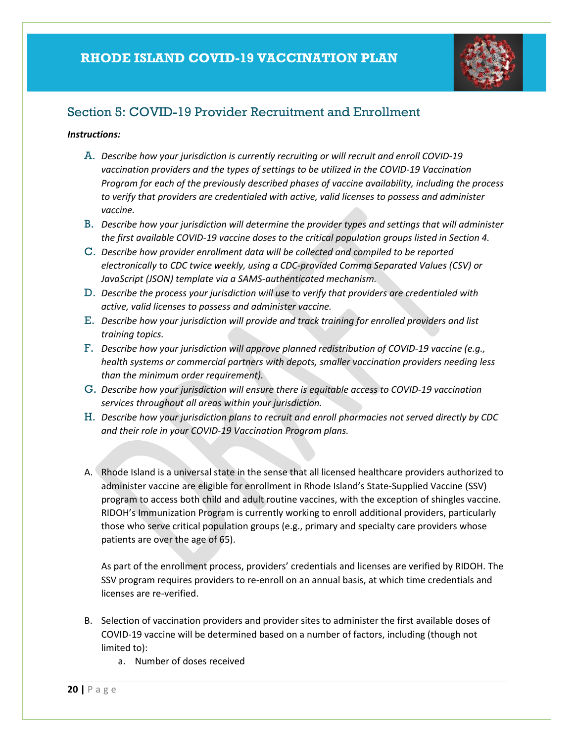## Section 5: COVID-19 Provider Recruitment and Enrollment

***Instructions:***

A. *Describe how your jurisdiction is currently recruiting or will recruit and enroll COVID-19 vaccination providers and the types of settings to be utilized in the COVID-19 Vaccination Program for each of the previously described phases of vaccine availability, including the process to verify that providers are credentialed with active, valid licenses to possess and administer vaccine.*
B. *Describe how your jurisdiction will determine the provider types and settings that will administer the first available COVID-19 vaccine doses to the critical population groups listed in Section 4.*
C. *Describe how provider enrollment data will be collected and compiled to be reported electronically to CDC twice weekly, using a CDC-provided Comma Separated Values (CSV) or JavaScript (JSON) template via a SAMS-authenticated mechanism.*
D. *Describe the process your jurisdiction will use to verify that providers are credentialed with active, valid licenses to possess and administer vaccine.*
E. *Describe how your jurisdiction will provide and track training for enrolled providers and list training topics.*
F. *Describe how your jurisdiction will approve planned redistribution of COVID-19 vaccine (e.g., health systems or commercial partners with depots, smaller vaccination providers needing less than the minimum order requirement).*
G. *Describe how your jurisdiction will ensure there is equitable access to COVID-19 vaccination services throughout all areas within your jurisdiction.*
H. *Describe how your jurisdiction plans to recruit and enroll pharmacies not served directly by CDC and their role in your COVID-19 Vaccination Program plans.*

A. Rhode Island is a universal state in the sense that all licensed healthcare providers authorized to administer vaccine are eligible for enrollment in Rhode Island's State-Supplied Vaccine (SSV) program to access both child and adult routine vaccines, with the exception of shingles vaccine. RIDOH's Immunization Program is currently working to enroll additional providers, particularly those who serve critical population groups (e.g., primary and specialty care providers whose patients are over the age of 65).

   As part of the enrollment process, providers' credentials and licenses are verified by RIDOH. The SSV program requires providers to re-enroll on an annual basis, at which time credentials and licenses are re-verified.

B. Selection of vaccination providers and provider sites to administer the first available doses of COVID-19 vaccine will be determined based on a number of factors, including (though not limited to):
   a. Number of doses received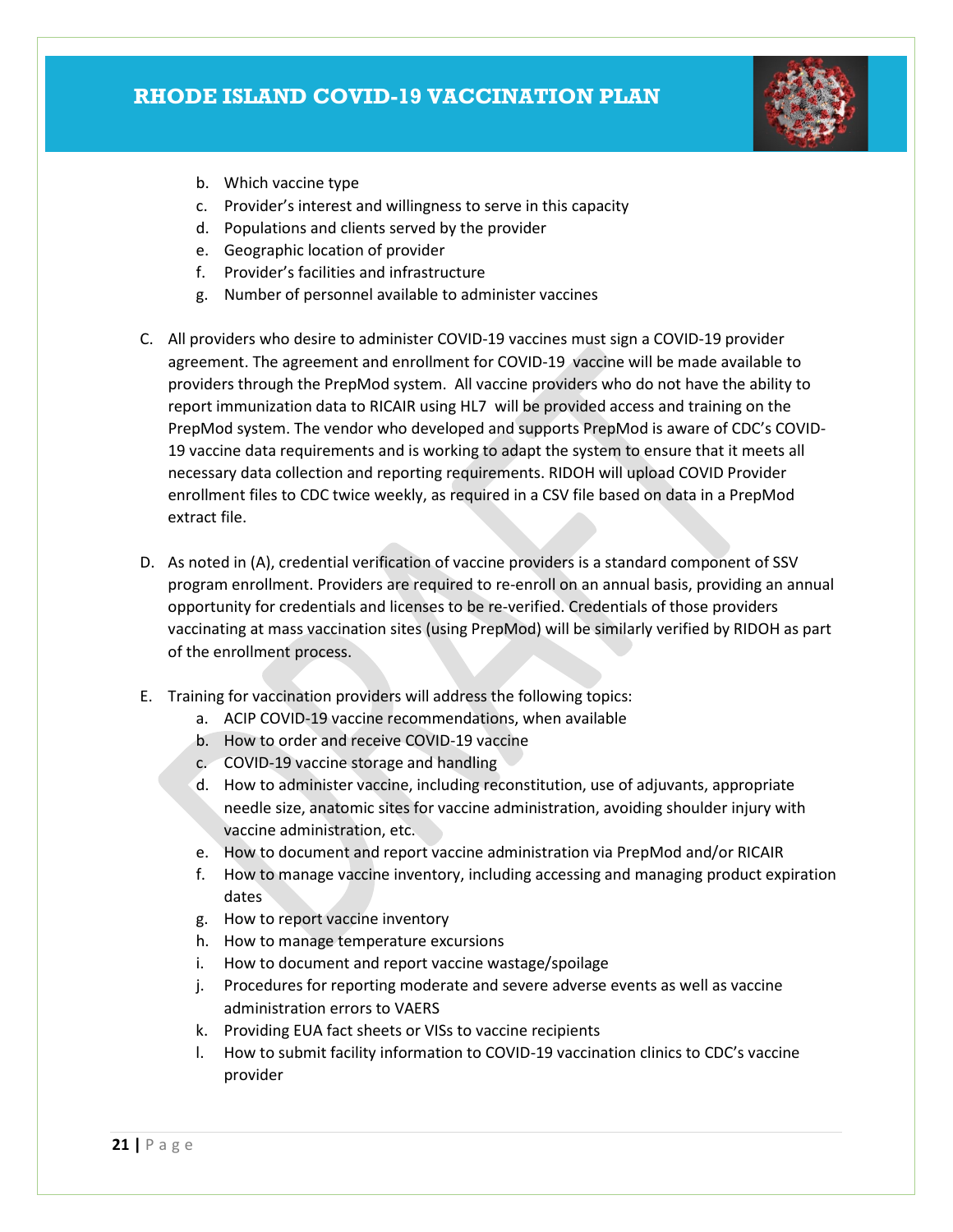b. Which vaccine type
   c. Provider's interest and willingness to serve in this capacity
   d. Populations and clients served by the provider
   e. Geographic location of provider
   f. Provider's facilities and infrastructure
   g. Number of personnel available to administer vaccines

C. All providers who desire to administer COVID-19 vaccines must sign a COVID-19 provider agreement. The agreement and enrollment for COVID-19 vaccine will be made available to providers through the PrepMod system. All vaccine providers who do not have the ability to report immunization data to RICAIR using HL7 will be provided access and training on the PrepMod system. The vendor who developed and supports PrepMod is aware of CDC's COVID-19 vaccine data requirements and is working to adapt the system to ensure that it meets all necessary data collection and reporting requirements. RIDOH will upload COVID Provider enrollment files to CDC twice weekly, as required in a CSV file based on data in a PrepMod extract file.

D. As noted in (A), credential verification of vaccine providers is a standard component of SSV program enrollment. Providers are required to re-enroll on an annual basis, providing an annual opportunity for credentials and licenses to be re-verified. Credentials of those providers vaccinating at mass vaccination sites (using PrepMod) will be similarly verified by RIDOH as part of the enrollment process.

E. Training for vaccination providers will address the following topics:
   a. ACIP COVID-19 vaccine recommendations, when available
   b. How to order and receive COVID-19 vaccine
   c. COVID-19 vaccine storage and handling
   d. How to administer vaccine, including reconstitution, use of adjuvants, appropriate needle size, anatomic sites for vaccine administration, avoiding shoulder injury with vaccine administration, etc.
   e. How to document and report vaccine administration via PrepMod and/or RICAIR
   f. How to manage vaccine inventory, including accessing and managing product expiration dates
   g. How to report vaccine inventory
   h. How to manage temperature excursions
   i. How to document and report vaccine wastage/spoilage
   j. Procedures for reporting moderate and severe adverse events as well as vaccine administration errors to VAERS
   k. Providing EUA fact sheets or VISs to vaccine recipients
   l. How to submit facility information to COVID-19 vaccination clinics to CDC's vaccine provider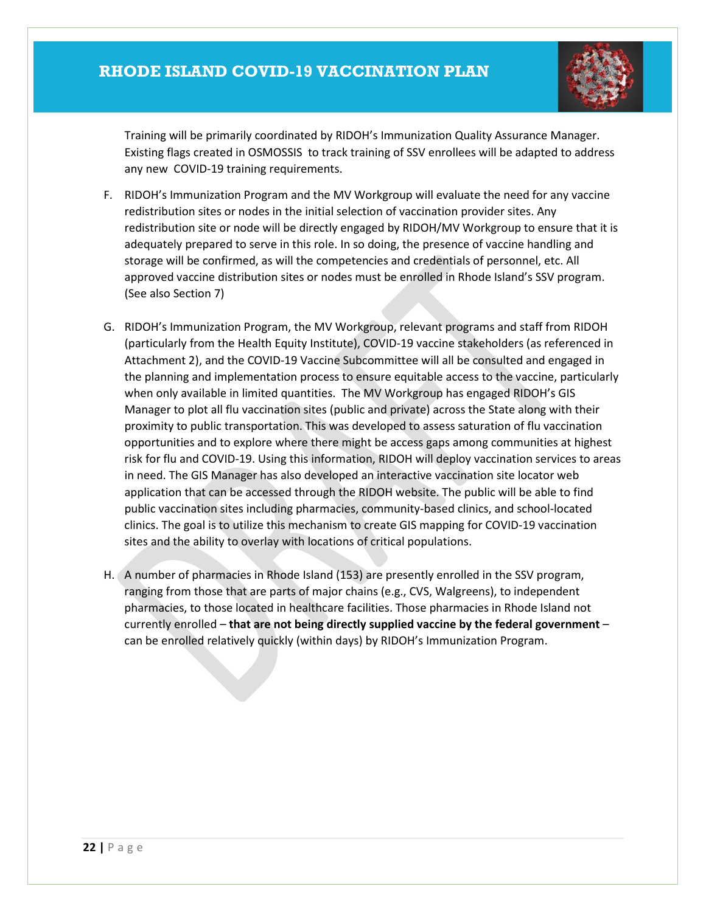Training will be primarily coordinated by RIDOH's Immunization Quality Assurance Manager. Existing flags created in OSMOSSIS to track training of SSV enrollees will be adapted to address any new COVID-19 training requirements.

F. RIDOH's Immunization Program and the MV Workgroup will evaluate the need for any vaccine redistribution sites or nodes in the initial selection of vaccination provider sites. Any redistribution site or node will be directly engaged by RIDOH/MV Workgroup to ensure that it is adequately prepared to serve in this role. In so doing, the presence of vaccine handling and storage will be confirmed, as will the competencies and credentials of personnel, etc. All approved vaccine distribution sites or nodes must be enrolled in Rhode Island's SSV program. (See also Section 7)

G. RIDOH's Immunization Program, the MV Workgroup, relevant programs and staff from RIDOH (particularly from the Health Equity Institute), COVID-19 vaccine stakeholders (as referenced in Attachment 2), and the COVID-19 Vaccine Subcommittee will all be consulted and engaged in the planning and implementation process to ensure equitable access to the vaccine, particularly when only available in limited quantities. The MV Workgroup has engaged RIDOH's GIS Manager to plot all flu vaccination sites (public and private) across the State along with their proximity to public transportation. This was developed to assess saturation of flu vaccination opportunities and to explore where there might be access gaps among communities at highest risk for flu and COVID-19. Using this information, RIDOH will deploy vaccination services to areas in need. The GIS Manager has also developed an interactive vaccination site locator web application that can be accessed through the RIDOH website. The public will be able to find public vaccination sites including pharmacies, community-based clinics, and school-located clinics. The goal is to utilize this mechanism to create GIS mapping for COVID-19 vaccination sites and the ability to overlay with locations of critical populations.

H. A number of pharmacies in Rhode Island (153) are presently enrolled in the SSV program, ranging from those that are parts of major chains (e.g., CVS, Walgreens), to independent pharmacies, to those located in healthcare facilities. Those pharmacies in Rhode Island not currently enrolled – **that are not being directly supplied vaccine by the federal government** – can be enrolled relatively quickly (within days) by RIDOH's Immunization Program.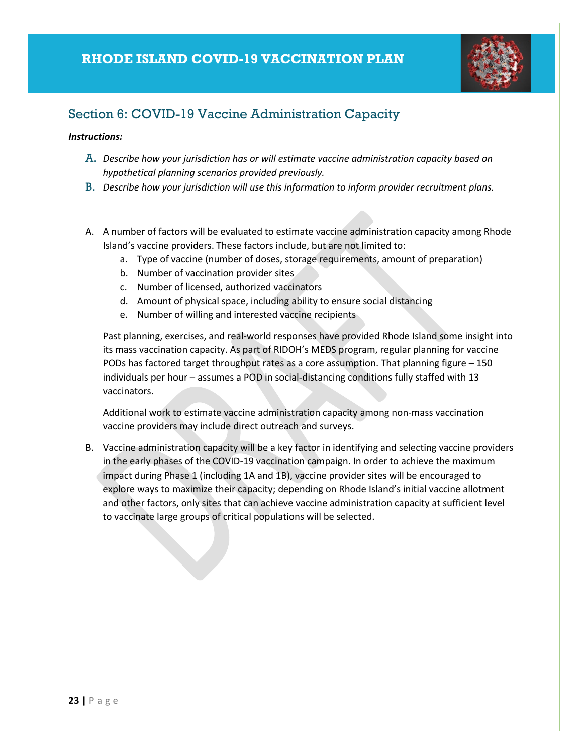## Section 6: COVID-19 Vaccine Administration Capacity

***Instructions:***

A. *Describe how your jurisdiction has or will estimate vaccine administration capacity based on hypothetical planning scenarios provided previously.*

B. *Describe how your jurisdiction will use this information to inform provider recruitment plans.*

A. A number of factors will be evaluated to estimate vaccine administration capacity among Rhode Island's vaccine providers. These factors include, but are not limited to:

   a. Type of vaccine (number of doses, storage requirements, amount of preparation)
   b. Number of vaccination provider sites
   c. Number of licensed, authorized vaccinators
   d. Amount of physical space, including ability to ensure social distancing
   e. Number of willing and interested vaccine recipients

   Past planning, exercises, and real-world responses have provided Rhode Island some insight into its mass vaccination capacity. As part of RIDOH's MEDS program, regular planning for vaccine PODs has factored target throughput rates as a core assumption. That planning figure – 150 individuals per hour – assumes a POD in social-distancing conditions fully staffed with 13 vaccinators.

   Additional work to estimate vaccine administration capacity among non-mass vaccination vaccine providers may include direct outreach and surveys.

B. Vaccine administration capacity will be a key factor in identifying and selecting vaccine providers in the early phases of the COVID-19 vaccination campaign. In order to achieve the maximum impact during Phase 1 (including 1A and 1B), vaccine provider sites will be encouraged to explore ways to maximize their capacity; depending on Rhode Island's initial vaccine allotment and other factors, only sites that can achieve vaccine administration capacity at sufficient level to vaccinate large groups of critical populations will be selected.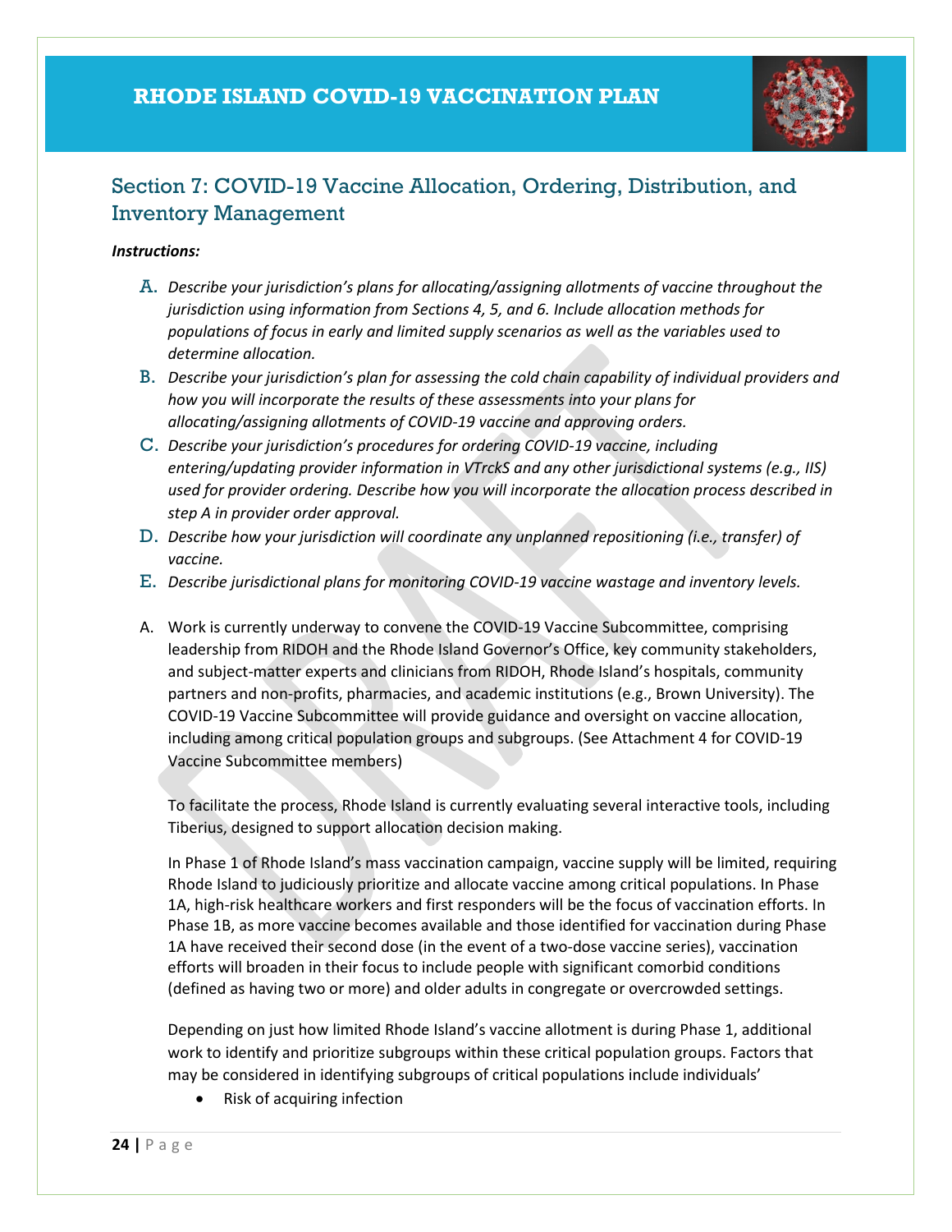## Section 7: COVID-19 Vaccine Allocation, Ordering, Distribution, and Inventory Management

***Instructions:***

A. *Describe your jurisdiction's plans for allocating/assigning allotments of vaccine throughout the jurisdiction using information from Sections 4, 5, and 6. Include allocation methods for populations of focus in early and limited supply scenarios as well as the variables used to determine allocation.*
B. *Describe your jurisdiction's plan for assessing the cold chain capability of individual providers and how you will incorporate the results of these assessments into your plans for allocating/assigning allotments of COVID-19 vaccine and approving orders.*
C. *Describe your jurisdiction's procedures for ordering COVID-19 vaccine, including entering/updating provider information in VTrckS and any other jurisdictional systems (e.g., IIS) used for provider ordering. Describe how you will incorporate the allocation process described in step A in provider order approval.*
D. *Describe how your jurisdiction will coordinate any unplanned repositioning (i.e., transfer) of vaccine.*
E. *Describe jurisdictional plans for monitoring COVID-19 vaccine wastage and inventory levels.*

A. Work is currently underway to convene the COVID-19 Vaccine Subcommittee, comprising leadership from RIDOH and the Rhode Island Governor's Office, key community stakeholders, and subject-matter experts and clinicians from RIDOH, Rhode Island's hospitals, community partners and non-profits, pharmacies, and academic institutions (e.g., Brown University). The COVID-19 Vaccine Subcommittee will provide guidance and oversight on vaccine allocation, including among critical population groups and subgroups. (See Attachment 4 for COVID-19 Vaccine Subcommittee members)

   To facilitate the process, Rhode Island is currently evaluating several interactive tools, including Tiberius, designed to support allocation decision making.

   In Phase 1 of Rhode Island's mass vaccination campaign, vaccine supply will be limited, requiring Rhode Island to judiciously prioritize and allocate vaccine among critical populations. In Phase 1A, high-risk healthcare workers and first responders will be the focus of vaccination efforts. In Phase 1B, as more vaccine becomes available and those identified for vaccination during Phase 1A have received their second dose (in the event of a two-dose vaccine series), vaccination efforts will broaden in their focus to include people with significant comorbid conditions (defined as having two or more) and older adults in congregate or overcrowded settings.

   Depending on just how limited Rhode Island's vaccine allotment is during Phase 1, additional work to identify and prioritize subgroups within these critical population groups. Factors that may be considered in identifying subgroups of critical populations include individuals'

   - Risk of acquiring infection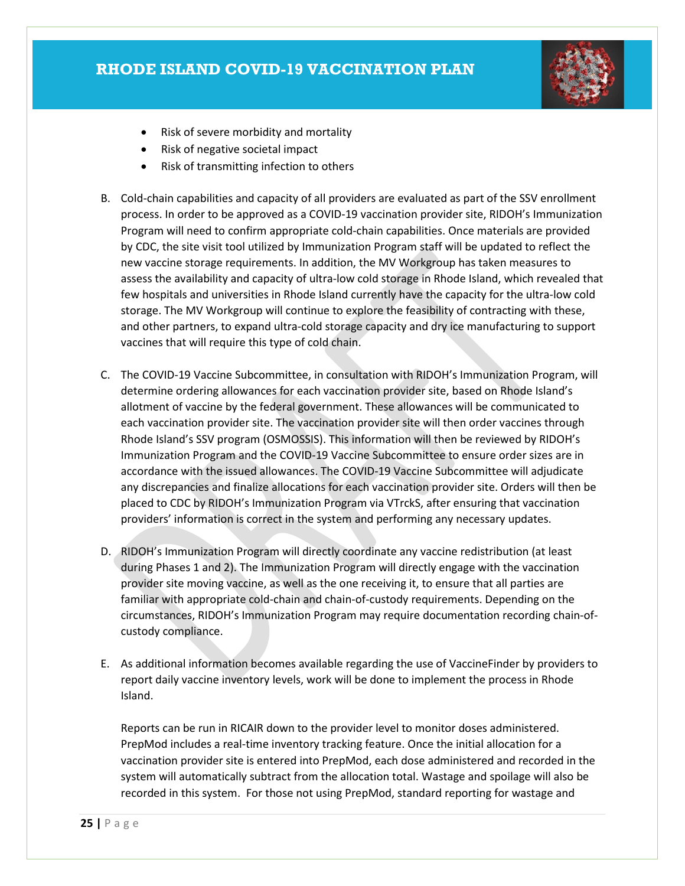- Risk of severe morbidity and mortality
- Risk of negative societal impact
- Risk of transmitting infection to others

B. Cold-chain capabilities and capacity of all providers are evaluated as part of the SSV enrollment process. In order to be approved as a COVID-19 vaccination provider site, RIDOH's Immunization Program will need to confirm appropriate cold-chain capabilities. Once materials are provided by CDC, the site visit tool utilized by Immunization Program staff will be updated to reflect the new vaccine storage requirements. In addition, the MV Workgroup has taken measures to assess the availability and capacity of ultra-low cold storage in Rhode Island, which revealed that few hospitals and universities in Rhode Island currently have the capacity for the ultra-low cold storage. The MV Workgroup will continue to explore the feasibility of contracting with these, and other partners, to expand ultra-cold storage capacity and dry ice manufacturing to support vaccines that will require this type of cold chain.

C. The COVID-19 Vaccine Subcommittee, in consultation with RIDOH's Immunization Program, will determine ordering allowances for each vaccination provider site, based on Rhode Island's allotment of vaccine by the federal government. These allowances will be communicated to each vaccination provider site. The vaccination provider site will then order vaccines through Rhode Island's SSV program (OSMOSSIS). This information will then be reviewed by RIDOH's Immunization Program and the COVID-19 Vaccine Subcommittee to ensure order sizes are in accordance with the issued allowances. The COVID-19 Vaccine Subcommittee will adjudicate any discrepancies and finalize allocations for each vaccination provider site. Orders will then be placed to CDC by RIDOH's Immunization Program via VTrckS, after ensuring that vaccination providers' information is correct in the system and performing any necessary updates.

D. RIDOH's Immunization Program will directly coordinate any vaccine redistribution (at least during Phases 1 and 2). The Immunization Program will directly engage with the vaccination provider site moving vaccine, as well as the one receiving it, to ensure that all parties are familiar with appropriate cold-chain and chain-of-custody requirements. Depending on the circumstances, RIDOH's Immunization Program may require documentation recording chain-of-custody compliance.

E. As additional information becomes available regarding the use of VaccineFinder by providers to report daily vaccine inventory levels, work will be done to implement the process in Rhode Island.

   Reports can be run in RICAIR down to the provider level to monitor doses administered. PrepMod includes a real-time inventory tracking feature. Once the initial allocation for a vaccination provider site is entered into PrepMod, each dose administered and recorded in the system will automatically subtract from the allocation total. Wastage and spoilage will also be recorded in this system. For those not using PrepMod, standard reporting for wastage and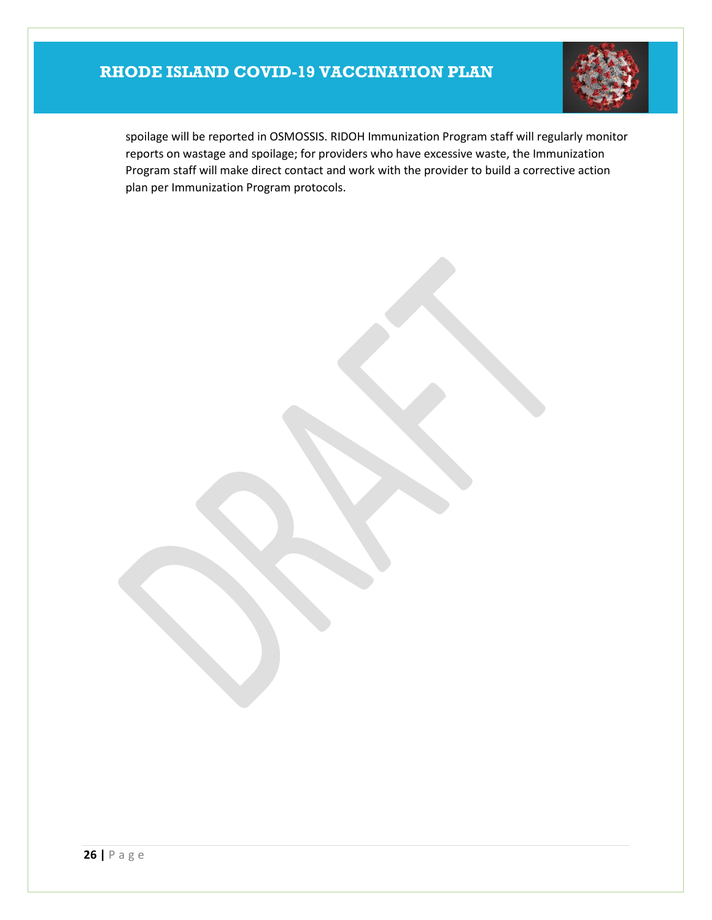spoilage will be reported in OSMOSSIS. RIDOH Immunization Program staff will regularly monitor reports on wastage and spoilage; for providers who have excessive waste, the Immunization Program staff will make direct contact and work with the provider to build a corrective action plan per Immunization Program protocols.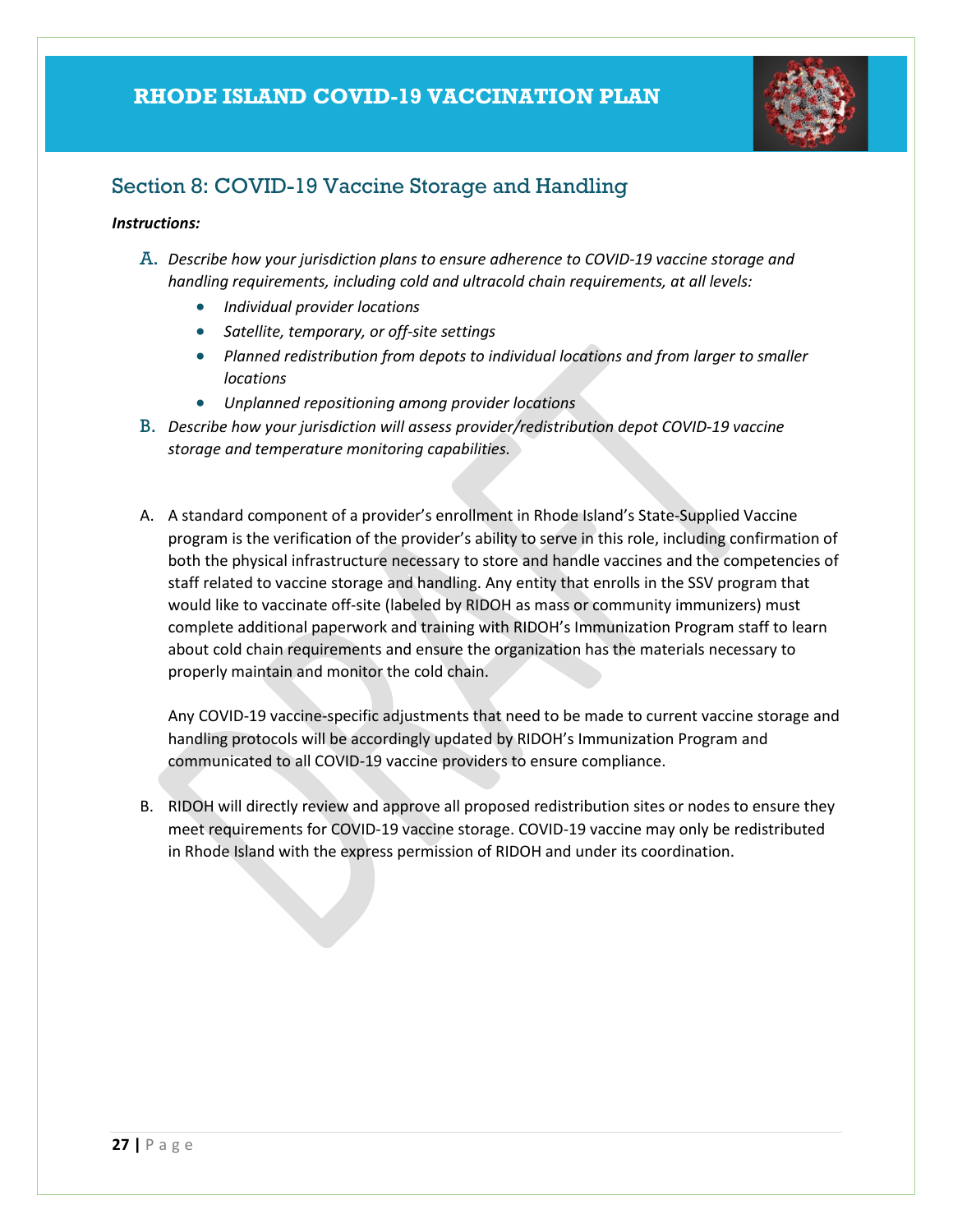## Section 8: COVID-19 Vaccine Storage and Handling

***Instructions:***

A. *Describe how your jurisdiction plans to ensure adherence to COVID-19 vaccine storage and handling requirements, including cold and ultracold chain requirements, at all levels:*
   - *Individual provider locations*
   - *Satellite, temporary, or off-site settings*
   - *Planned redistribution from depots to individual locations and from larger to smaller locations*
   - *Unplanned repositioning among provider locations*

B. *Describe how your jurisdiction will assess provider/redistribution depot COVID-19 vaccine storage and temperature monitoring capabilities.*

A. A standard component of a provider's enrollment in Rhode Island's State-Supplied Vaccine program is the verification of the provider's ability to serve in this role, including confirmation of both the physical infrastructure necessary to store and handle vaccines and the competencies of staff related to vaccine storage and handling. Any entity that enrolls in the SSV program that would like to vaccinate off-site (labeled by RIDOH as mass or community immunizers) must complete additional paperwork and training with RIDOH's Immunization Program staff to learn about cold chain requirements and ensure the organization has the materials necessary to properly maintain and monitor the cold chain.

   Any COVID-19 vaccine-specific adjustments that need to be made to current vaccine storage and handling protocols will be accordingly updated by RIDOH's Immunization Program and communicated to all COVID-19 vaccine providers to ensure compliance.

B. RIDOH will directly review and approve all proposed redistribution sites or nodes to ensure they meet requirements for COVID-19 vaccine storage. COVID-19 vaccine may only be redistributed in Rhode Island with the express permission of RIDOH and under its coordination.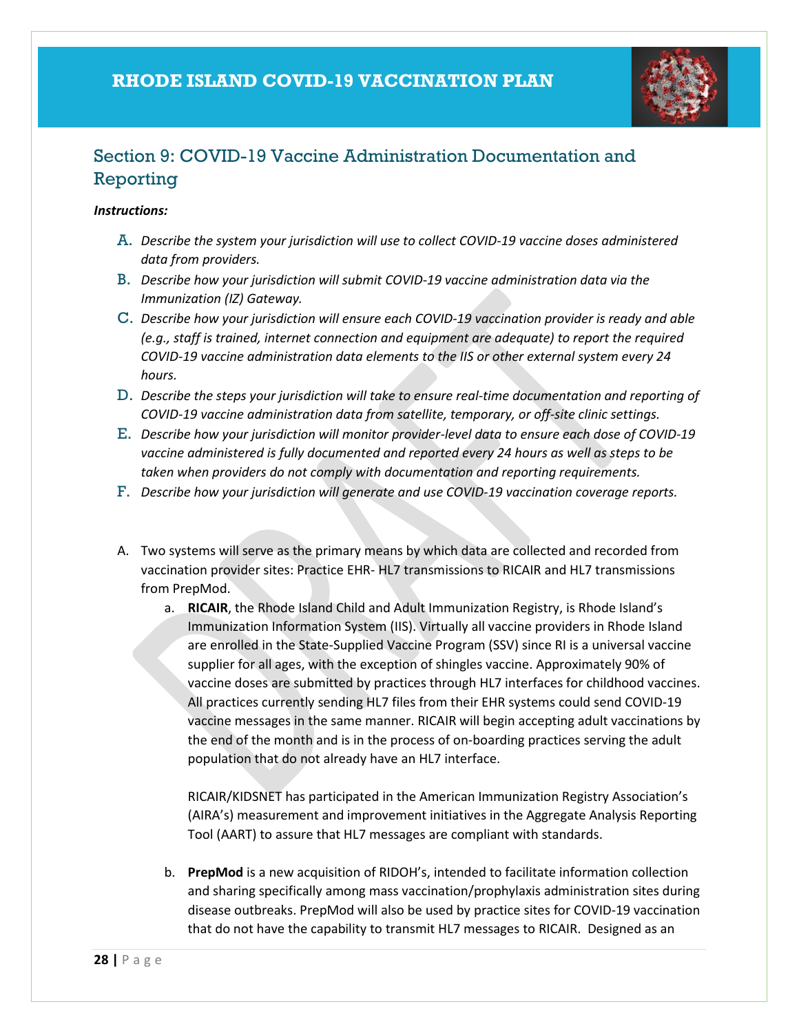## Section 9: COVID-19 Vaccine Administration Documentation and Reporting

***Instructions:***

A. *Describe the system your jurisdiction will use to collect COVID-19 vaccine doses administered data from providers.*

B. *Describe how your jurisdiction will submit COVID-19 vaccine administration data via the Immunization (IZ) Gateway.*

C. *Describe how your jurisdiction will ensure each COVID-19 vaccination provider is ready and able (e.g., staff is trained, internet connection and equipment are adequate) to report the required COVID-19 vaccine administration data elements to the IIS or other external system every 24 hours.*

D. *Describe the steps your jurisdiction will take to ensure real-time documentation and reporting of COVID-19 vaccine administration data from satellite, temporary, or off-site clinic settings.*

E. *Describe how your jurisdiction will monitor provider-level data to ensure each dose of COVID-19 vaccine administered is fully documented and reported every 24 hours as well as steps to be taken when providers do not comply with documentation and reporting requirements.*

F. *Describe how your jurisdiction will generate and use COVID-19 vaccination coverage reports.*

A. Two systems will serve as the primary means by which data are collected and recorded from vaccination provider sites: Practice EHR- HL7 transmissions to RICAIR and HL7 transmissions from PrepMod.

   a. **RICAIR**, the Rhode Island Child and Adult Immunization Registry, is Rhode Island's Immunization Information System (IIS). Virtually all vaccine providers in Rhode Island are enrolled in the State-Supplied Vaccine Program (SSV) since RI is a universal vaccine supplier for all ages, with the exception of shingles vaccine. Approximately 90% of vaccine doses are submitted by practices through HL7 interfaces for childhood vaccines. All practices currently sending HL7 files from their EHR systems could send COVID-19 vaccine messages in the same manner. RICAIR will begin accepting adult vaccinations by the end of the month and is in the process of on-boarding practices serving the adult population that do not already have an HL7 interface.

      RICAIR/KIDSNET has participated in the American Immunization Registry Association's (AIRA's) measurement and improvement initiatives in the Aggregate Analysis Reporting Tool (AART) to assure that HL7 messages are compliant with standards.

   b. **PrepMod** is a new acquisition of RIDOH's, intended to facilitate information collection and sharing specifically among mass vaccination/prophylaxis administration sites during disease outbreaks. PrepMod will also be used by practice sites for COVID-19 vaccination that do not have the capability to transmit HL7 messages to RICAIR. Designed as an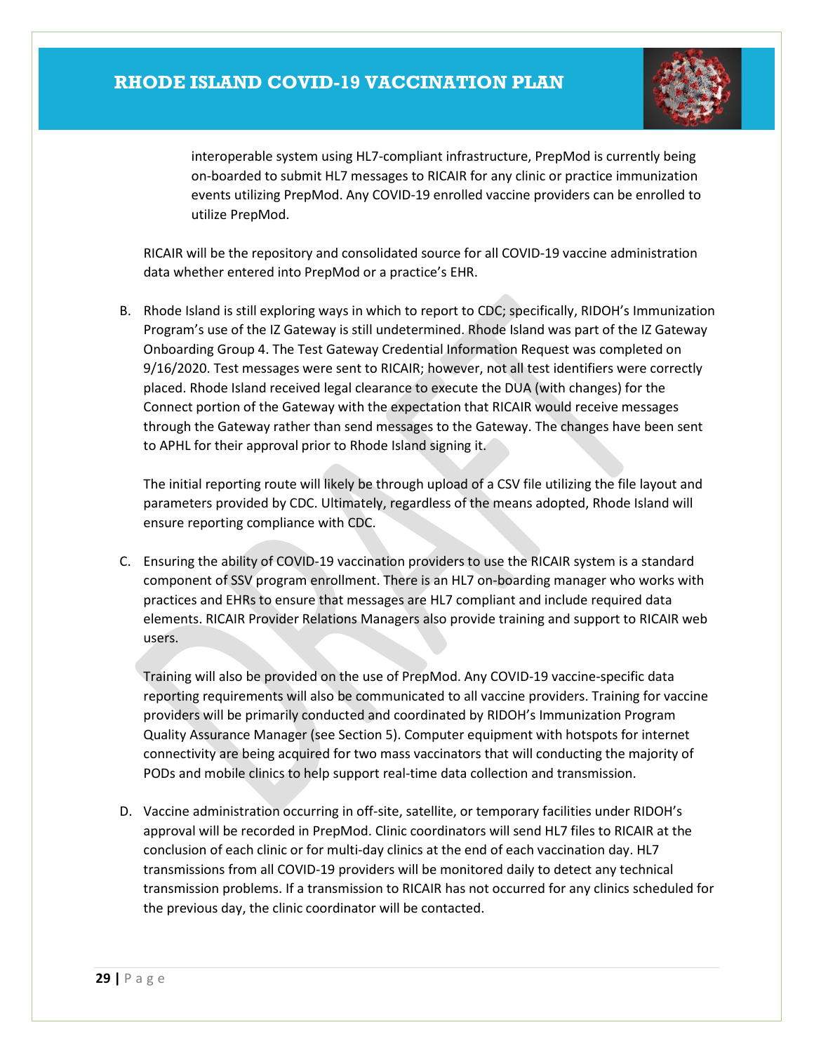interoperable system using HL7-compliant infrastructure, PrepMod is currently being on-boarded to submit HL7 messages to RICAIR for any clinic or practice immunization events utilizing PrepMod. Any COVID-19 enrolled vaccine providers can be enrolled to utilize PrepMod.

RICAIR will be the repository and consolidated source for all COVID-19 vaccine administration data whether entered into PrepMod or a practice's EHR.

B. Rhode Island is still exploring ways in which to report to CDC; specifically, RIDOH's Immunization Program's use of the IZ Gateway is still undetermined. Rhode Island was part of the IZ Gateway Onboarding Group 4. The Test Gateway Credential Information Request was completed on 9/16/2020. Test messages were sent to RICAIR; however, not all test identifiers were correctly placed. Rhode Island received legal clearance to execute the DUA (with changes) for the Connect portion of the Gateway with the expectation that RICAIR would receive messages through the Gateway rather than send messages to the Gateway. The changes have been sent to APHL for their approval prior to Rhode Island signing it.

   The initial reporting route will likely be through upload of a CSV file utilizing the file layout and parameters provided by CDC. Ultimately, regardless of the means adopted, Rhode Island will ensure reporting compliance with CDC.

C. Ensuring the ability of COVID-19 vaccination providers to use the RICAIR system is a standard component of SSV program enrollment. There is an HL7 on-boarding manager who works with practices and EHRs to ensure that messages are HL7 compliant and include required data elements. RICAIR Provider Relations Managers also provide training and support to RICAIR web users.

   Training will also be provided on the use of PrepMod. Any COVID-19 vaccine-specific data reporting requirements will also be communicated to all vaccine providers. Training for vaccine providers will be primarily conducted and coordinated by RIDOH's Immunization Program Quality Assurance Manager (see Section 5). Computer equipment with hotspots for internet connectivity are being acquired for two mass vaccinators that will conducting the majority of PODs and mobile clinics to help support real-time data collection and transmission.

D. Vaccine administration occurring in off-site, satellite, or temporary facilities under RIDOH's approval will be recorded in PrepMod. Clinic coordinators will send HL7 files to RICAIR at the conclusion of each clinic or for multi-day clinics at the end of each vaccination day. HL7 transmissions from all COVID-19 providers will be monitored daily to detect any technical transmission problems. If a transmission to RICAIR has not occurred for any clinics scheduled for the previous day, the clinic coordinator will be contacted.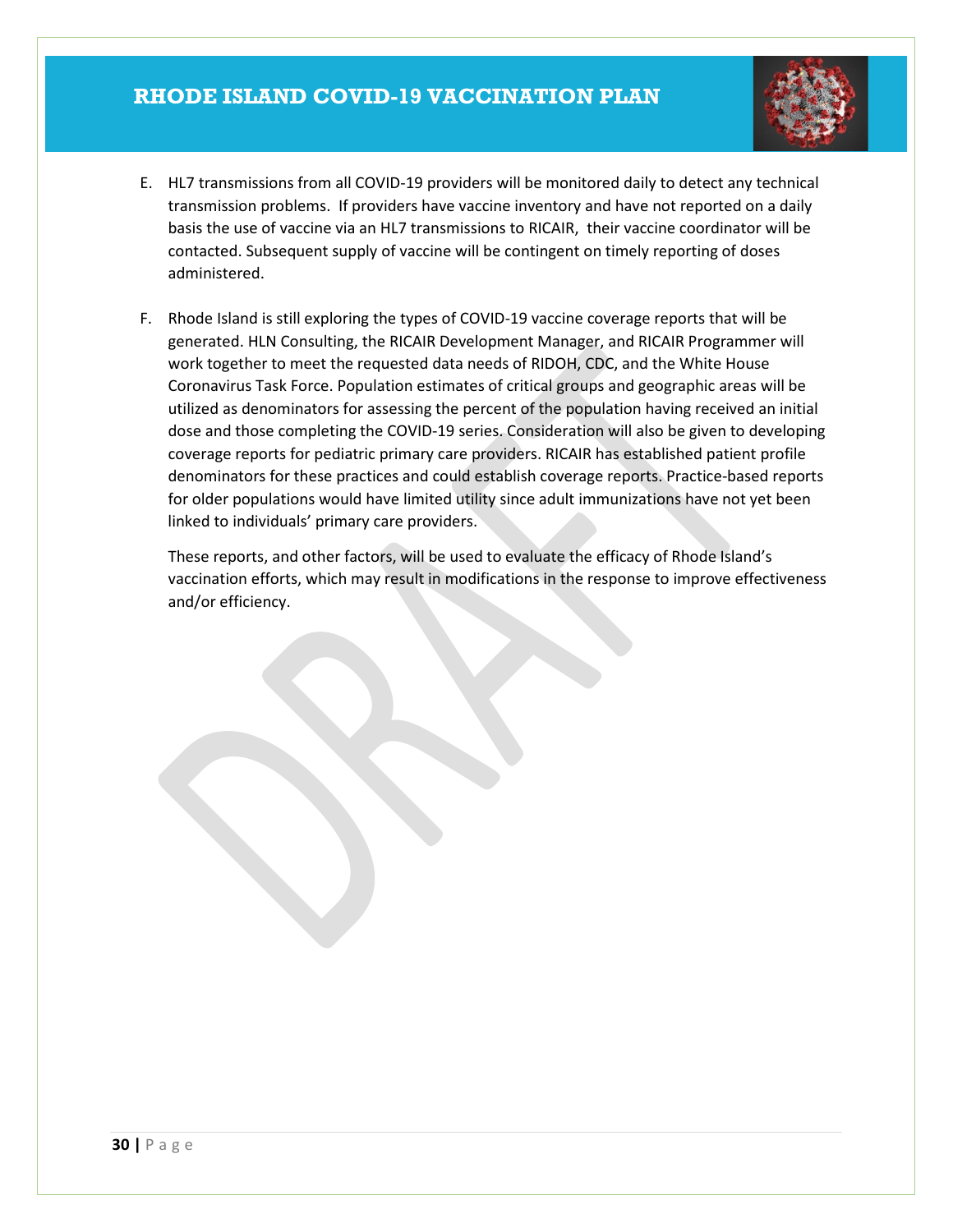E. HL7 transmissions from all COVID-19 providers will be monitored daily to detect any technical transmission problems. If providers have vaccine inventory and have not reported on a daily basis the use of vaccine via an HL7 transmissions to RICAIR, their vaccine coordinator will be contacted. Subsequent supply of vaccine will be contingent on timely reporting of doses administered.

F. Rhode Island is still exploring the types of COVID-19 vaccine coverage reports that will be generated. HLN Consulting, the RICAIR Development Manager, and RICAIR Programmer will work together to meet the requested data needs of RIDOH, CDC, and the White House Coronavirus Task Force. Population estimates of critical groups and geographic areas will be utilized as denominators for assessing the percent of the population having received an initial dose and those completing the COVID-19 series. Consideration will also be given to developing coverage reports for pediatric primary care providers. RICAIR has established patient profile denominators for these practices and could establish coverage reports. Practice-based reports for older populations would have limited utility since adult immunizations have not yet been linked to individuals' primary care providers.

   These reports, and other factors, will be used to evaluate the efficacy of Rhode Island's vaccination efforts, which may result in modifications in the response to improve effectiveness and/or efficiency.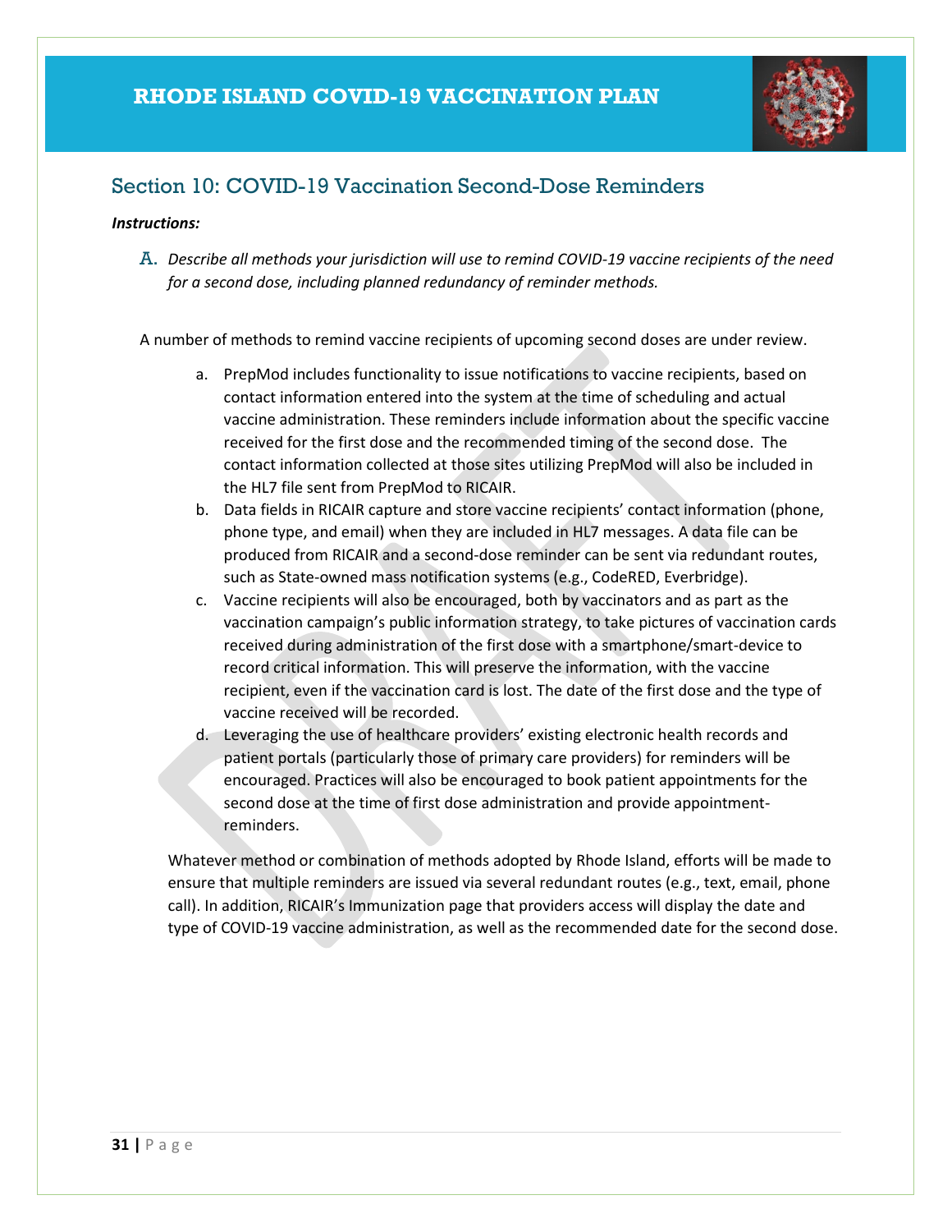## Section 10: COVID-19 Vaccination Second-Dose Reminders

***Instructions:***

A. *Describe all methods your jurisdiction will use to remind COVID-19 vaccine recipients of the need for a second dose, including planned redundancy of reminder methods.*

A number of methods to remind vaccine recipients of upcoming second doses are under review.

a. PrepMod includes functionality to issue notifications to vaccine recipients, based on contact information entered into the system at the time of scheduling and actual vaccine administration. These reminders include information about the specific vaccine received for the first dose and the recommended timing of the second dose. The contact information collected at those sites utilizing PrepMod will also be included in the HL7 file sent from PrepMod to RICAIR.
b. Data fields in RICAIR capture and store vaccine recipients' contact information (phone, phone type, and email) when they are included in HL7 messages. A data file can be produced from RICAIR and a second-dose reminder can be sent via redundant routes, such as State-owned mass notification systems (e.g., CodeRED, Everbridge).
c. Vaccine recipients will also be encouraged, both by vaccinators and as part as the vaccination campaign's public information strategy, to take pictures of vaccination cards received during administration of the first dose with a smartphone/smart-device to record critical information. This will preserve the information, with the vaccine recipient, even if the vaccination card is lost. The date of the first dose and the type of vaccine received will be recorded.
d. Leveraging the use of healthcare providers' existing electronic health records and patient portals (particularly those of primary care providers) for reminders will be encouraged. Practices will also be encouraged to book patient appointments for the second dose at the time of first dose administration and provide appointment-reminders.

Whatever method or combination of methods adopted by Rhode Island, efforts will be made to ensure that multiple reminders are issued via several redundant routes (e.g., text, email, phone call). In addition, RICAIR's Immunization page that providers access will display the date and type of COVID-19 vaccine administration, as well as the recommended date for the second dose.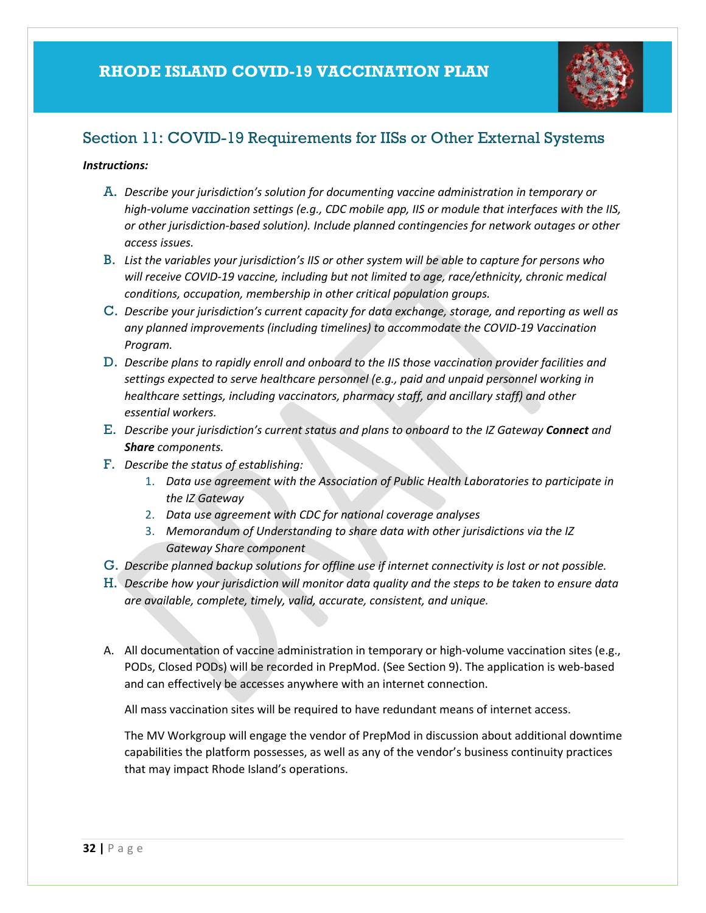## Section 11: COVID-19 Requirements for IISs or Other External Systems

***Instructions:***

A. *Describe your jurisdiction's solution for documenting vaccine administration in temporary or high-volume vaccination settings (e.g., CDC mobile app, IIS or module that interfaces with the IIS, or other jurisdiction-based solution). Include planned contingencies for network outages or other access issues.*

B. *List the variables your jurisdiction's IIS or other system will be able to capture for persons who will receive COVID-19 vaccine, including but not limited to age, race/ethnicity, chronic medical conditions, occupation, membership in other critical population groups.*

C. *Describe your jurisdiction's current capacity for data exchange, storage, and reporting as well as any planned improvements (including timelines) to accommodate the COVID-19 Vaccination Program.*

D. *Describe plans to rapidly enroll and onboard to the IIS those vaccination provider facilities and settings expected to serve healthcare personnel (e.g., paid and unpaid personnel working in healthcare settings, including vaccinators, pharmacy staff, and ancillary staff) and other essential workers.*

E. *Describe your jurisdiction's current status and plans to onboard to the IZ Gateway* ***Connect*** *and* ***Share*** *components.*

F. *Describe the status of establishing:*
   1. *Data use agreement with the Association of Public Health Laboratories to participate in the IZ Gateway*
   2. *Data use agreement with CDC for national coverage analyses*
   3. *Memorandum of Understanding to share data with other jurisdictions via the IZ Gateway Share component*

G. *Describe planned backup solutions for offline use if internet connectivity is lost or not possible.*

H. *Describe how your jurisdiction will monitor data quality and the steps to be taken to ensure data are available, complete, timely, valid, accurate, consistent, and unique.*

A. All documentation of vaccine administration in temporary or high-volume vaccination sites (e.g., PODs, Closed PODs) will be recorded in PrepMod. (See Section 9). The application is web-based and can effectively be accesses anywhere with an internet connection.

   All mass vaccination sites will be required to have redundant means of internet access.

   The MV Workgroup will engage the vendor of PrepMod in discussion about additional downtime capabilities the platform possesses, as well as any of the vendor's business continuity practices that may impact Rhode Island's operations.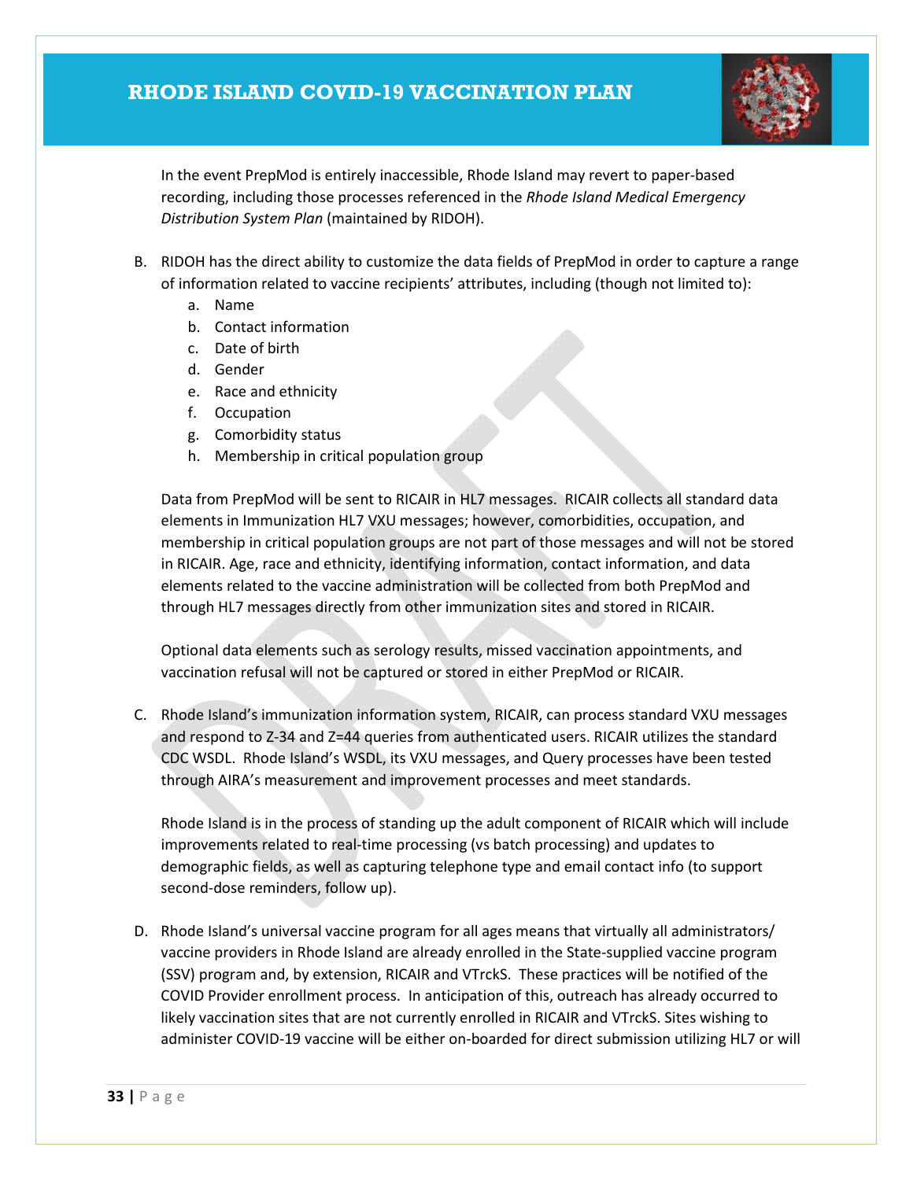In the event PrepMod is entirely inaccessible, Rhode Island may revert to paper-based recording, including those processes referenced in the *Rhode Island Medical Emergency Distribution System Plan* (maintained by RIDOH).

B. RIDOH has the direct ability to customize the data fields of PrepMod in order to capture a range of information related to vaccine recipients' attributes, including (though not limited to):
   a. Name
   b. Contact information
   c. Date of birth
   d. Gender
   e. Race and ethnicity
   f. Occupation
   g. Comorbidity status
   h. Membership in critical population group

   Data from PrepMod will be sent to RICAIR in HL7 messages. RICAIR collects all standard data elements in Immunization HL7 VXU messages; however, comorbidities, occupation, and membership in critical population groups are not part of those messages and will not be stored in RICAIR. Age, race and ethnicity, identifying information, contact information, and data elements related to the vaccine administration will be collected from both PrepMod and through HL7 messages directly from other immunization sites and stored in RICAIR.

   Optional data elements such as serology results, missed vaccination appointments, and vaccination refusal will not be captured or stored in either PrepMod or RICAIR.

C. Rhode Island's immunization information system, RICAIR, can process standard VXU messages and respond to Z-34 and Z=44 queries from authenticated users. RICAIR utilizes the standard CDC WSDL. Rhode Island's WSDL, its VXU messages, and Query processes have been tested through AIRA's measurement and improvement processes and meet standards.

   Rhode Island is in the process of standing up the adult component of RICAIR which will include improvements related to real-time processing (vs batch processing) and updates to demographic fields, as well as capturing telephone type and email contact info (to support second-dose reminders, follow up).

D. Rhode Island's universal vaccine program for all ages means that virtually all administrators/ vaccine providers in Rhode Island are already enrolled in the State-supplied vaccine program (SSV) program and, by extension, RICAIR and VTrckS. These practices will be notified of the COVID Provider enrollment process. In anticipation of this, outreach has already occurred to likely vaccination sites that are not currently enrolled in RICAIR and VTrckS. Sites wishing to administer COVID-19 vaccine will be either on-boarded for direct submission utilizing HL7 or will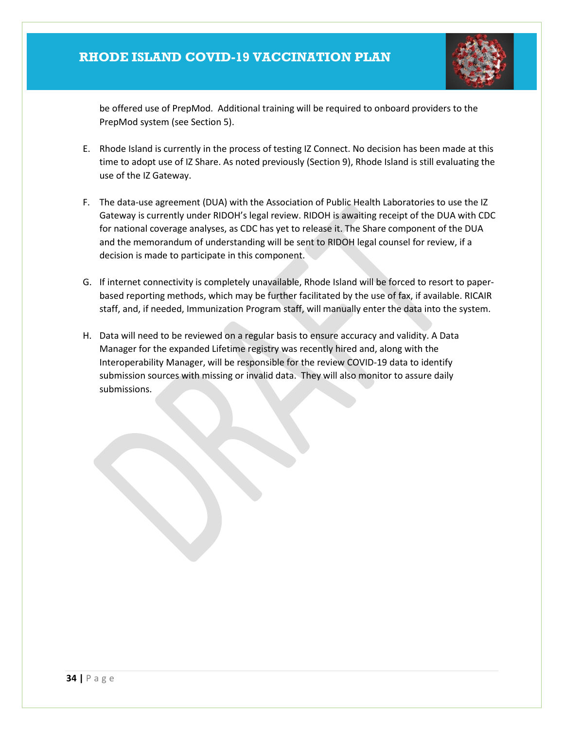be offered use of PrepMod. Additional training will be required to onboard providers to the PrepMod system (see Section 5).

E. Rhode Island is currently in the process of testing IZ Connect. No decision has been made at this time to adopt use of IZ Share. As noted previously (Section 9), Rhode Island is still evaluating the use of the IZ Gateway.

F. The data-use agreement (DUA) with the Association of Public Health Laboratories to use the IZ Gateway is currently under RIDOH's legal review. RIDOH is awaiting receipt of the DUA with CDC for national coverage analyses, as CDC has yet to release it. The Share component of the DUA and the memorandum of understanding will be sent to RIDOH legal counsel for review, if a decision is made to participate in this component.

G. If internet connectivity is completely unavailable, Rhode Island will be forced to resort to paper-based reporting methods, which may be further facilitated by the use of fax, if available. RICAIR staff, and, if needed, Immunization Program staff, will manually enter the data into the system.

H. Data will need to be reviewed on a regular basis to ensure accuracy and validity. A Data Manager for the expanded Lifetime registry was recently hired and, along with the Interoperability Manager, will be responsible for the review COVID-19 data to identify submission sources with missing or invalid data. They will also monitor to assure daily submissions.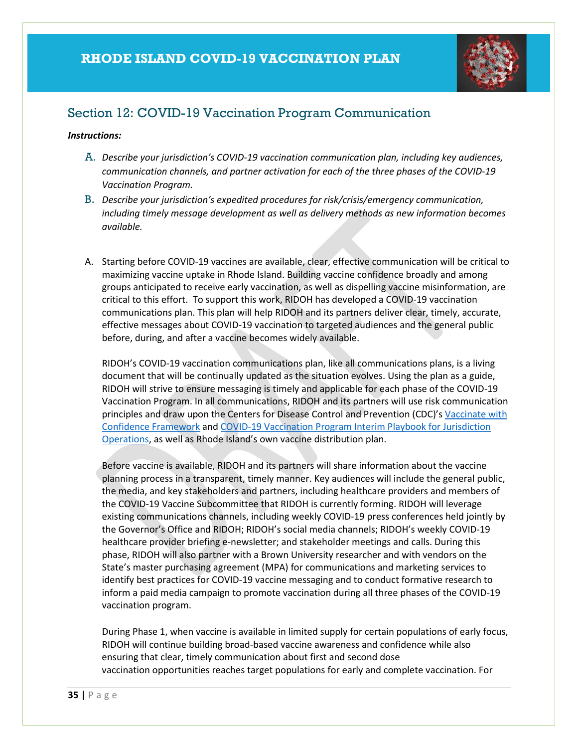## Section 12: COVID-19 Vaccination Program Communication

***Instructions:***

A. *Describe your jurisdiction's COVID-19 vaccination communication plan, including key audiences, communication channels, and partner activation for each of the three phases of the COVID-19 Vaccination Program.*
B. *Describe your jurisdiction's expedited procedures for risk/crisis/emergency communication, including timely message development as well as delivery methods as new information becomes available.*

A. Starting before COVID-19 vaccines are available, clear, effective communication will be critical to maximizing vaccine uptake in Rhode Island. Building vaccine confidence broadly and among groups anticipated to receive early vaccination, as well as dispelling vaccine misinformation, are critical to this effort. To support this work, RIDOH has developed a COVID-19 vaccination communications plan. This plan will help RIDOH and its partners deliver clear, timely, accurate, effective messages about COVID-19 vaccination to targeted audiences and the general public before, during, and after a vaccine becomes widely available.

   RIDOH's COVID-19 vaccination communications plan, like all communications plans, is a living document that will be continually updated as the situation evolves. Using the plan as a guide, RIDOH will strive to ensure messaging is timely and applicable for each phase of the COVID-19 Vaccination Program. In all communications, RIDOH and its partners will use risk communication principles and draw upon the Centers for Disease Control and Prevention (CDC)'s Vaccinate with Confidence Framework and COVID-19 Vaccination Program Interim Playbook for Jurisdiction Operations, as well as Rhode Island's own vaccine distribution plan.

   Before vaccine is available, RIDOH and its partners will share information about the vaccine planning process in a transparent, timely manner. Key audiences will include the general public, the media, and key stakeholders and partners, including healthcare providers and members of the COVID-19 Vaccine Subcommittee that RIDOH is currently forming. RIDOH will leverage existing communications channels, including weekly COVID-19 press conferences held jointly by the Governor's Office and RIDOH; RIDOH's social media channels; RIDOH's weekly COVID-19 healthcare provider briefing e-newsletter; and stakeholder meetings and calls. During this phase, RIDOH will also partner with a Brown University researcher and with vendors on the State's master purchasing agreement (MPA) for communications and marketing services to identify best practices for COVID-19 vaccine messaging and to conduct formative research to inform a paid media campaign to promote vaccination during all three phases of the COVID-19 vaccination program.

   During Phase 1, when vaccine is available in limited supply for certain populations of early focus, RIDOH will continue building broad-based vaccine awareness and confidence while also ensuring that clear, timely communication about first and second dose vaccination opportunities reaches target populations for early and complete vaccination. For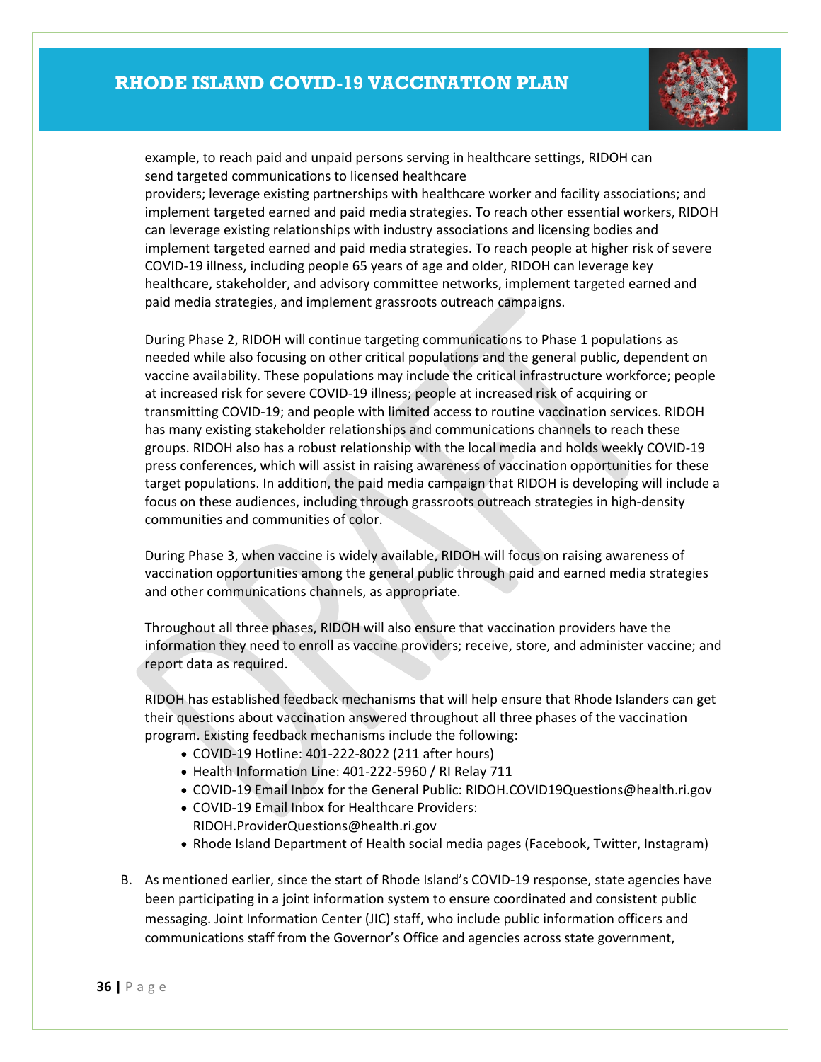example, to reach paid and unpaid persons serving in healthcare settings, RIDOH can send targeted communications to licensed healthcare providers; leverage existing partnerships with healthcare worker and facility associations; and implement targeted earned and paid media strategies. To reach other essential workers, RIDOH can leverage existing relationships with industry associations and licensing bodies and implement targeted earned and paid media strategies. To reach people at higher risk of severe COVID-19 illness, including people 65 years of age and older, RIDOH can leverage key healthcare, stakeholder, and advisory committee networks, implement targeted earned and paid media strategies, and implement grassroots outreach campaigns.

During Phase 2, RIDOH will continue targeting communications to Phase 1 populations as needed while also focusing on other critical populations and the general public, dependent on vaccine availability. These populations may include the critical infrastructure workforce; people at increased risk for severe COVID-19 illness; people at increased risk of acquiring or transmitting COVID-19; and people with limited access to routine vaccination services. RIDOH has many existing stakeholder relationships and communications channels to reach these groups. RIDOH also has a robust relationship with the local media and holds weekly COVID-19 press conferences, which will assist in raising awareness of vaccination opportunities for these target populations. In addition, the paid media campaign that RIDOH is developing will include a focus on these audiences, including through grassroots outreach strategies in high-density communities and communities of color.

During Phase 3, when vaccine is widely available, RIDOH will focus on raising awareness of vaccination opportunities among the general public through paid and earned media strategies and other communications channels, as appropriate.

Throughout all three phases, RIDOH will also ensure that vaccination providers have the information they need to enroll as vaccine providers; receive, store, and administer vaccine; and report data as required.

RIDOH has established feedback mechanisms that will help ensure that Rhode Islanders can get their questions about vaccination answered throughout all three phases of the vaccination program. Existing feedback mechanisms include the following:

- COVID-19 Hotline: 401-222-8022 (211 after hours)
- Health Information Line: 401-222-5960 / RI Relay 711
- COVID-19 Email Inbox for the General Public: RIDOH.COVID19Questions@health.ri.gov
- COVID-19 Email Inbox for Healthcare Providers: RIDOH.ProviderQuestions@health.ri.gov
- Rhode Island Department of Health social media pages (Facebook, Twitter, Instagram)

B. As mentioned earlier, since the start of Rhode Island's COVID-19 response, state agencies have been participating in a joint information system to ensure coordinated and consistent public messaging. Joint Information Center (JIC) staff, who include public information officers and communications staff from the Governor's Office and agencies across state government,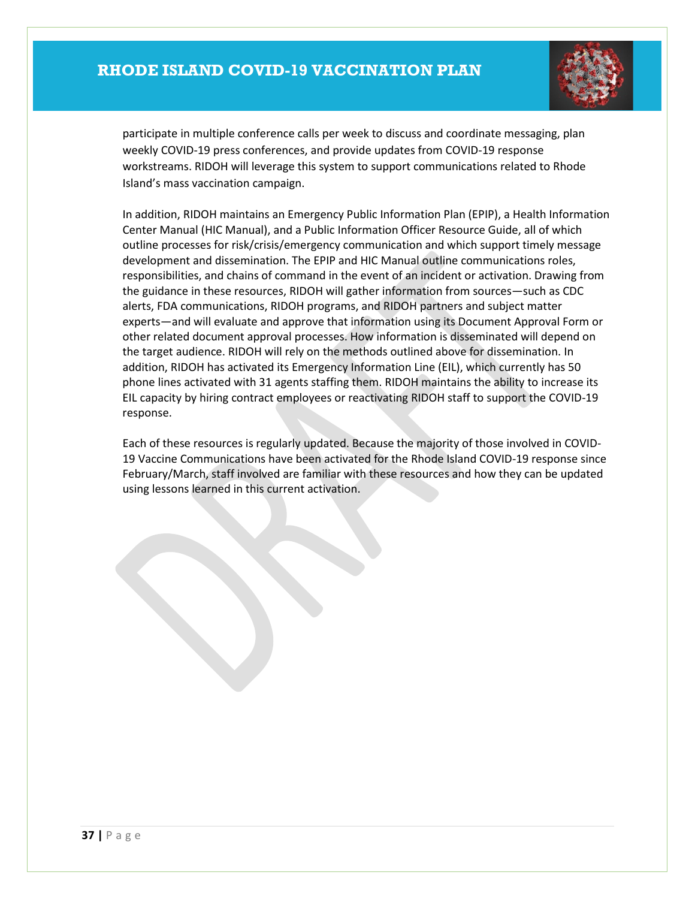participate in multiple conference calls per week to discuss and coordinate messaging, plan weekly COVID-19 press conferences, and provide updates from COVID-19 response workstreams. RIDOH will leverage this system to support communications related to Rhode Island's mass vaccination campaign.

In addition, RIDOH maintains an Emergency Public Information Plan (EPIP), a Health Information Center Manual (HIC Manual), and a Public Information Officer Resource Guide, all of which outline processes for risk/crisis/emergency communication and which support timely message development and dissemination. The EPIP and HIC Manual outline communications roles, responsibilities, and chains of command in the event of an incident or activation. Drawing from the guidance in these resources, RIDOH will gather information from sources—such as CDC alerts, FDA communications, RIDOH programs, and RIDOH partners and subject matter experts—and will evaluate and approve that information using its Document Approval Form or other related document approval processes. How information is disseminated will depend on the target audience. RIDOH will rely on the methods outlined above for dissemination. In addition, RIDOH has activated its Emergency Information Line (EIL), which currently has 50 phone lines activated with 31 agents staffing them. RIDOH maintains the ability to increase its EIL capacity by hiring contract employees or reactivating RIDOH staff to support the COVID-19 response.

Each of these resources is regularly updated. Because the majority of those involved in COVID-19 Vaccine Communications have been activated for the Rhode Island COVID-19 response since February/March, staff involved are familiar with these resources and how they can be updated using lessons learned in this current activation.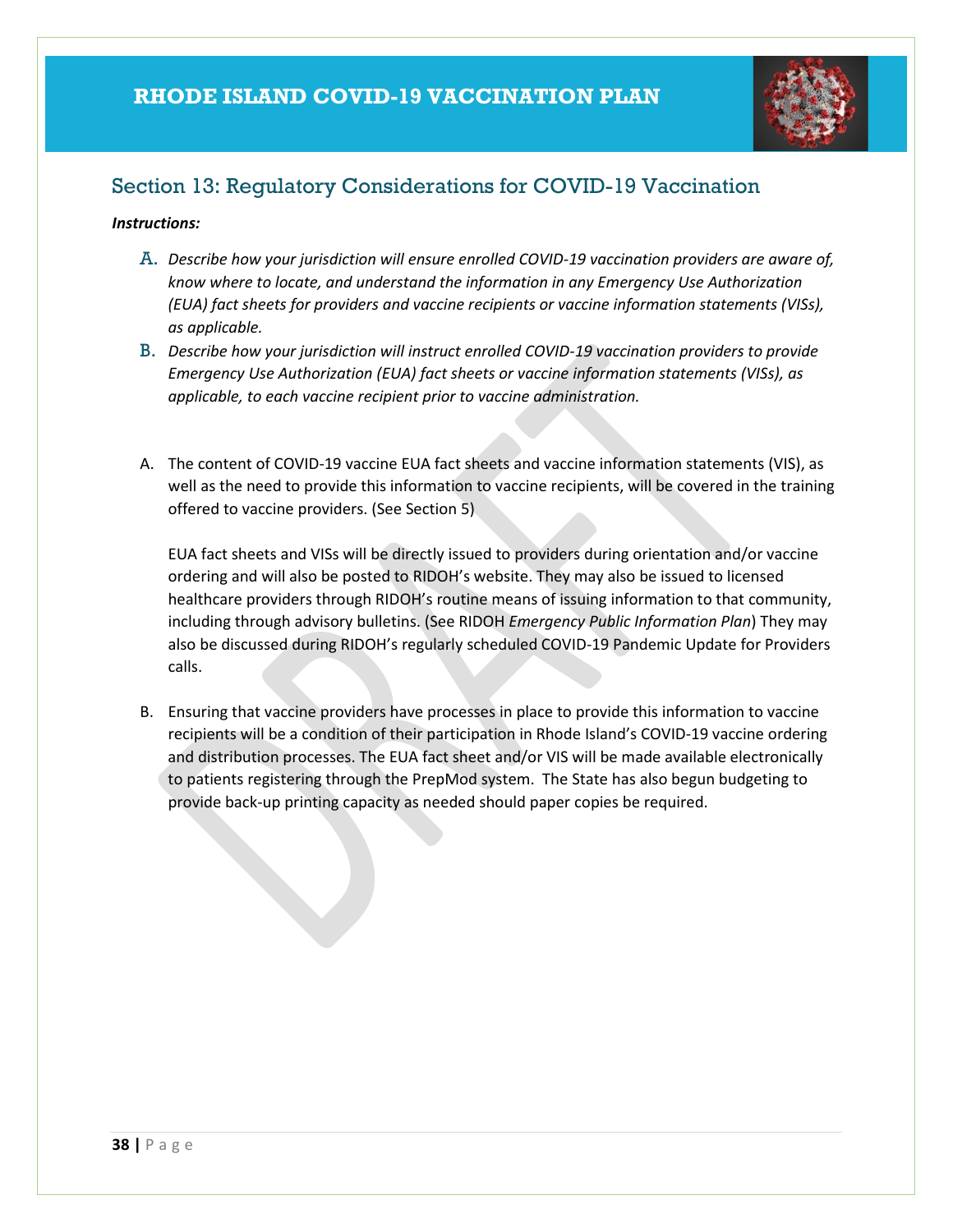## Section 13: Regulatory Considerations for COVID-19 Vaccination

***Instructions:***

A. *Describe how your jurisdiction will ensure enrolled COVID-19 vaccination providers are aware of, know where to locate, and understand the information in any Emergency Use Authorization (EUA) fact sheets for providers and vaccine recipients or vaccine information statements (VISs), as applicable.*

B. *Describe how your jurisdiction will instruct enrolled COVID-19 vaccination providers to provide Emergency Use Authorization (EUA) fact sheets or vaccine information statements (VISs), as applicable, to each vaccine recipient prior to vaccine administration.*

A. The content of COVID-19 vaccine EUA fact sheets and vaccine information statements (VIS), as well as the need to provide this information to vaccine recipients, will be covered in the training offered to vaccine providers. (See Section 5)

   EUA fact sheets and VISs will be directly issued to providers during orientation and/or vaccine ordering and will also be posted to RIDOH's website. They may also be issued to licensed healthcare providers through RIDOH's routine means of issuing information to that community, including through advisory bulletins. (See RIDOH *Emergency Public Information Plan*) They may also be discussed during RIDOH's regularly scheduled COVID-19 Pandemic Update for Providers calls.

B. Ensuring that vaccine providers have processes in place to provide this information to vaccine recipients will be a condition of their participation in Rhode Island's COVID-19 vaccine ordering and distribution processes. The EUA fact sheet and/or VIS will be made available electronically to patients registering through the PrepMod system. The State has also begun budgeting to provide back-up printing capacity as needed should paper copies be required.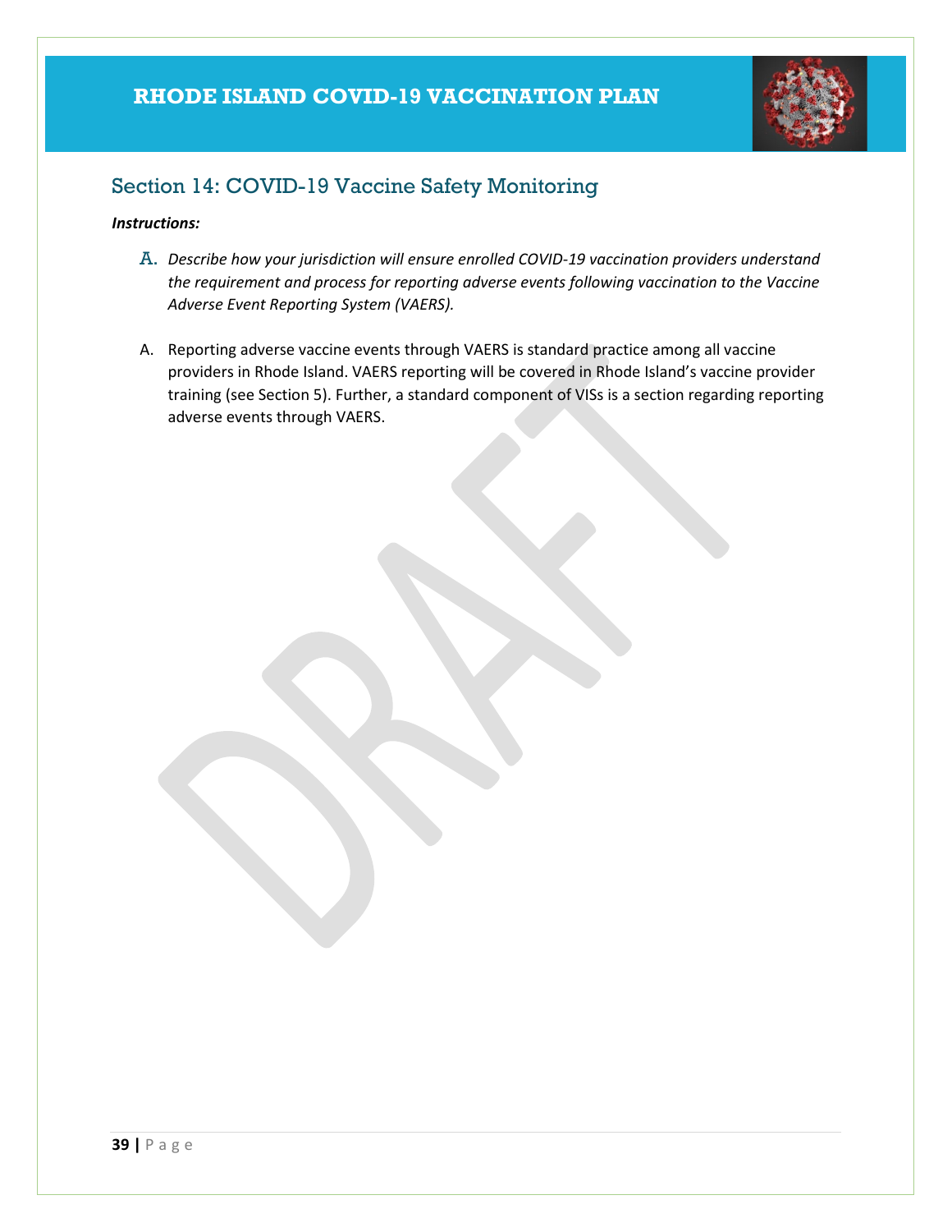## Section 14: COVID-19 Vaccine Safety Monitoring

***Instructions:***

A. *Describe how your jurisdiction will ensure enrolled COVID-19 vaccination providers understand the requirement and process for reporting adverse events following vaccination to the Vaccine Adverse Event Reporting System (VAERS).*

A. Reporting adverse vaccine events through VAERS is standard practice among all vaccine providers in Rhode Island. VAERS reporting will be covered in Rhode Island's vaccine provider training (see Section 5). Further, a standard component of VISs is a section regarding reporting adverse events through VAERS.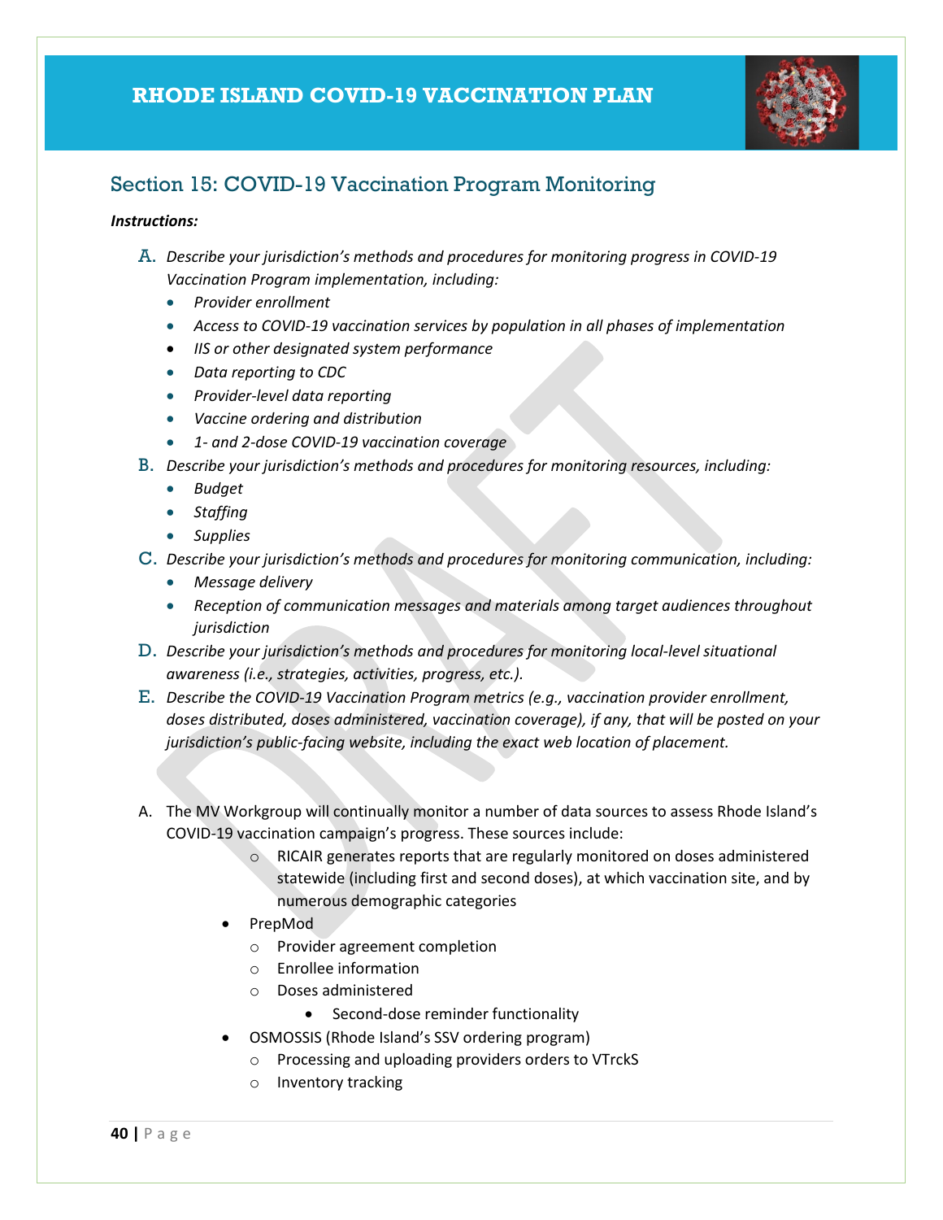## Section 15: COVID-19 Vaccination Program Monitoring

***Instructions:***

A. *Describe your jurisdiction's methods and procedures for monitoring progress in COVID-19 Vaccination Program implementation, including:*
   - *Provider enrollment*
   - *Access to COVID-19 vaccination services by population in all phases of implementation*
   - *IIS or other designated system performance*
   - *Data reporting to CDC*
   - *Provider-level data reporting*
   - *Vaccine ordering and distribution*
   - *1- and 2-dose COVID-19 vaccination coverage*

B. *Describe your jurisdiction's methods and procedures for monitoring resources, including:*
   - *Budget*
   - *Staffing*
   - *Supplies*

C. *Describe your jurisdiction's methods and procedures for monitoring communication, including:*
   - *Message delivery*
   - *Reception of communication messages and materials among target audiences throughout jurisdiction*

D. *Describe your jurisdiction's methods and procedures for monitoring local-level situational awareness (i.e., strategies, activities, progress, etc.).*

E. *Describe the COVID-19 Vaccination Program metrics (e.g., vaccination provider enrollment, doses distributed, doses administered, vaccination coverage), if any, that will be posted on your jurisdiction's public-facing website, including the exact web location of placement.*

A. The MV Workgroup will continually monitor a number of data sources to assess Rhode Island's COVID-19 vaccination campaign's progress. These sources include:
   - RICAIR generates reports that are regularly monitored on doses administered statewide (including first and second doses), at which vaccination site, and by numerous demographic categories
   - PrepMod
     - Provider agreement completion
     - Enrollee information
     - Doses administered
       - Second-dose reminder functionality
   - OSMOSSIS (Rhode Island's SSV ordering program)
     - Processing and uploading providers orders to VTrckS
     - Inventory tracking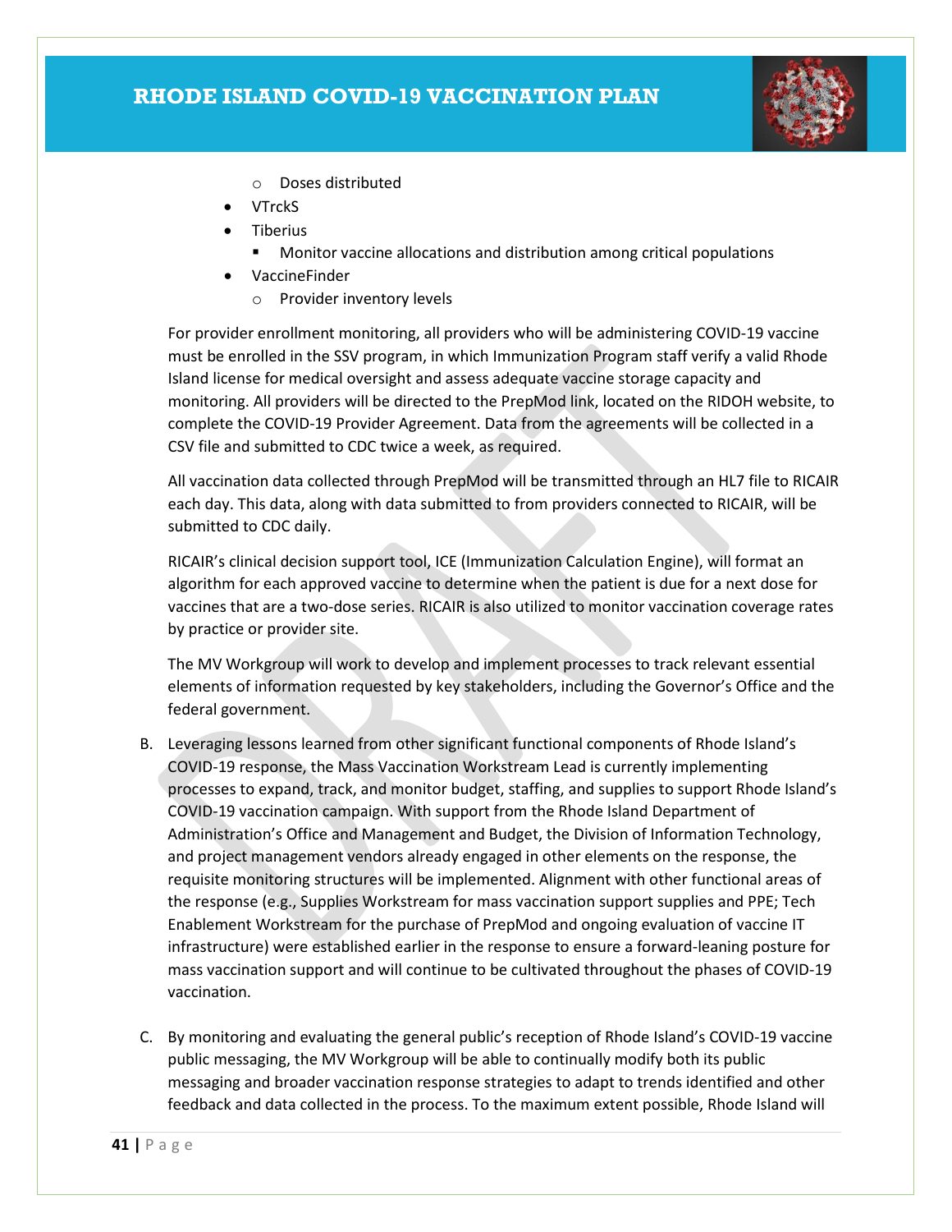- Doses distributed
- VTrckS
- Tiberius
  - Monitor vaccine allocations and distribution among critical populations
- VaccineFinder
  - Provider inventory levels

For provider enrollment monitoring, all providers who will be administering COVID-19 vaccine must be enrolled in the SSV program, in which Immunization Program staff verify a valid Rhode Island license for medical oversight and assess adequate vaccine storage capacity and monitoring. All providers will be directed to the PrepMod link, located on the RIDOH website, to complete the COVID-19 Provider Agreement. Data from the agreements will be collected in a CSV file and submitted to CDC twice a week, as required.

All vaccination data collected through PrepMod will be transmitted through an HL7 file to RICAIR each day. This data, along with data submitted to from providers connected to RICAIR, will be submitted to CDC daily.

RICAIR's clinical decision support tool, ICE (Immunization Calculation Engine), will format an algorithm for each approved vaccine to determine when the patient is due for a next dose for vaccines that are a two-dose series. RICAIR is also utilized to monitor vaccination coverage rates by practice or provider site.

The MV Workgroup will work to develop and implement processes to track relevant essential elements of information requested by key stakeholders, including the Governor's Office and the federal government.

B. Leveraging lessons learned from other significant functional components of Rhode Island's COVID-19 response, the Mass Vaccination Workstream Lead is currently implementing processes to expand, track, and monitor budget, staffing, and supplies to support Rhode Island's COVID-19 vaccination campaign. With support from the Rhode Island Department of Administration's Office and Management and Budget, the Division of Information Technology, and project management vendors already engaged in other elements on the response, the requisite monitoring structures will be implemented. Alignment with other functional areas of the response (e.g., Supplies Workstream for mass vaccination support supplies and PPE; Tech Enablement Workstream for the purchase of PrepMod and ongoing evaluation of vaccine IT infrastructure) were established earlier in the response to ensure a forward-leaning posture for mass vaccination support and will continue to be cultivated throughout the phases of COVID-19 vaccination.

C. By monitoring and evaluating the general public's reception of Rhode Island's COVID-19 vaccine public messaging, the MV Workgroup will be able to continually modify both its public messaging and broader vaccination response strategies to adapt to trends identified and other feedback and data collected in the process. To the maximum extent possible, Rhode Island will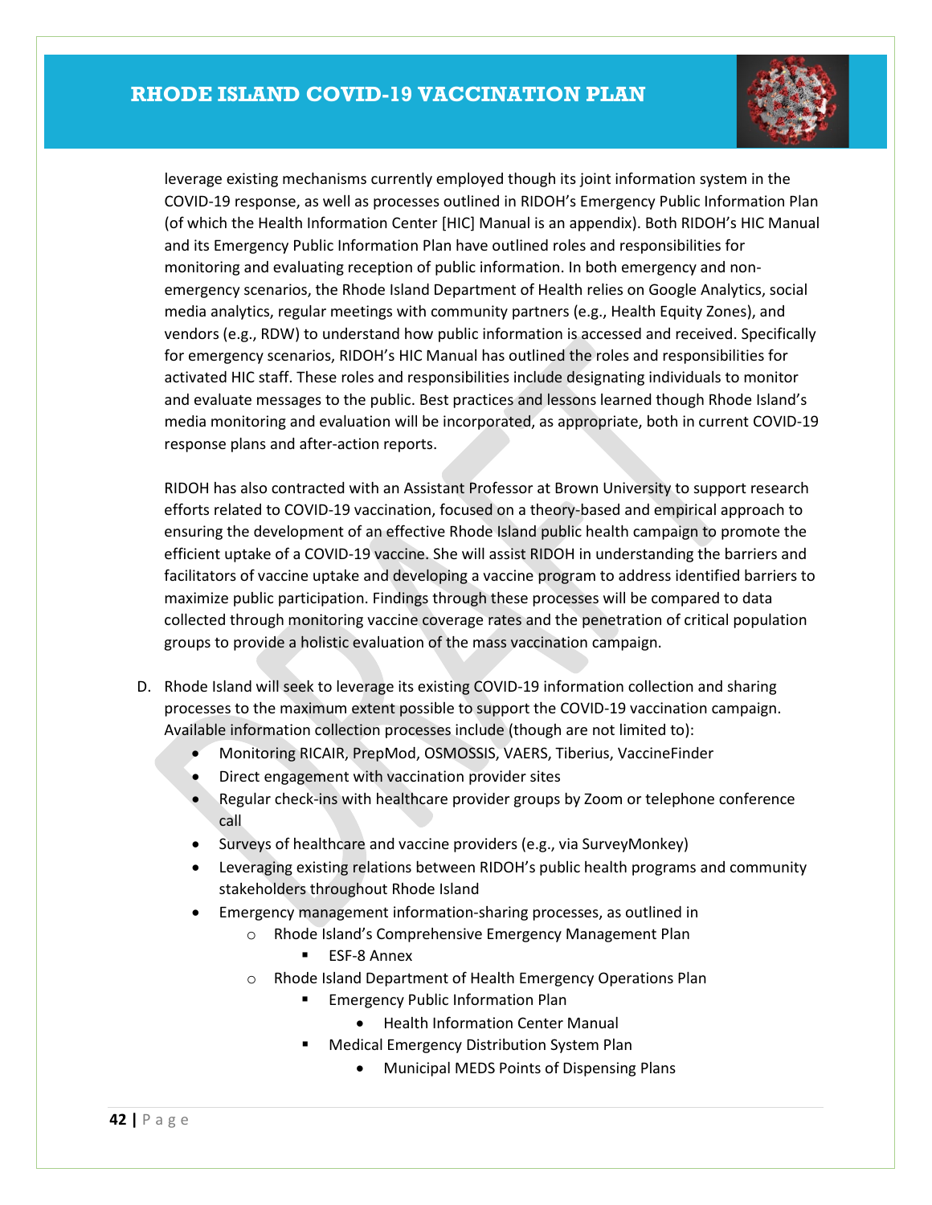leverage existing mechanisms currently employed though its joint information system in the COVID-19 response, as well as processes outlined in RIDOH's Emergency Public Information Plan (of which the Health Information Center [HIC] Manual is an appendix). Both RIDOH's HIC Manual and its Emergency Public Information Plan have outlined roles and responsibilities for monitoring and evaluating reception of public information. In both emergency and non-emergency scenarios, the Rhode Island Department of Health relies on Google Analytics, social media analytics, regular meetings with community partners (e.g., Health Equity Zones), and vendors (e.g., RDW) to understand how public information is accessed and received. Specifically for emergency scenarios, RIDOH's HIC Manual has outlined the roles and responsibilities for activated HIC staff. These roles and responsibilities include designating individuals to monitor and evaluate messages to the public. Best practices and lessons learned though Rhode Island's media monitoring and evaluation will be incorporated, as appropriate, both in current COVID-19 response plans and after-action reports.

RIDOH has also contracted with an Assistant Professor at Brown University to support research efforts related to COVID-19 vaccination, focused on a theory-based and empirical approach to ensuring the development of an effective Rhode Island public health campaign to promote the efficient uptake of a COVID-19 vaccine. She will assist RIDOH in understanding the barriers and facilitators of vaccine uptake and developing a vaccine program to address identified barriers to maximize public participation. Findings through these processes will be compared to data collected through monitoring vaccine coverage rates and the penetration of critical population groups to provide a holistic evaluation of the mass vaccination campaign.

D. Rhode Island will seek to leverage its existing COVID-19 information collection and sharing processes to the maximum extent possible to support the COVID-19 vaccination campaign. Available information collection processes include (though are not limited to):
   - Monitoring RICAIR, PrepMod, OSMOSSIS, VAERS, Tiberius, VaccineFinder
   - Direct engagement with vaccination provider sites
   - Regular check-ins with healthcare provider groups by Zoom or telephone conference call
   - Surveys of healthcare and vaccine providers (e.g., via SurveyMonkey)
   - Leveraging existing relations between RIDOH's public health programs and community stakeholders throughout Rhode Island
   - Emergency management information-sharing processes, as outlined in
     - Rhode Island's Comprehensive Emergency Management Plan
       - ESF-8 Annex
     - Rhode Island Department of Health Emergency Operations Plan
       - Emergency Public Information Plan
         - Health Information Center Manual
       - Medical Emergency Distribution System Plan
         - Municipal MEDS Points of Dispensing Plans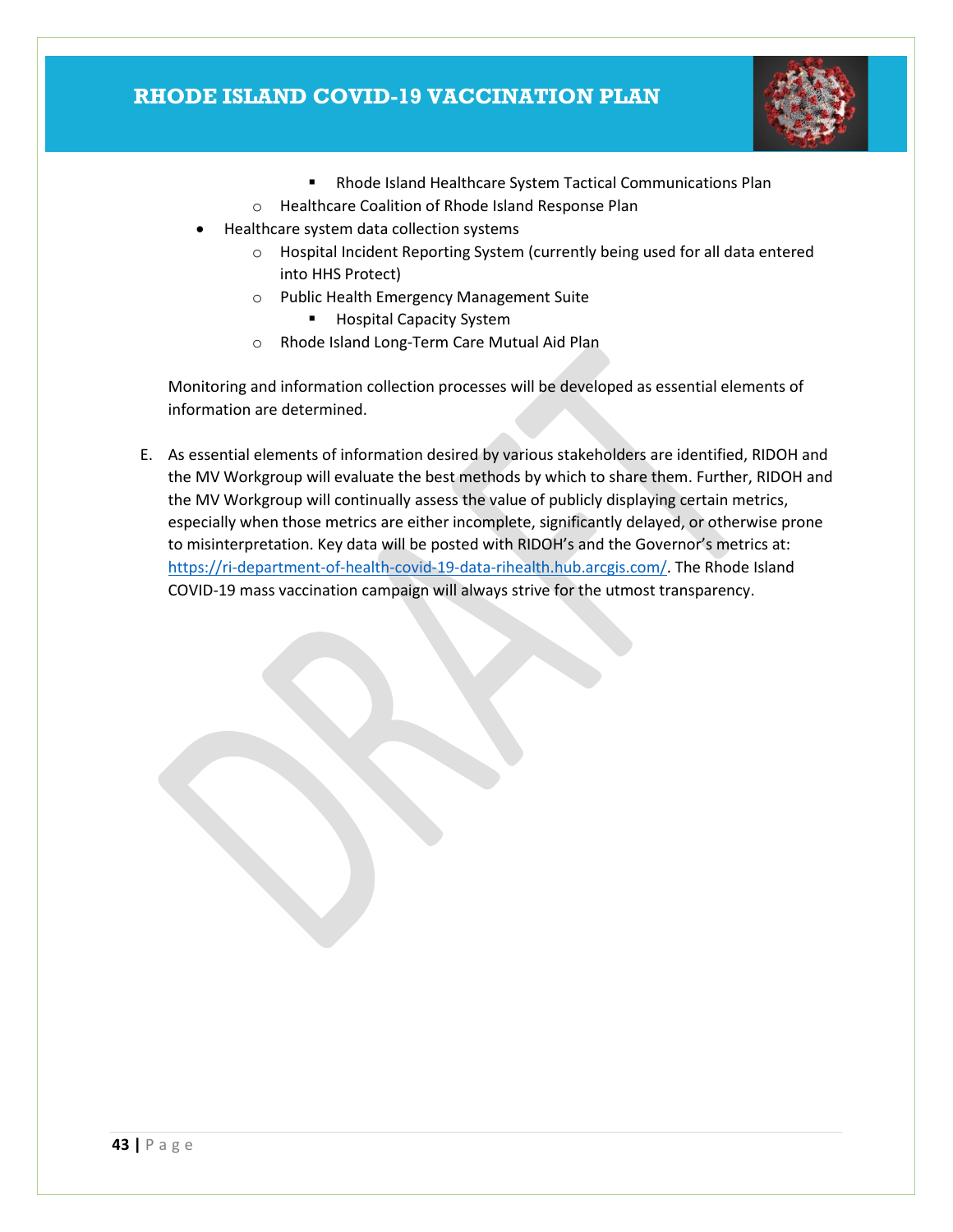- Rhode Island Healthcare System Tactical Communications Plan
    - Healthcare Coalition of Rhode Island Response Plan
- Healthcare system data collection systems
    - Hospital Incident Reporting System (currently being used for all data entered into HHS Protect)
    - Public Health Emergency Management Suite
        - Hospital Capacity System
    - Rhode Island Long-Term Care Mutual Aid Plan

Monitoring and information collection processes will be developed as essential elements of information are determined.

E. As essential elements of information desired by various stakeholders are identified, RIDOH and the MV Workgroup will evaluate the best methods by which to share them. Further, RIDOH and the MV Workgroup will continually assess the value of publicly displaying certain metrics, especially when those metrics are either incomplete, significantly delayed, or otherwise prone to misinterpretation. Key data will be posted with RIDOH's and the Governor's metrics at: https://ri-department-of-health-covid-19-data-rihealth.hub.arcgis.com/. The Rhode Island COVID-19 mass vaccination campaign will always strive for the utmost transparency.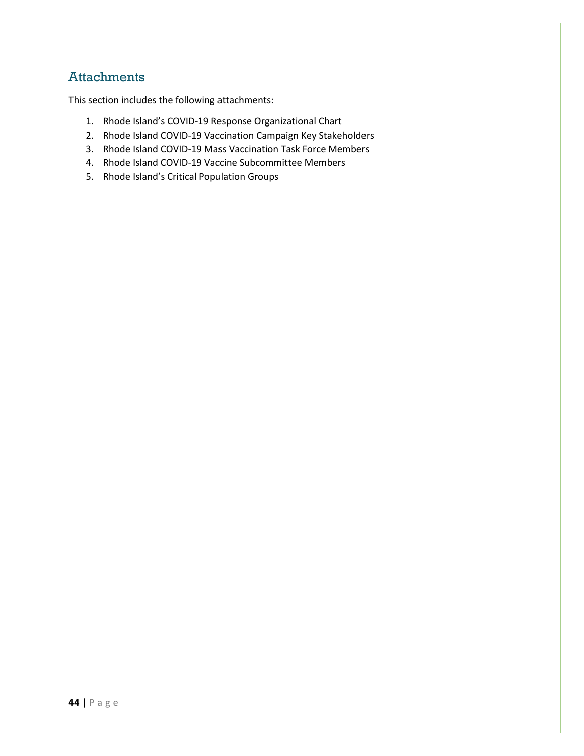## Attachments

This section includes the following attachments:

1. Rhode Island's COVID-19 Response Organizational Chart
2. Rhode Island COVID-19 Vaccination Campaign Key Stakeholders
3. Rhode Island COVID-19 Mass Vaccination Task Force Members
4. Rhode Island COVID-19 Vaccine Subcommittee Members
5. Rhode Island's Critical Population Groups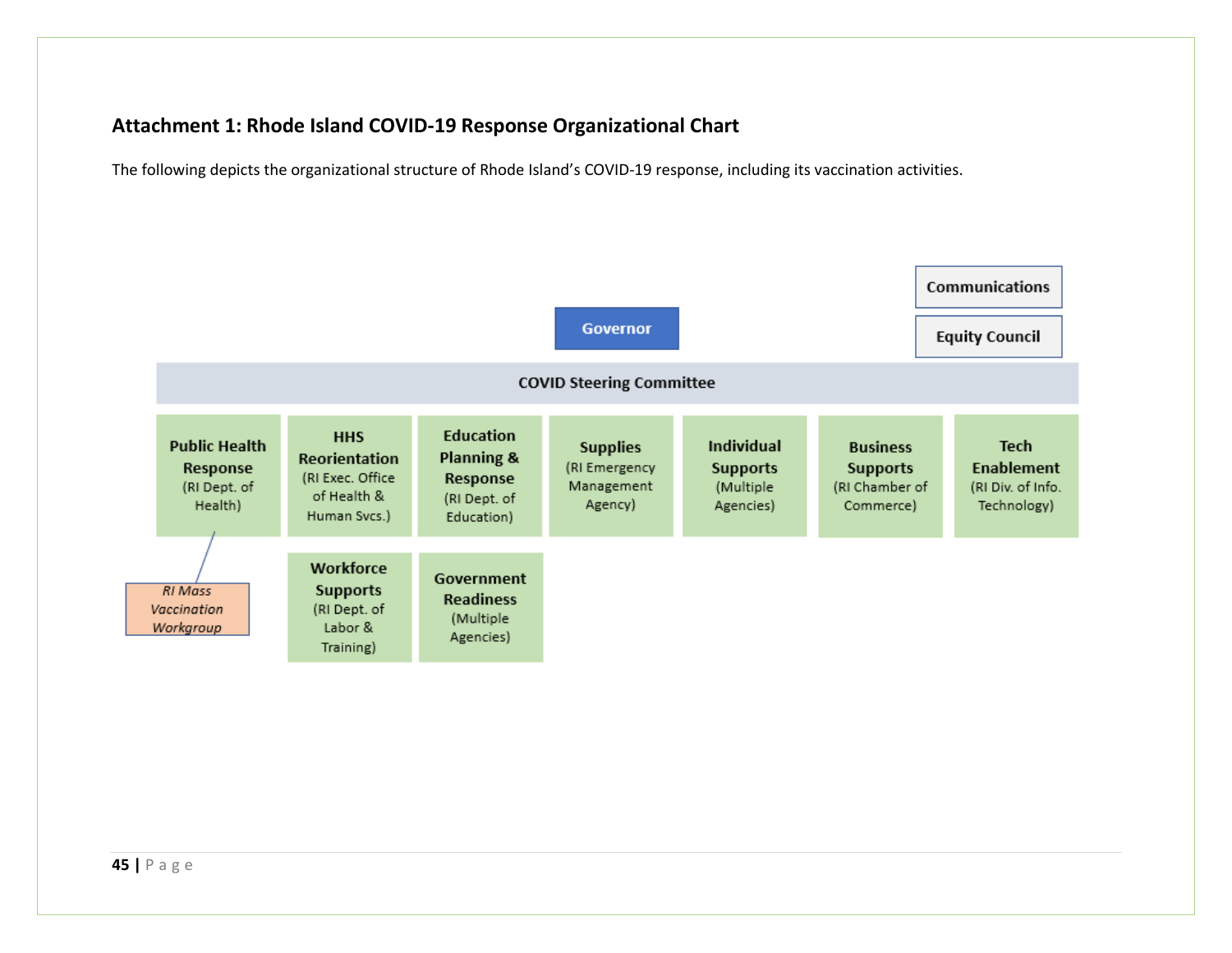## Attachment 1: Rhode Island COVID-19 Response Organizational Chart

The following depicts the organizational structure of Rhode Island's COVID-19 response, including its vaccination activities.

Communications

Equity Council

Governor

COVID Steering Committee

**Public Health Response** (RI Dept. of Health)

*RI Mass Vaccination Workgroup*

**HHS Reorientation** (RI Exec. Office of Health & Human Svcs.)

**Education Planning & Response** (RI Dept. of Education)

**Supplies** (RI Emergency Management Agency)

**Individual Supports** (Multiple Agencies)

**Business Supports** (RI Chamber of Commerce)

**Tech Enablement** (RI Div. of Info. Technology)

**Workforce Supports** (RI Dept. of Labor & Training)

**Government Readiness** (Multiple Agencies)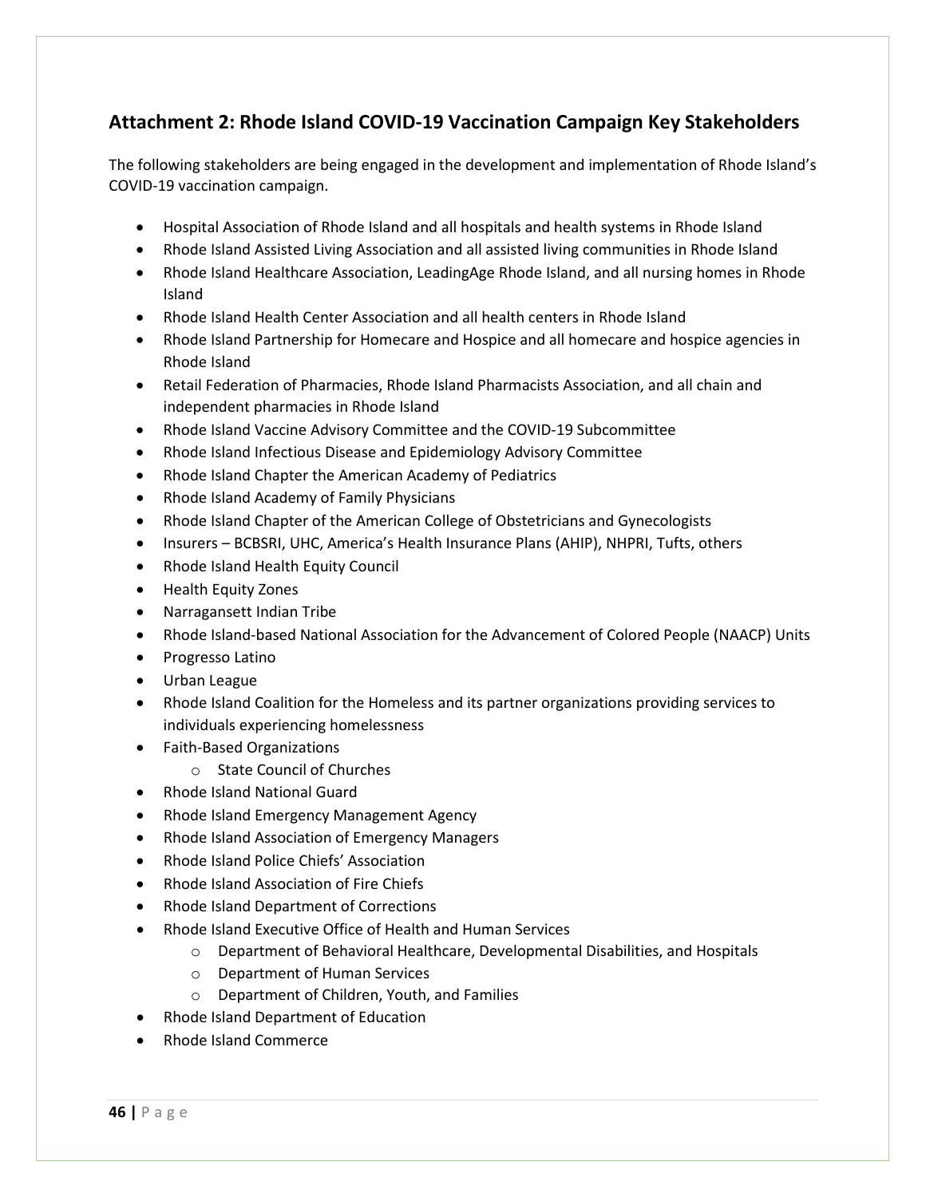## Attachment 2: Rhode Island COVID-19 Vaccination Campaign Key Stakeholders

The following stakeholders are being engaged in the development and implementation of Rhode Island's COVID-19 vaccination campaign.

- Hospital Association of Rhode Island and all hospitals and health systems in Rhode Island
- Rhode Island Assisted Living Association and all assisted living communities in Rhode Island
- Rhode Island Healthcare Association, LeadingAge Rhode Island, and all nursing homes in Rhode Island
- Rhode Island Health Center Association and all health centers in Rhode Island
- Rhode Island Partnership for Homecare and Hospice and all homecare and hospice agencies in Rhode Island
- Retail Federation of Pharmacies, Rhode Island Pharmacists Association, and all chain and independent pharmacies in Rhode Island
- Rhode Island Vaccine Advisory Committee and the COVID-19 Subcommittee
- Rhode Island Infectious Disease and Epidemiology Advisory Committee
- Rhode Island Chapter the American Academy of Pediatrics
- Rhode Island Academy of Family Physicians
- Rhode Island Chapter of the American College of Obstetricians and Gynecologists
- Insurers – BCBSRI, UHC, America's Health Insurance Plans (AHIP), NHPRI, Tufts, others
- Rhode Island Health Equity Council
- Health Equity Zones
- Narragansett Indian Tribe
- Rhode Island-based National Association for the Advancement of Colored People (NAACP) Units
- Progresso Latino
- Urban League
- Rhode Island Coalition for the Homeless and its partner organizations providing services to individuals experiencing homelessness
- Faith-Based Organizations
  - State Council of Churches
- Rhode Island National Guard
- Rhode Island Emergency Management Agency
- Rhode Island Association of Emergency Managers
- Rhode Island Police Chiefs' Association
- Rhode Island Association of Fire Chiefs
- Rhode Island Department of Corrections
- Rhode Island Executive Office of Health and Human Services
  - Department of Behavioral Healthcare, Developmental Disabilities, and Hospitals
  - Department of Human Services
  - Department of Children, Youth, and Families
- Rhode Island Department of Education
- Rhode Island Commerce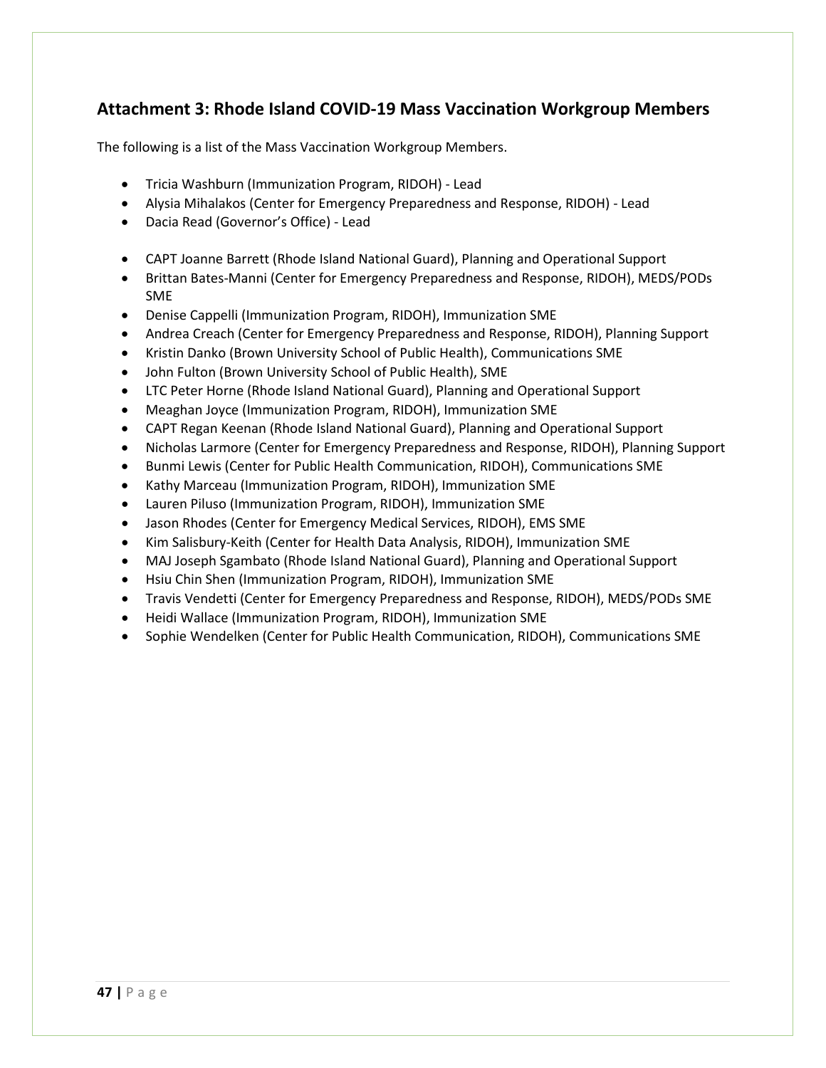## Attachment 3: Rhode Island COVID-19 Mass Vaccination Workgroup Members

The following is a list of the Mass Vaccination Workgroup Members.

- Tricia Washburn (Immunization Program, RIDOH) - Lead
- Alysia Mihalakos (Center for Emergency Preparedness and Response, RIDOH) - Lead
- Dacia Read (Governor's Office) - Lead

- CAPT Joanne Barrett (Rhode Island National Guard), Planning and Operational Support
- Brittan Bates-Manni (Center for Emergency Preparedness and Response, RIDOH), MEDS/PODs SME
- Denise Cappelli (Immunization Program, RIDOH), Immunization SME
- Andrea Creach (Center for Emergency Preparedness and Response, RIDOH), Planning Support
- Kristin Danko (Brown University School of Public Health), Communications SME
- John Fulton (Brown University School of Public Health), SME
- LTC Peter Horne (Rhode Island National Guard), Planning and Operational Support
- Meaghan Joyce (Immunization Program, RIDOH), Immunization SME
- CAPT Regan Keenan (Rhode Island National Guard), Planning and Operational Support
- Nicholas Larmore (Center for Emergency Preparedness and Response, RIDOH), Planning Support
- Bunmi Lewis (Center for Public Health Communication, RIDOH), Communications SME
- Kathy Marceau (Immunization Program, RIDOH), Immunization SME
- Lauren Piluso (Immunization Program, RIDOH), Immunization SME
- Jason Rhodes (Center for Emergency Medical Services, RIDOH), EMS SME
- Kim Salisbury-Keith (Center for Health Data Analysis, RIDOH), Immunization SME
- MAJ Joseph Sgambato (Rhode Island National Guard), Planning and Operational Support
- Hsiu Chin Shen (Immunization Program, RIDOH), Immunization SME
- Travis Vendetti (Center for Emergency Preparedness and Response, RIDOH), MEDS/PODs SME
- Heidi Wallace (Immunization Program, RIDOH), Immunization SME
- Sophie Wendelken (Center for Public Health Communication, RIDOH), Communications SME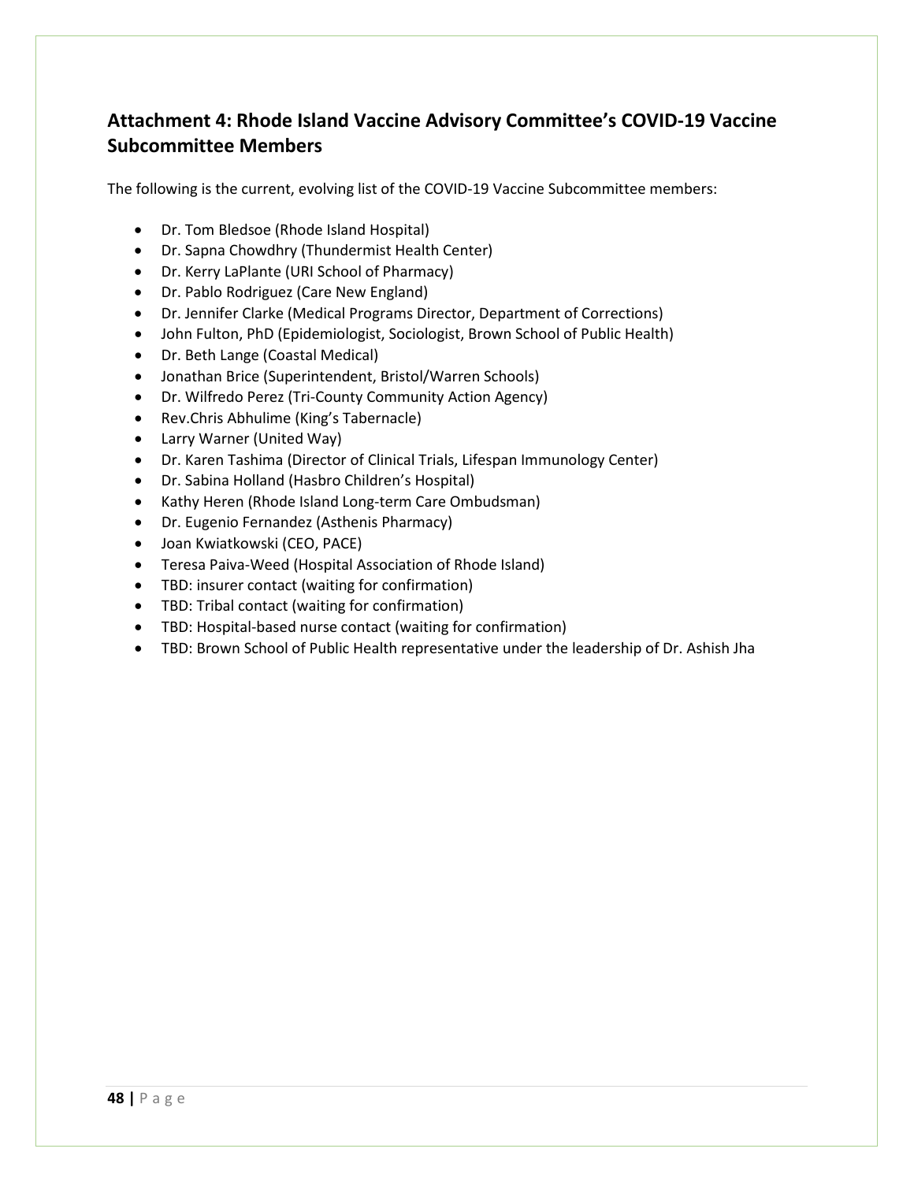## Attachment 4: Rhode Island Vaccine Advisory Committee's COVID-19 Vaccine Subcommittee Members

The following is the current, evolving list of the COVID-19 Vaccine Subcommittee members:

- Dr. Tom Bledsoe (Rhode Island Hospital)
- Dr. Sapna Chowdhry (Thundermist Health Center)
- Dr. Kerry LaPlante (URI School of Pharmacy)
- Dr. Pablo Rodriguez (Care New England)
- Dr. Jennifer Clarke (Medical Programs Director, Department of Corrections)
- John Fulton, PhD (Epidemiologist, Sociologist, Brown School of Public Health)
- Dr. Beth Lange (Coastal Medical)
- Jonathan Brice (Superintendent, Bristol/Warren Schools)
- Dr. Wilfredo Perez (Tri-County Community Action Agency)
- Rev.Chris Abhulime (King's Tabernacle)
- Larry Warner (United Way)
- Dr. Karen Tashima (Director of Clinical Trials, Lifespan Immunology Center)
- Dr. Sabina Holland (Hasbro Children's Hospital)
- Kathy Heren (Rhode Island Long-term Care Ombudsman)
- Dr. Eugenio Fernandez (Asthenis Pharmacy)
- Joan Kwiatkowski (CEO, PACE)
- Teresa Paiva-Weed (Hospital Association of Rhode Island)
- TBD: insurer contact (waiting for confirmation)
- TBD: Tribal contact (waiting for confirmation)
- TBD: Hospital-based nurse contact (waiting for confirmation)
- TBD: Brown School of Public Health representative under the leadership of Dr. Ashish Jha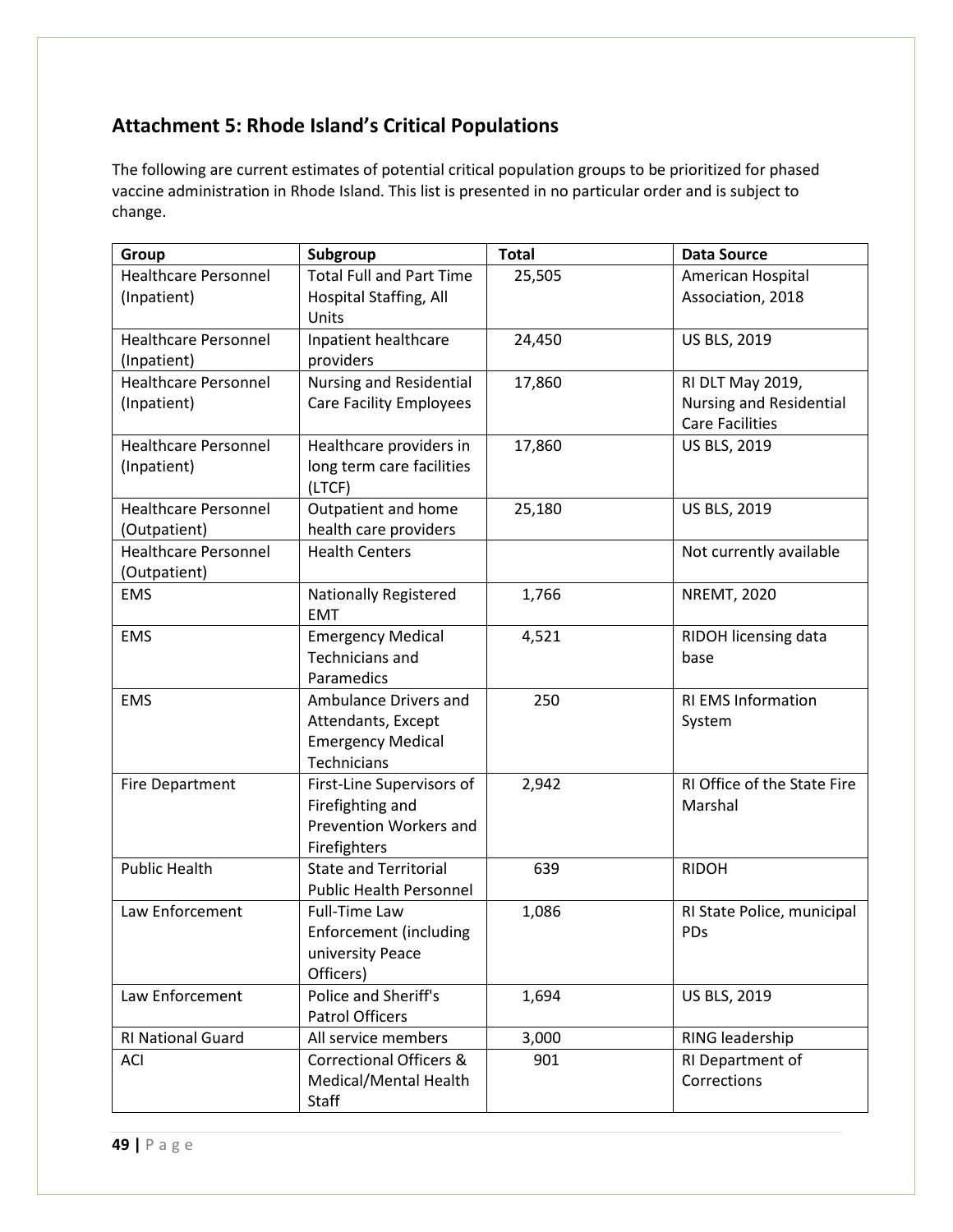## Attachment 5: Rhode Island's Critical Populations

The following are current estimates of potential critical population groups to be prioritized for phased vaccine administration in Rhode Island. This list is presented in no particular order and is subject to change.

| Group | Subgroup | Total | Data Source |
|---|---|---|---|
| Healthcare Personnel (Inpatient) | Total Full and Part Time Hospital Staffing, All Units | 25,505 | American Hospital Association, 2018 |
| Healthcare Personnel (Inpatient) | Inpatient healthcare providers | 24,450 | US BLS, 2019 |
| Healthcare Personnel (Inpatient) | Nursing and Residential Care Facility Employees | 17,860 | RI DLT May 2019, Nursing and Residential Care Facilities |
| Healthcare Personnel (Inpatient) | Healthcare providers in long term care facilities (LTCF) | 17,860 | US BLS, 2019 |
| Healthcare Personnel (Outpatient) | Outpatient and home health care providers | 25,180 | US BLS, 2019 |
| Healthcare Personnel (Outpatient) | Health Centers | | Not currently available |
| EMS | Nationally Registered EMT | 1,766 | NREMT, 2020 |
| EMS | Emergency Medical Technicians and Paramedics | 4,521 | RIDOH licensing data base |
| EMS | Ambulance Drivers and Attendants, Except Emergency Medical Technicians | 250 | RI EMS Information System |
| Fire Department | First-Line Supervisors of Firefighting and Prevention Workers and Firefighters | 2,942 | RI Office of the State Fire Marshal |
| Public Health | State and Territorial Public Health Personnel | 639 | RIDOH |
| Law Enforcement | Full-Time Law Enforcement (including university Peace Officers) | 1,086 | RI State Police, municipal PDs |
| Law Enforcement | Police and Sheriff's Patrol Officers | 1,694 | US BLS, 2019 |
| RI National Guard | All service members | 3,000 | RING leadership |
| ACI | Correctional Officers & Medical/Mental Health Staff | 901 | RI Department of Corrections |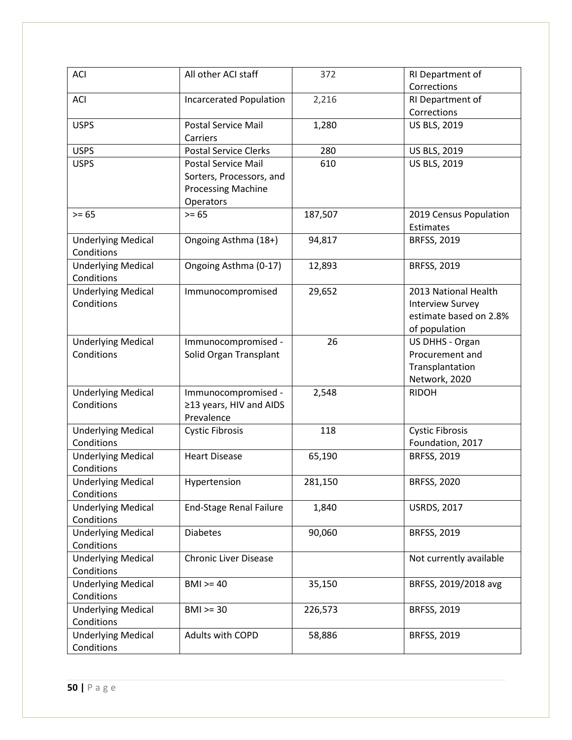| ACI | All other ACI staff | 372 | RI Department of Corrections |
|---|---|---|---|
| ACI | Incarcerated Population | 2,216 | RI Department of Corrections |
| USPS | Postal Service Mail Carriers | 1,280 | US BLS, 2019 |
| USPS | Postal Service Clerks | 280 | US BLS, 2019 |
| USPS | Postal Service Mail Sorters, Processors, and Processing Machine Operators | 610 | US BLS, 2019 |
| >= 65 | >= 65 | 187,507 | 2019 Census Population Estimates |
| Underlying Medical Conditions | Ongoing Asthma (18+) | 94,817 | BRFSS, 2019 |
| Underlying Medical Conditions | Ongoing Asthma (0-17) | 12,893 | BRFSS, 2019 |
| Underlying Medical Conditions | Immunocompromised | 29,652 | 2013 National Health Interview Survey estimate based on 2.8% of population |
| Underlying Medical Conditions | Immunocompromised - Solid Organ Transplant | 26 | US DHHS - Organ Procurement and Transplantation Network, 2020 |
| Underlying Medical Conditions | Immunocompromised - ≥13 years, HIV and AIDS Prevalence | 2,548 | RIDOH |
| Underlying Medical Conditions | Cystic Fibrosis | 118 | Cystic Fibrosis Foundation, 2017 |
| Underlying Medical Conditions | Heart Disease | 65,190 | BRFSS, 2019 |
| Underlying Medical Conditions | Hypertension | 281,150 | BRFSS, 2020 |
| Underlying Medical Conditions | End-Stage Renal Failure | 1,840 | USRDS, 2017 |
| Underlying Medical Conditions | Diabetes | 90,060 | BRFSS, 2019 |
| Underlying Medical Conditions | Chronic Liver Disease | | Not currently available |
| Underlying Medical Conditions | BMI >= 40 | 35,150 | BRFSS, 2019/2018 avg |
| Underlying Medical Conditions | BMI >= 30 | 226,573 | BRFSS, 2019 |
| Underlying Medical Conditions | Adults with COPD | 58,886 | BRFSS, 2019 |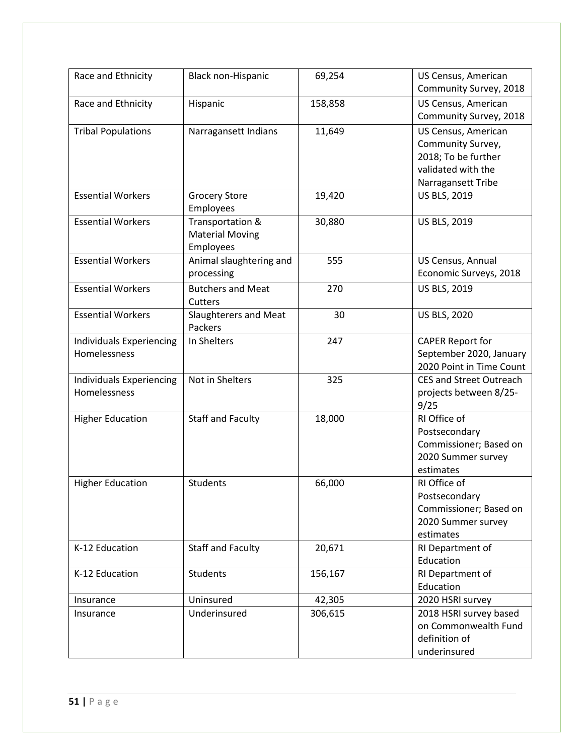| | | | |
|---|---|---|---|
| Race and Ethnicity | Black non-Hispanic | 69,254 | US Census, American Community Survey, 2018 |
| Race and Ethnicity | Hispanic | 158,858 | US Census, American Community Survey, 2018 |
| Tribal Populations | Narragansett Indians | 11,649 | US Census, American Community Survey, 2018; To be further validated with the Narragansett Tribe |
| Essential Workers | Grocery Store Employees | 19,420 | US BLS, 2019 |
| Essential Workers | Transportation & Material Moving Employees | 30,880 | US BLS, 2019 |
| Essential Workers | Animal slaughtering and processing | 555 | US Census, Annual Economic Surveys, 2018 |
| Essential Workers | Butchers and Meat Cutters | 270 | US BLS, 2019 |
| Essential Workers | Slaughterers and Meat Packers | 30 | US BLS, 2020 |
| Individuals Experiencing Homelessness | In Shelters | 247 | CAPER Report for September 2020, January 2020 Point in Time Count |
| Individuals Experiencing Homelessness | Not in Shelters | 325 | CES and Street Outreach projects between 8/25-9/25 |
| Higher Education | Staff and Faculty | 18,000 | RI Office of Postsecondary Commissioner; Based on 2020 Summer survey estimates |
| Higher Education | Students | 66,000 | RI Office of Postsecondary Commissioner; Based on 2020 Summer survey estimates |
| K-12 Education | Staff and Faculty | 20,671 | RI Department of Education |
| K-12 Education | Students | 156,167 | RI Department of Education |
| Insurance | Uninsured | 42,305 | 2020 HSRI survey |
| Insurance | Underinsured | 306,615 | 2018 HSRI survey based on Commonwealth Fund definition of underinsured |